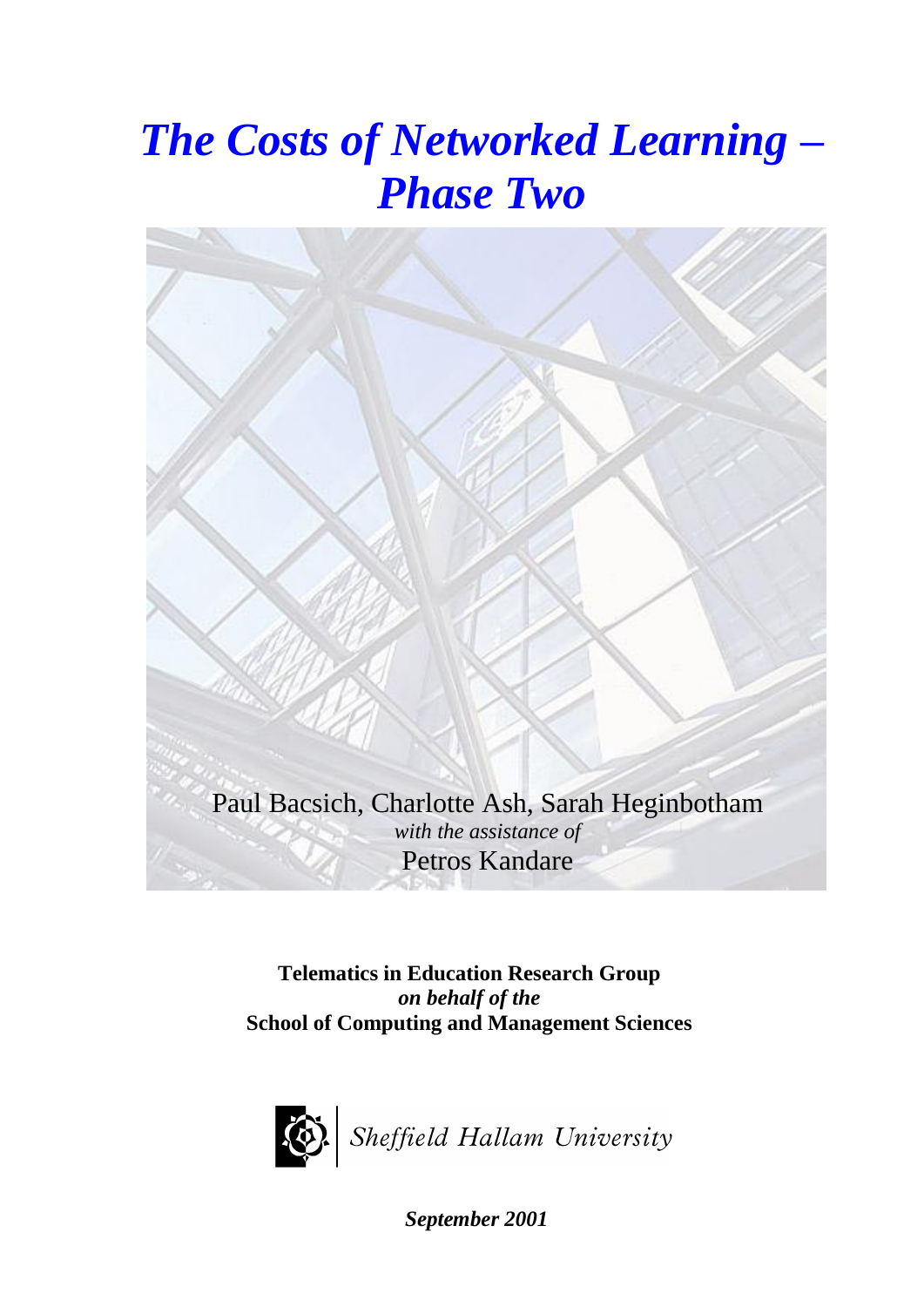# *The Costs of Networked Learning – Phase Two*

Paul Bacsich, Charlotte Ash, Sarah Heginbotham

*with the assistance of*

Petros Kandare

**Telematics in Education Research Group**
***on behalf of the***
**School of Computing and Management Sciences**

*Sheffield Hallam University*

***September 2001***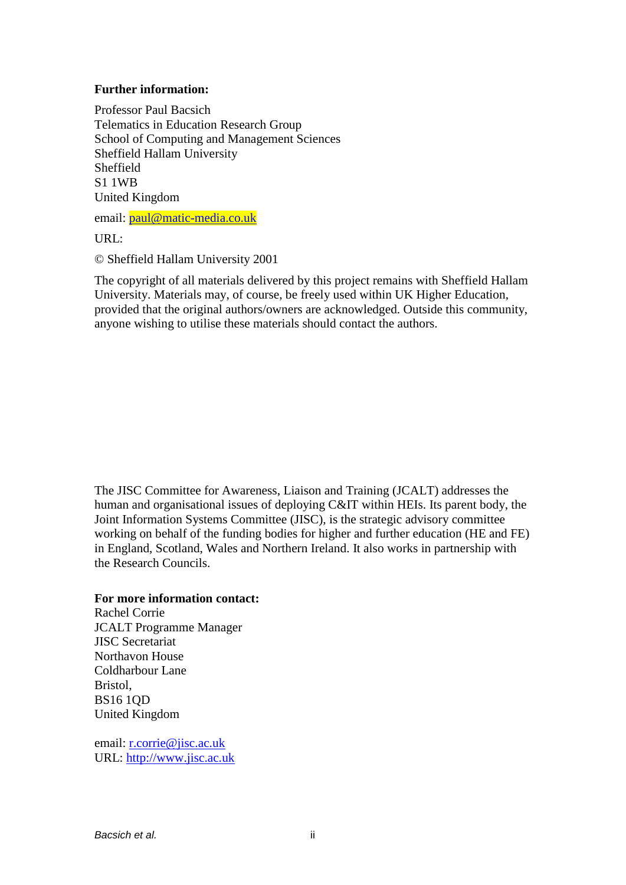**Further information:**

Professor Paul Bacsich
Telematics in Education Research Group
School of Computing and Management Sciences
Sheffield Hallam University
Sheffield
S1 1WB
United Kingdom

email: paul@matic-media.co.uk

URL:

© Sheffield Hallam University 2001

The copyright of all materials delivered by this project remains with Sheffield Hallam University. Materials may, of course, be freely used within UK Higher Education, provided that the original authors/owners are acknowledged. Outside this community, anyone wishing to utilise these materials should contact the authors.

The JISC Committee for Awareness, Liaison and Training (JCALT) addresses the human and organisational issues of deploying C&IT within HEIs. Its parent body, the Joint Information Systems Committee (JISC), is the strategic advisory committee working on behalf of the funding bodies for higher and further education (HE and FE) in England, Scotland, Wales and Northern Ireland. It also works in partnership with the Research Councils.

**For more information contact:**
Rachel Corrie
JCALT Programme Manager
JISC Secretariat
Northavon House
Coldharbour Lane
Bristol,
BS16 1QD
United Kingdom

email: r.corrie@jisc.ac.uk
URL: http://www.jisc.ac.uk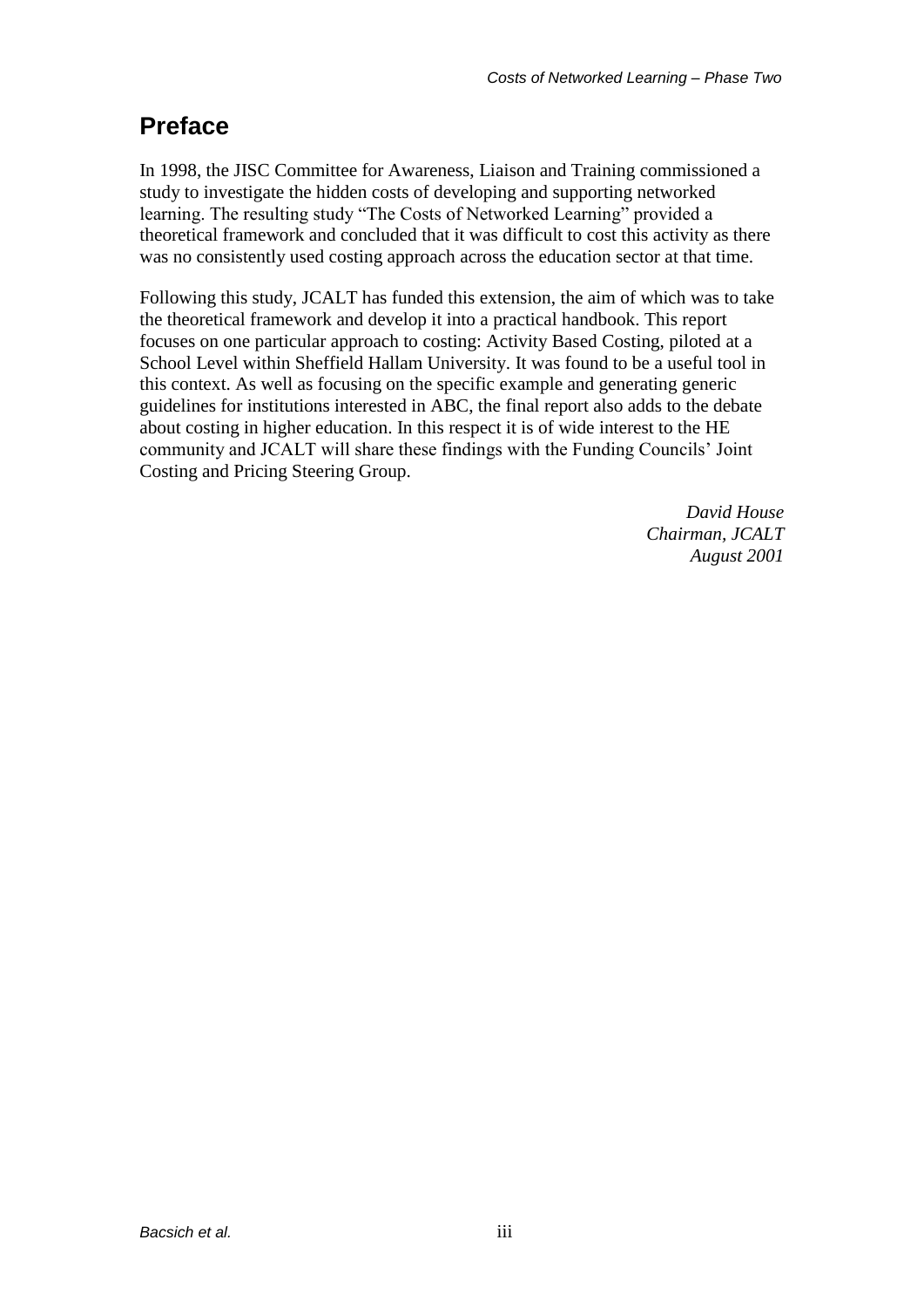## Preface

In 1998, the JISC Committee for Awareness, Liaison and Training commissioned a study to investigate the hidden costs of developing and supporting networked learning. The resulting study "The Costs of Networked Learning" provided a theoretical framework and concluded that it was difficult to cost this activity as there was no consistently used costing approach across the education sector at that time.

Following this study, JCALT has funded this extension, the aim of which was to take the theoretical framework and develop it into a practical handbook. This report focuses on one particular approach to costing: Activity Based Costing, piloted at a School Level within Sheffield Hallam University. It was found to be a useful tool in this context. As well as focusing on the specific example and generating generic guidelines for institutions interested in ABC, the final report also adds to the debate about costing in higher education. In this respect it is of wide interest to the HE community and JCALT will share these findings with the Funding Councils' Joint Costing and Pricing Steering Group.

*David House*
*Chairman, JCALT*
*August 2001*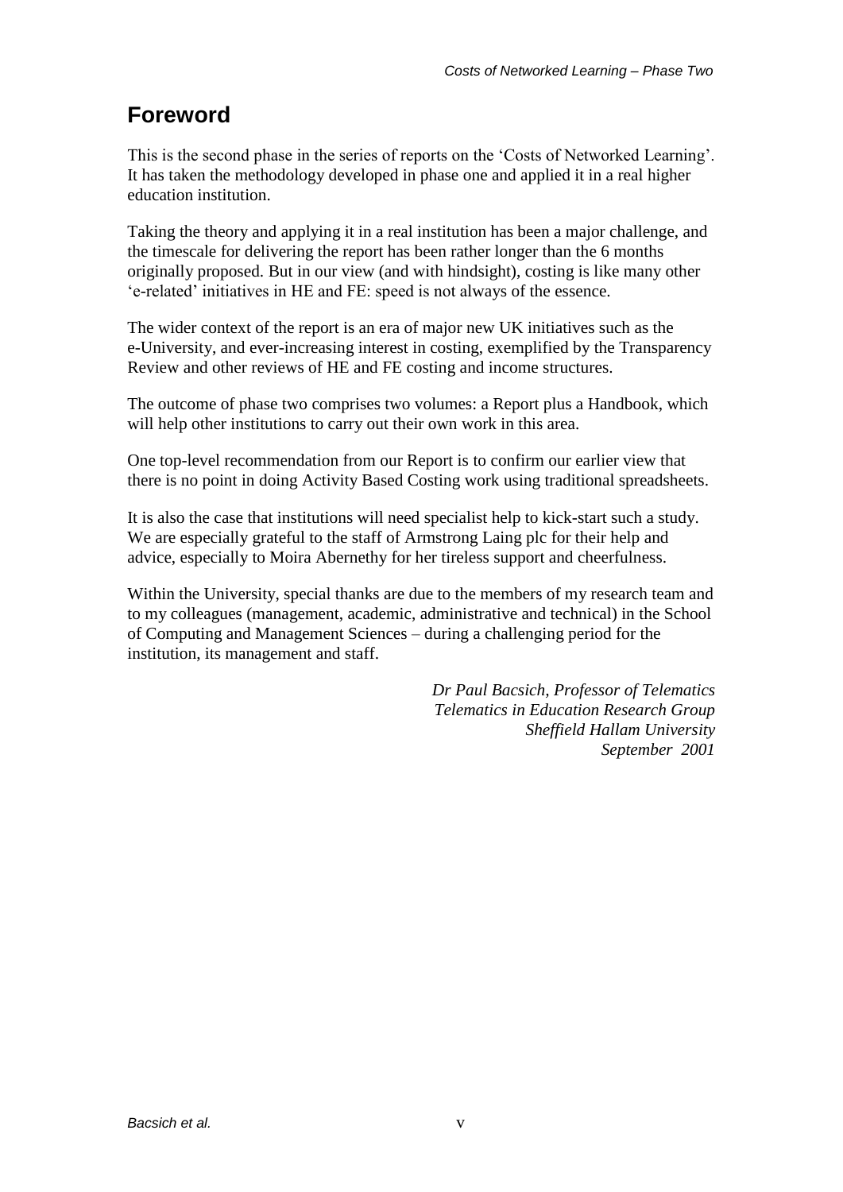## Foreword

This is the second phase in the series of reports on the 'Costs of Networked Learning'. It has taken the methodology developed in phase one and applied it in a real higher education institution.

Taking the theory and applying it in a real institution has been a major challenge, and the timescale for delivering the report has been rather longer than the 6 months originally proposed. But in our view (and with hindsight), costing is like many other 'e-related' initiatives in HE and FE: speed is not always of the essence.

The wider context of the report is an era of major new UK initiatives such as the e-University, and ever-increasing interest in costing, exemplified by the Transparency Review and other reviews of HE and FE costing and income structures.

The outcome of phase two comprises two volumes: a Report plus a Handbook, which will help other institutions to carry out their own work in this area.

One top-level recommendation from our Report is to confirm our earlier view that there is no point in doing Activity Based Costing work using traditional spreadsheets.

It is also the case that institutions will need specialist help to kick-start such a study. We are especially grateful to the staff of Armstrong Laing plc for their help and advice, especially to Moira Abernethy for her tireless support and cheerfulness.

Within the University, special thanks are due to the members of my research team and to my colleagues (management, academic, administrative and technical) in the School of Computing and Management Sciences – during a challenging period for the institution, its management and staff.

*Dr Paul Bacsich, Professor of Telematics*
*Telematics in Education Research Group*
*Sheffield Hallam University*
*September 2001*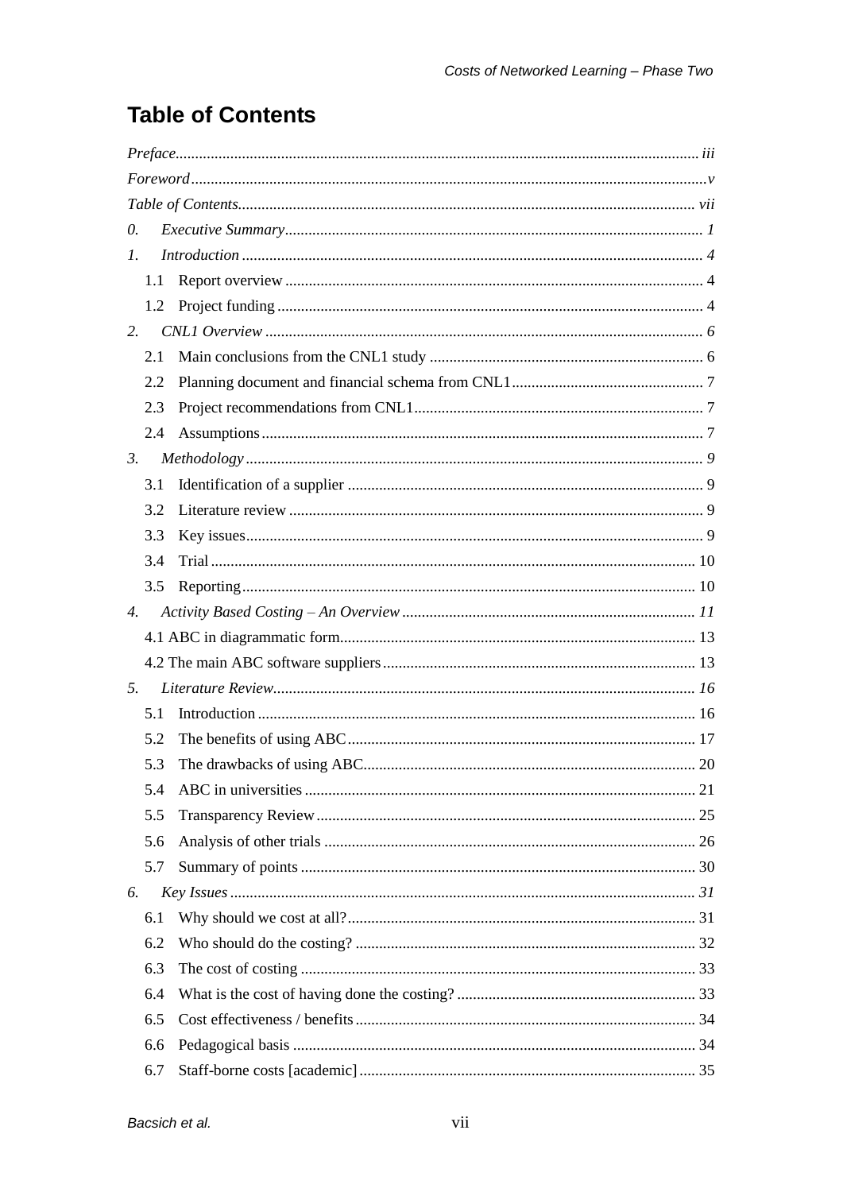# Table of Contents

*Preface* ......... *iii*

*Foreword* ......... *v*

*Table of Contents* ......... *vii*

0. *Executive Summary* ......... *1*

1. *Introduction* ......... *4*
   - 1.1 Report overview ......... 4
   - 1.2 Project funding ......... 4

2. *CNL1 Overview* ......... *6*
   - 2.1 Main conclusions from the CNL1 study ......... 6
   - 2.2 Planning document and financial schema from CNL1 ......... 7
   - 2.3 Project recommendations from CNL1 ......... 7
   - 2.4 Assumptions ......... 7

3. *Methodology* ......... *9*
   - 3.1 Identification of a supplier ......... 9
   - 3.2 Literature review ......... 9
   - 3.3 Key issues ......... 9
   - 3.4 Trial ......... 10
   - 3.5 Reporting ......... 10

4. *Activity Based Costing – An Overview* ......... *11*
   - 4.1 ABC in diagrammatic form ......... 13
   - 4.2 The main ABC software suppliers ......... 13

5. *Literature Review* ......... *16*
   - 5.1 Introduction ......... 16
   - 5.2 The benefits of using ABC ......... 17
   - 5.3 The drawbacks of using ABC ......... 20
   - 5.4 ABC in universities ......... 21
   - 5.5 Transparency Review ......... 25
   - 5.6 Analysis of other trials ......... 26
   - 5.7 Summary of points ......... 30

6. *Key Issues* ......... *31*
   - 6.1 Why should we cost at all? ......... 31
   - 6.2 Who should do the costing? ......... 32
   - 6.3 The cost of costing ......... 33
   - 6.4 What is the cost of having done the costing? ......... 33
   - 6.5 Cost effectiveness / benefits ......... 34
   - 6.6 Pedagogical basis ......... 34
   - 6.7 Staff-borne costs [academic] ......... 35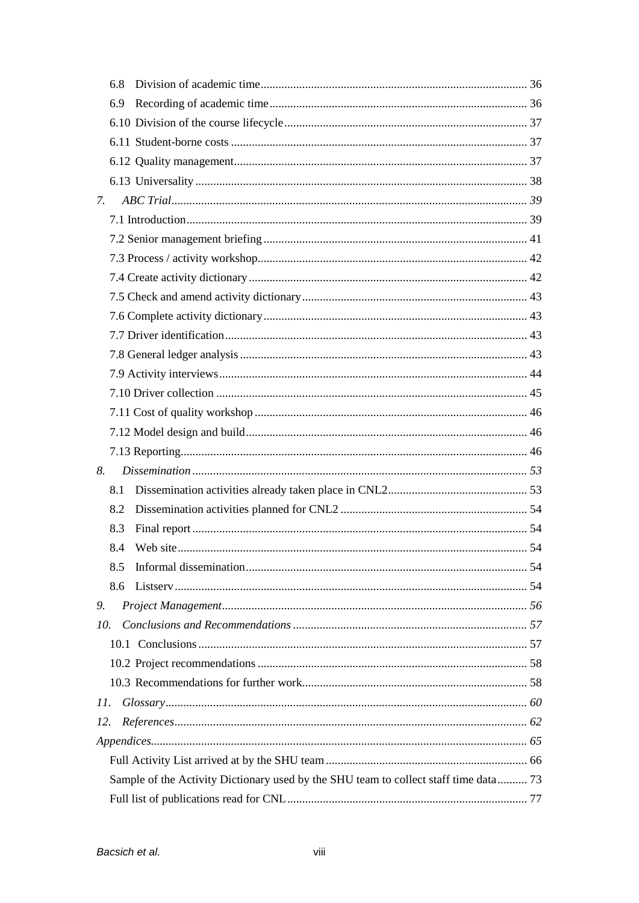6.8 Division of academic time ..... 36

6.9 Recording of academic time ..... 36

6.10 Division of the course lifecycle ..... 37

6.11 Student-borne costs ..... 37

6.12 Quality management ..... 37

6.13 Universality ..... 38

*7. ABC Trial* ..... *39*

7.1 Introduction ..... 39

7.2 Senior management briefing ..... 41

7.3 Process / activity workshop ..... 42

7.4 Create activity dictionary ..... 42

7.5 Check and amend activity dictionary ..... 43

7.6 Complete activity dictionary ..... 43

7.7 Driver identification ..... 43

7.8 General ledger analysis ..... 43

7.9 Activity interviews ..... 44

7.10 Driver collection ..... 45

7.11 Cost of quality workshop ..... 46

7.12 Model design and build ..... 46

7.13 Reporting ..... 46

*8. Dissemination* ..... *53*

8.1 Dissemination activities already taken place in CNL2 ..... 53

8.2 Dissemination activities planned for CNL2 ..... 54

8.3 Final report ..... 54

8.4 Web site ..... 54

8.5 Informal dissemination ..... 54

8.6 Listserv ..... 54

*9. Project Management* ..... *56*

*10. Conclusions and Recommendations* ..... *57*

10.1 Conclusions ..... 57

10.2 Project recommendations ..... 58

10.3 Recommendations for further work ..... 58

*11. Glossary* ..... *60*

*12. References* ..... *62*

*Appendices* ..... *65*

Full Activity List arrived at by the SHU team ..... 66

Sample of the Activity Dictionary used by the SHU team to collect staff time data ..... 73

Full list of publications read for CNL ..... 77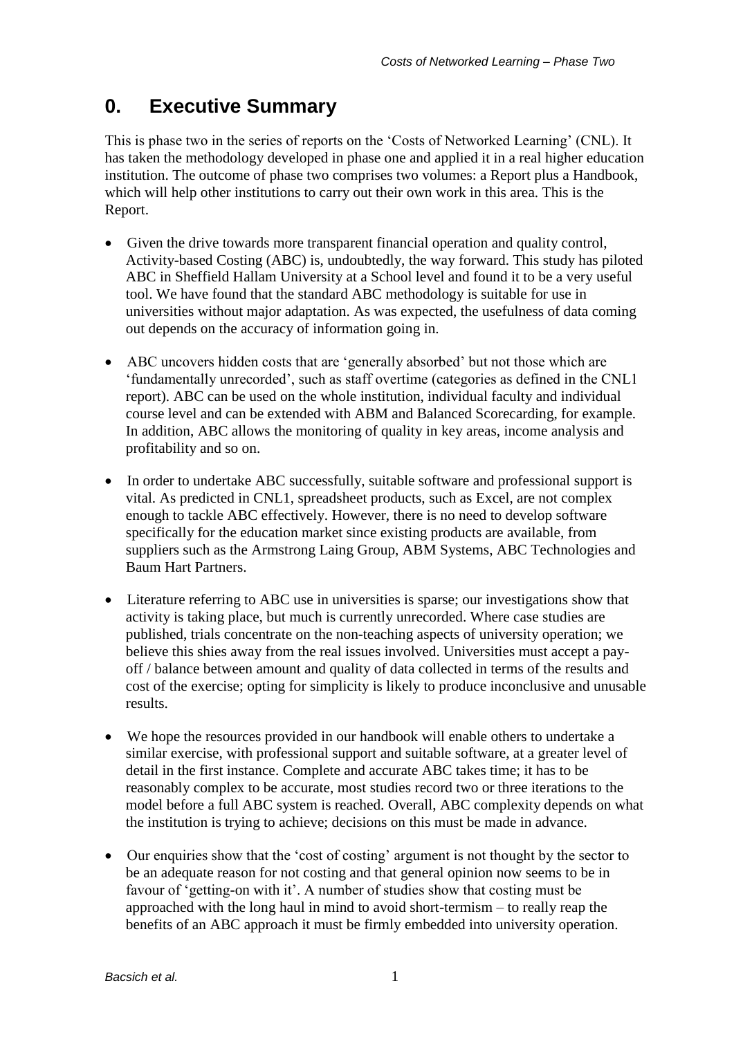# 0. Executive Summary

This is phase two in the series of reports on the 'Costs of Networked Learning' (CNL). It has taken the methodology developed in phase one and applied it in a real higher education institution. The outcome of phase two comprises two volumes: a Report plus a Handbook, which will help other institutions to carry out their own work in this area. This is the Report.

- Given the drive towards more transparent financial operation and quality control, Activity-based Costing (ABC) is, undoubtedly, the way forward. This study has piloted ABC in Sheffield Hallam University at a School level and found it to be a very useful tool. We have found that the standard ABC methodology is suitable for use in universities without major adaptation. As was expected, the usefulness of data coming out depends on the accuracy of information going in.

- ABC uncovers hidden costs that are 'generally absorbed' but not those which are 'fundamentally unrecorded', such as staff overtime (categories as defined in the CNL1 report). ABC can be used on the whole institution, individual faculty and individual course level and can be extended with ABM and Balanced Scorecarding, for example. In addition, ABC allows the monitoring of quality in key areas, income analysis and profitability and so on.

- In order to undertake ABC successfully, suitable software and professional support is vital. As predicted in CNL1, spreadsheet products, such as Excel, are not complex enough to tackle ABC effectively. However, there is no need to develop software specifically for the education market since existing products are available, from suppliers such as the Armstrong Laing Group, ABM Systems, ABC Technologies and Baum Hart Partners.

- Literature referring to ABC use in universities is sparse; our investigations show that activity is taking place, but much is currently unrecorded. Where case studies are published, trials concentrate on the non-teaching aspects of university operation; we believe this shies away from the real issues involved. Universities must accept a pay-off / balance between amount and quality of data collected in terms of the results and cost of the exercise; opting for simplicity is likely to produce inconclusive and unusable results.

- We hope the resources provided in our handbook will enable others to undertake a similar exercise, with professional support and suitable software, at a greater level of detail in the first instance. Complete and accurate ABC takes time; it has to be reasonably complex to be accurate, most studies record two or three iterations to the model before a full ABC system is reached. Overall, ABC complexity depends on what the institution is trying to achieve; decisions on this must be made in advance.

- Our enquiries show that the 'cost of costing' argument is not thought by the sector to be an adequate reason for not costing and that general opinion now seems to be in favour of 'getting-on with it'. A number of studies show that costing must be approached with the long haul in mind to avoid short-termism – to really reap the benefits of an ABC approach it must be firmly embedded into university operation.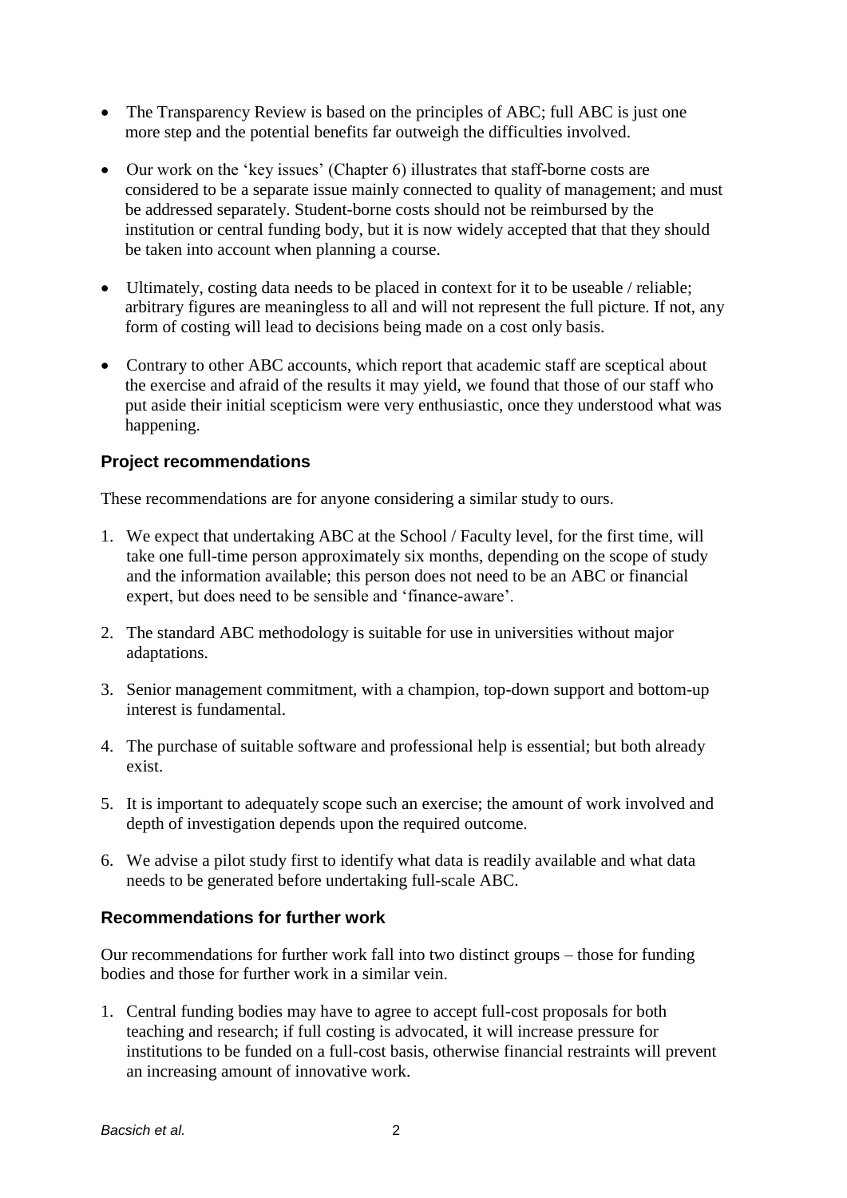- The Transparency Review is based on the principles of ABC; full ABC is just one more step and the potential benefits far outweigh the difficulties involved.
- Our work on the 'key issues' (Chapter 6) illustrates that staff-borne costs are considered to be a separate issue mainly connected to quality of management; and must be addressed separately. Student-borne costs should not be reimbursed by the institution or central funding body, but it is now widely accepted that that they should be taken into account when planning a course.
- Ultimately, costing data needs to be placed in context for it to be useable / reliable; arbitrary figures are meaningless to all and will not represent the full picture. If not, any form of costing will lead to decisions being made on a cost only basis.
- Contrary to other ABC accounts, which report that academic staff are sceptical about the exercise and afraid of the results it may yield, we found that those of our staff who put aside their initial scepticism were very enthusiastic, once they understood what was happening.

### Project recommendations

These recommendations are for anyone considering a similar study to ours.

1. We expect that undertaking ABC at the School / Faculty level, for the first time, will take one full-time person approximately six months, depending on the scope of study and the information available; this person does not need to be an ABC or financial expert, but does need to be sensible and 'finance-aware'.
2. The standard ABC methodology is suitable for use in universities without major adaptations.
3. Senior management commitment, with a champion, top-down support and bottom-up interest is fundamental.
4. The purchase of suitable software and professional help is essential; but both already exist.
5. It is important to adequately scope such an exercise; the amount of work involved and depth of investigation depends upon the required outcome.
6. We advise a pilot study first to identify what data is readily available and what data needs to be generated before undertaking full-scale ABC.

### Recommendations for further work

Our recommendations for further work fall into two distinct groups – those for funding bodies and those for further work in a similar vein.

1. Central funding bodies may have to agree to accept full-cost proposals for both teaching and research; if full costing is advocated, it will increase pressure for institutions to be funded on a full-cost basis, otherwise financial restraints will prevent an increasing amount of innovative work.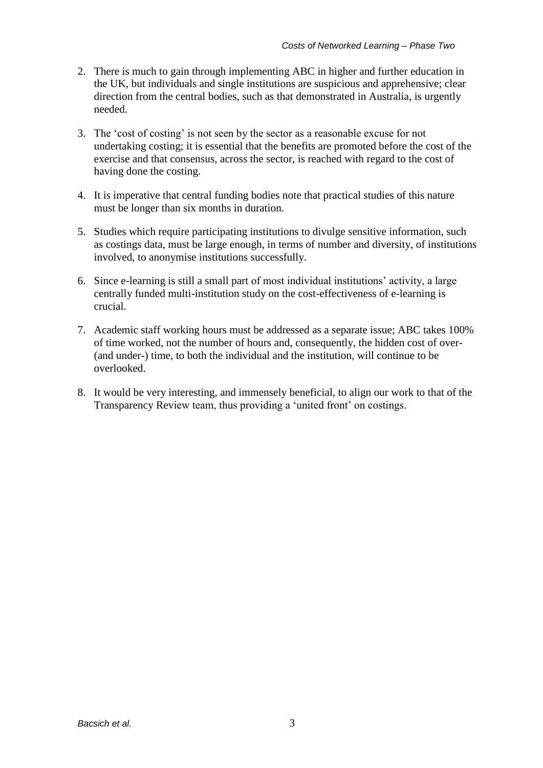2. There is much to gain through implementing ABC in higher and further education in the UK, but individuals and single institutions are suspicious and apprehensive; clear direction from the central bodies, such as that demonstrated in Australia, is urgently needed.
3. The 'cost of costing' is not seen by the sector as a reasonable excuse for not undertaking costing; it is essential that the benefits are promoted before the cost of the exercise and that consensus, across the sector, is reached with regard to the cost of having done the costing.
4. It is imperative that central funding bodies note that practical studies of this nature must be longer than six months in duration.
5. Studies which require participating institutions to divulge sensitive information, such as costings data, must be large enough, in terms of number and diversity, of institutions involved, to anonymise institutions successfully.
6. Since e-learning is still a small part of most individual institutions' activity, a large centrally funded multi-institution study on the cost-effectiveness of e-learning is crucial.
7. Academic staff working hours must be addressed as a separate issue; ABC takes 100% of time worked, not the number of hours and, consequently, the hidden cost of over- (and under-) time, to both the individual and the institution, will continue to be overlooked.
8. It would be very interesting, and immensely beneficial, to align our work to that of the Transparency Review team, thus providing a 'united front' on costings.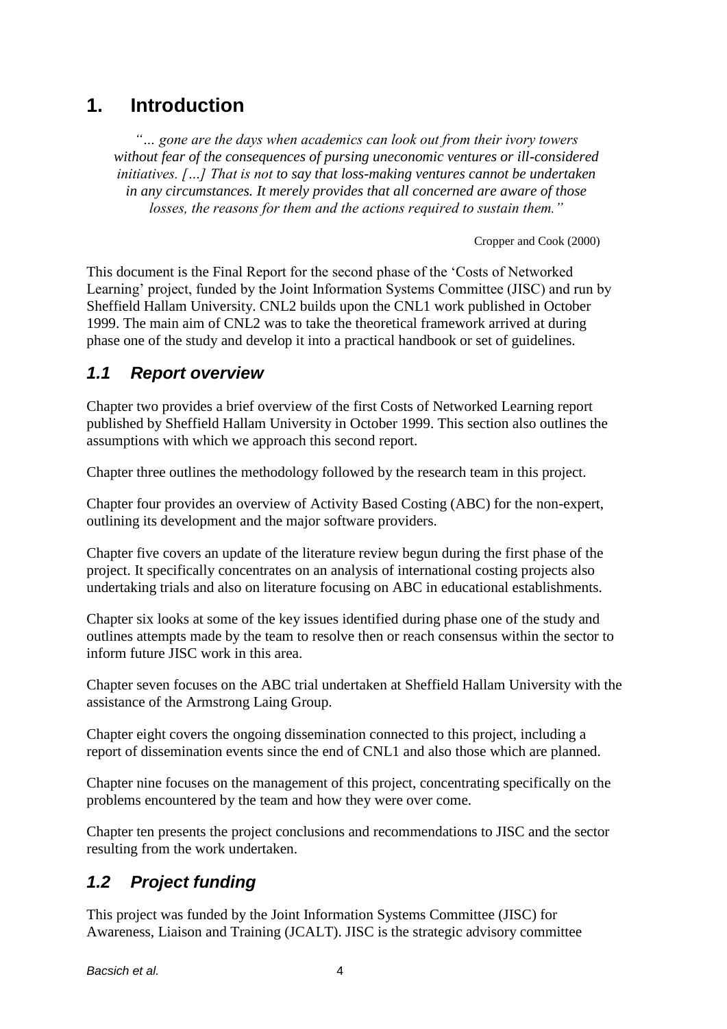# 1. Introduction

> *"… gone are the days when academics can look out from their ivory towers without fear of the consequences of pursing uneconomic ventures or ill-considered initiatives. […] That is not to say that loss-making ventures cannot be undertaken in any circumstances. It merely provides that all concerned are aware of those losses, the reasons for them and the actions required to sustain them."*
>
> Cropper and Cook (2000)

This document is the Final Report for the second phase of the 'Costs of Networked Learning' project, funded by the Joint Information Systems Committee (JISC) and run by Sheffield Hallam University. CNL2 builds upon the CNL1 work published in October 1999. The main aim of CNL2 was to take the theoretical framework arrived at during phase one of the study and develop it into a practical handbook or set of guidelines.

## *1.1 Report overview*

Chapter two provides a brief overview of the first Costs of Networked Learning report published by Sheffield Hallam University in October 1999. This section also outlines the assumptions with which we approach this second report.

Chapter three outlines the methodology followed by the research team in this project.

Chapter four provides an overview of Activity Based Costing (ABC) for the non-expert, outlining its development and the major software providers.

Chapter five covers an update of the literature review begun during the first phase of the project. It specifically concentrates on an analysis of international costing projects also undertaking trials and also on literature focusing on ABC in educational establishments.

Chapter six looks at some of the key issues identified during phase one of the study and outlines attempts made by the team to resolve then or reach consensus within the sector to inform future JISC work in this area.

Chapter seven focuses on the ABC trial undertaken at Sheffield Hallam University with the assistance of the Armstrong Laing Group.

Chapter eight covers the ongoing dissemination connected to this project, including a report of dissemination events since the end of CNL1 and also those which are planned.

Chapter nine focuses on the management of this project, concentrating specifically on the problems encountered by the team and how they were over come.

Chapter ten presents the project conclusions and recommendations to JISC and the sector resulting from the work undertaken.

## *1.2 Project funding*

This project was funded by the Joint Information Systems Committee (JISC) for Awareness, Liaison and Training (JCALT). JISC is the strategic advisory committee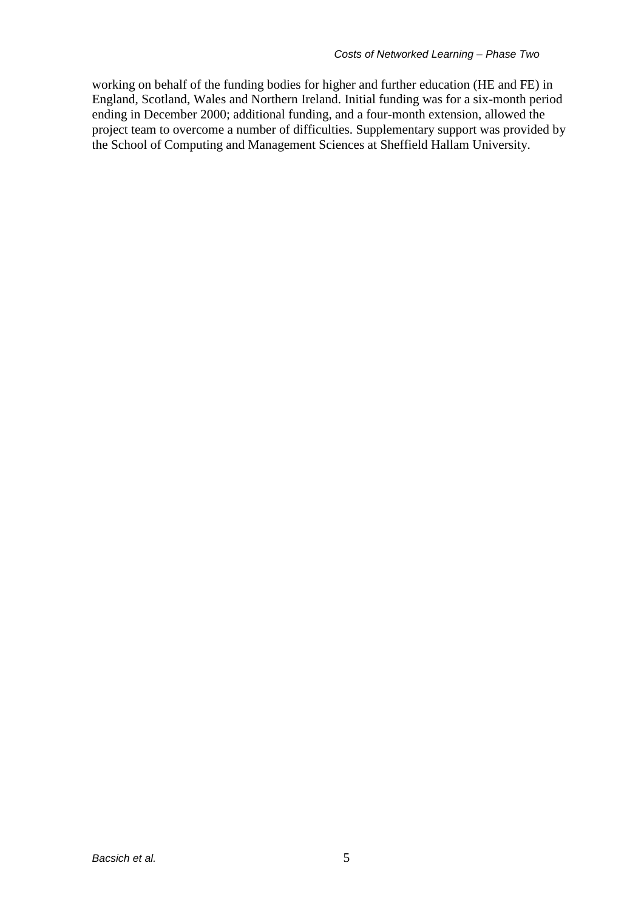working on behalf of the funding bodies for higher and further education (HE and FE) in England, Scotland, Wales and Northern Ireland. Initial funding was for a six-month period ending in December 2000; additional funding, and a four-month extension, allowed the project team to overcome a number of difficulties. Supplementary support was provided by the School of Computing and Management Sciences at Sheffield Hallam University.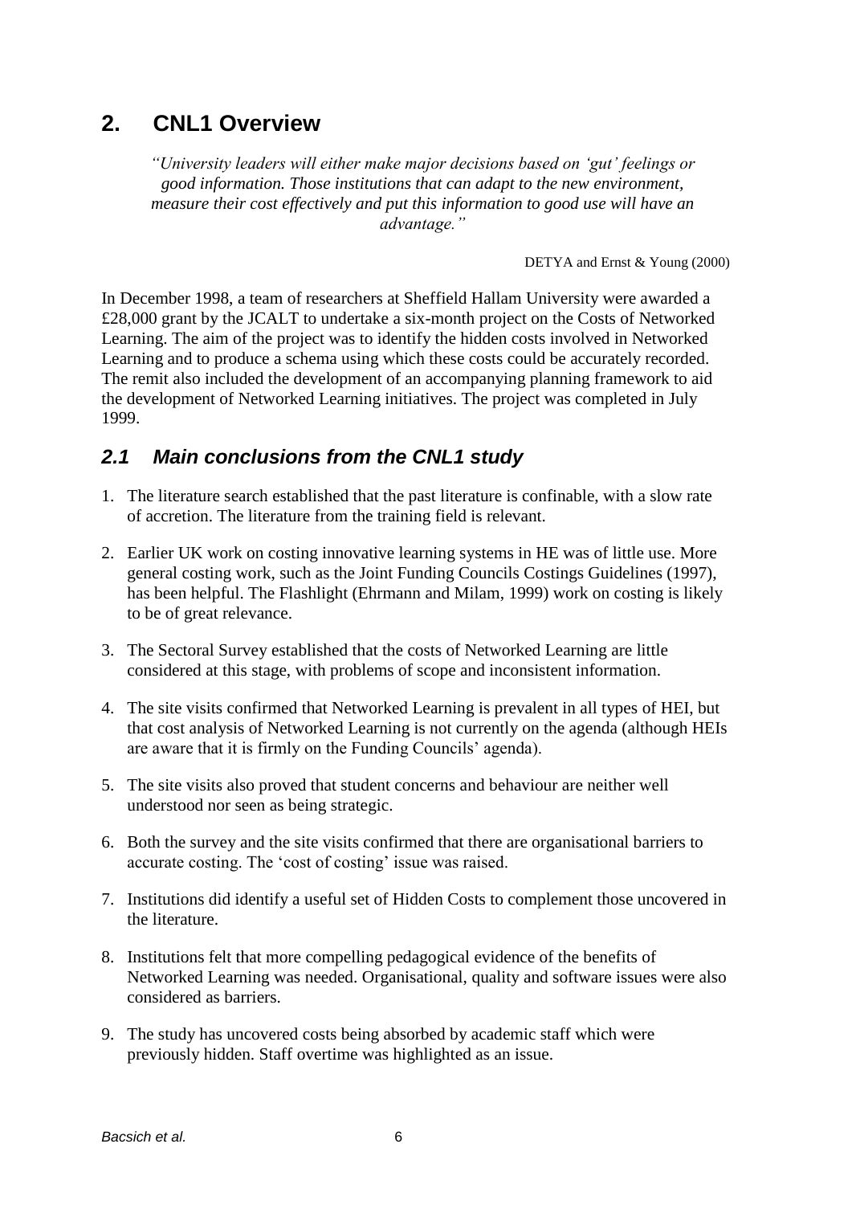# 2. CNL1 Overview

*"University leaders will either make major decisions based on 'gut' feelings or good information. Those institutions that can adapt to the new environment, measure their cost effectively and put this information to good use will have an advantage."*

DETYA and Ernst & Young (2000)

In December 1998, a team of researchers at Sheffield Hallam University were awarded a £28,000 grant by the JCALT to undertake a six-month project on the Costs of Networked Learning. The aim of the project was to identify the hidden costs involved in Networked Learning and to produce a schema using which these costs could be accurately recorded. The remit also included the development of an accompanying planning framework to aid the development of Networked Learning initiatives. The project was completed in July 1999.

## *2.1 Main conclusions from the CNL1 study*

1. The literature search established that the past literature is confinable, with a slow rate of accretion. The literature from the training field is relevant.

2. Earlier UK work on costing innovative learning systems in HE was of little use. More general costing work, such as the Joint Funding Councils Costings Guidelines (1997), has been helpful. The Flashlight (Ehrmann and Milam, 1999) work on costing is likely to be of great relevance.

3. The Sectoral Survey established that the costs of Networked Learning are little considered at this stage, with problems of scope and inconsistent information.

4. The site visits confirmed that Networked Learning is prevalent in all types of HEI, but that cost analysis of Networked Learning is not currently on the agenda (although HEIs are aware that it is firmly on the Funding Councils' agenda).

5. The site visits also proved that student concerns and behaviour are neither well understood nor seen as being strategic.

6. Both the survey and the site visits confirmed that there are organisational barriers to accurate costing. The 'cost of costing' issue was raised.

7. Institutions did identify a useful set of Hidden Costs to complement those uncovered in the literature.

8. Institutions felt that more compelling pedagogical evidence of the benefits of Networked Learning was needed. Organisational, quality and software issues were also considered as barriers.

9. The study has uncovered costs being absorbed by academic staff which were previously hidden. Staff overtime was highlighted as an issue.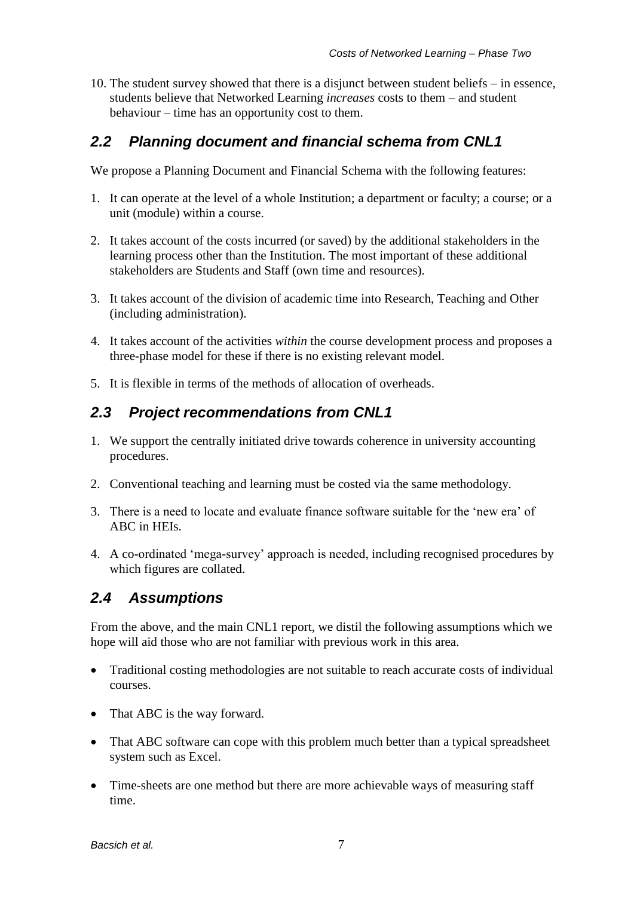10. The student survey showed that there is a disjunct between student beliefs – in essence, students believe that Networked Learning *increases* costs to them – and student behaviour – time has an opportunity cost to them.

## 2.2 Planning document and financial schema from CNL1

We propose a Planning Document and Financial Schema with the following features:

1. It can operate at the level of a whole Institution; a department or faculty; a course; or a unit (module) within a course.
2. It takes account of the costs incurred (or saved) by the additional stakeholders in the learning process other than the Institution. The most important of these additional stakeholders are Students and Staff (own time and resources).
3. It takes account of the division of academic time into Research, Teaching and Other (including administration).
4. It takes account of the activities *within* the course development process and proposes a three-phase model for these if there is no existing relevant model.
5. It is flexible in terms of the methods of allocation of overheads.

## 2.3 Project recommendations from CNL1

1. We support the centrally initiated drive towards coherence in university accounting procedures.
2. Conventional teaching and learning must be costed via the same methodology.
3. There is a need to locate and evaluate finance software suitable for the 'new era' of ABC in HEIs.
4. A co-ordinated 'mega-survey' approach is needed, including recognised procedures by which figures are collated.

## 2.4 Assumptions

From the above, and the main CNL1 report, we distil the following assumptions which we hope will aid those who are not familiar with previous work in this area.

- Traditional costing methodologies are not suitable to reach accurate costs of individual courses.
- That ABC is the way forward.
- That ABC software can cope with this problem much better than a typical spreadsheet system such as Excel.
- Time-sheets are one method but there are more achievable ways of measuring staff time.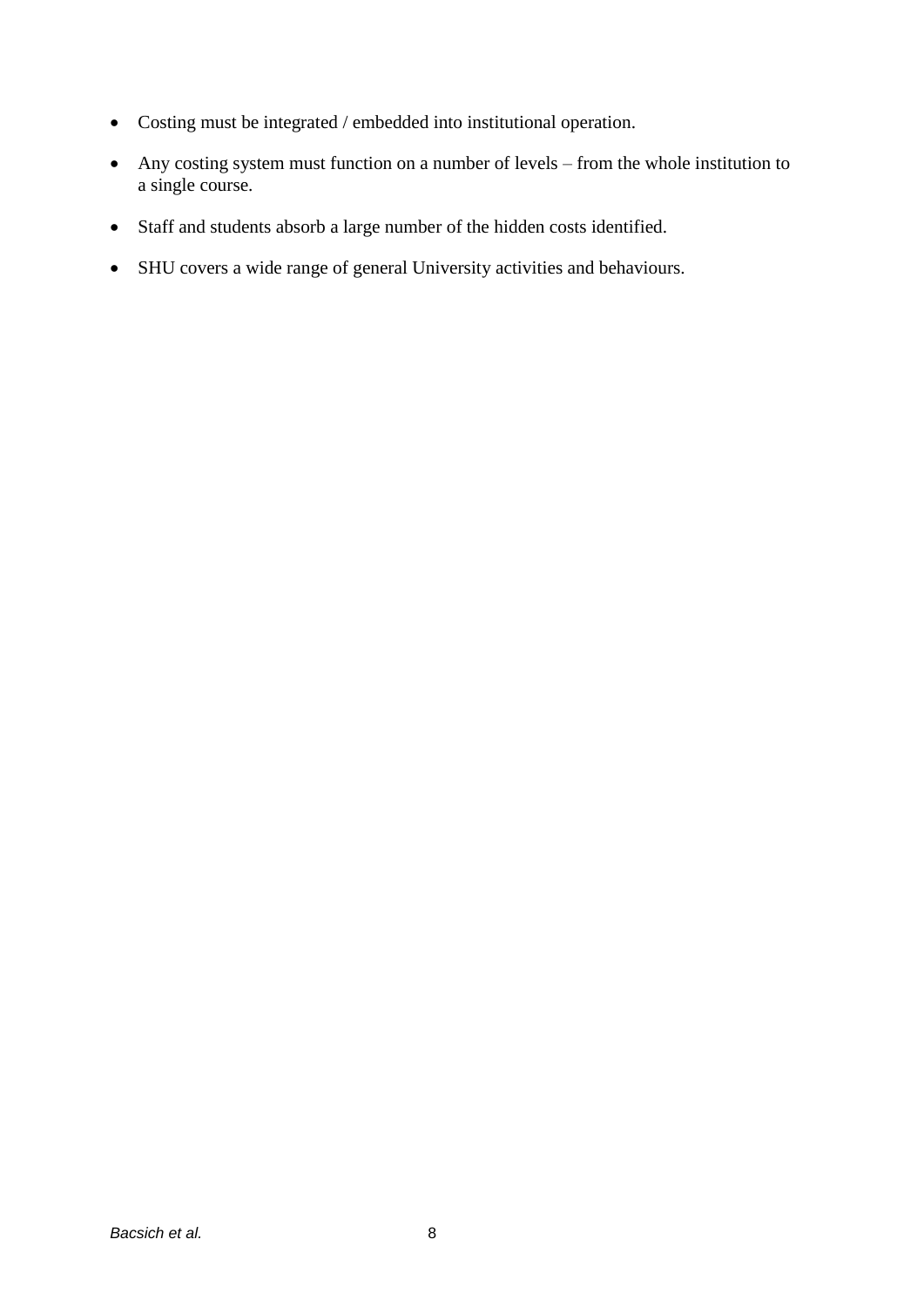- Costing must be integrated / embedded into institutional operation.
- Any costing system must function on a number of levels – from the whole institution to a single course.
- Staff and students absorb a large number of the hidden costs identified.
- SHU covers a wide range of general University activities and behaviours.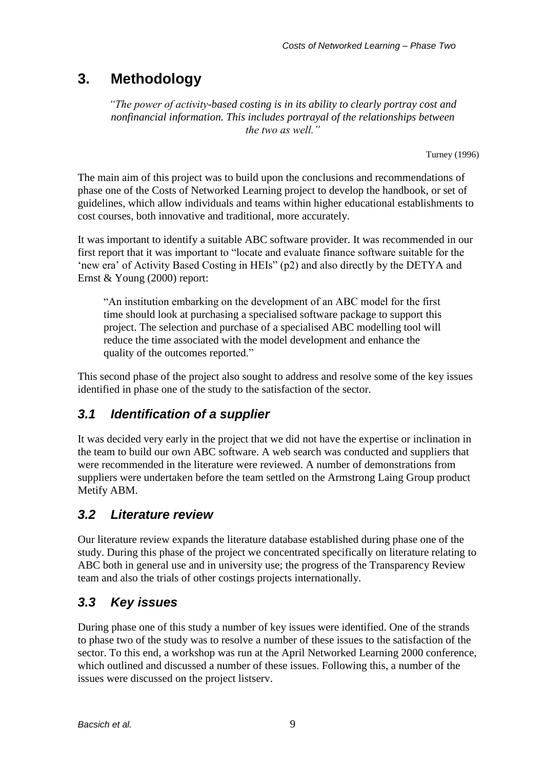# 3. Methodology

> *"The power of activity-based costing is in its ability to clearly portray cost and nonfinancial information. This includes portrayal of the relationships between the two as well."*
>
> Turney (1996)

The main aim of this project was to build upon the conclusions and recommendations of phase one of the Costs of Networked Learning project to develop the handbook, or set of guidelines, which allow individuals and teams within higher educational establishments to cost courses, both innovative and traditional, more accurately.

It was important to identify a suitable ABC software provider. It was recommended in our first report that it was important to "locate and evaluate finance software suitable for the 'new era' of Activity Based Costing in HEIs" (p2) and also directly by the DETYA and Ernst & Young (2000) report:

> "An institution embarking on the development of an ABC model for the first time should look at purchasing a specialised software package to support this project. The selection and purchase of a specialised ABC modelling tool will reduce the time associated with the model development and enhance the quality of the outcomes reported."

This second phase of the project also sought to address and resolve some of the key issues identified in phase one of the study to the satisfaction of the sector.

## 3.1 Identification of a supplier

It was decided very early in the project that we did not have the expertise or inclination in the team to build our own ABC software. A web search was conducted and suppliers that were recommended in the literature were reviewed. A number of demonstrations from suppliers were undertaken before the team settled on the Armstrong Laing Group product Metify ABM.

## 3.2 Literature review

Our literature review expands the literature database established during phase one of the study. During this phase of the project we concentrated specifically on literature relating to ABC both in general use and in university use; the progress of the Transparency Review team and also the trials of other costings projects internationally.

## 3.3 Key issues

During phase one of this study a number of key issues were identified. One of the strands to phase two of the study was to resolve a number of these issues to the satisfaction of the sector. To this end, a workshop was run at the April Networked Learning 2000 conference, which outlined and discussed a number of these issues. Following this, a number of the issues were discussed on the project listserv.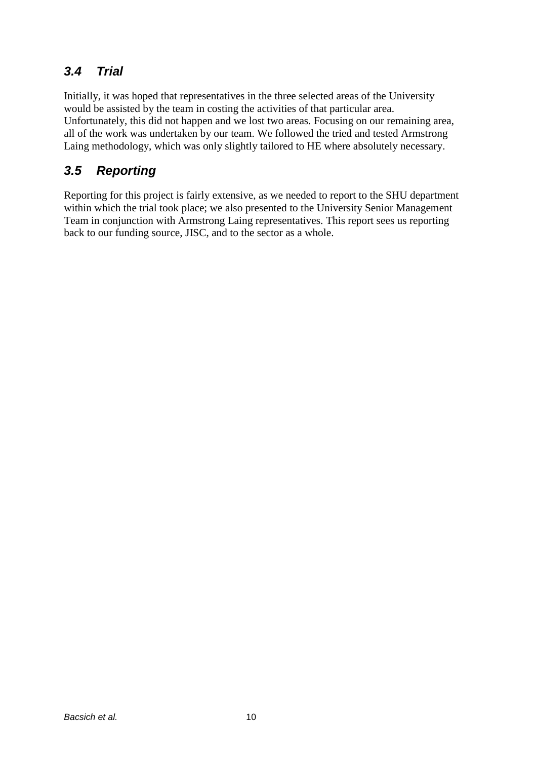## *3.4 Trial*

Initially, it was hoped that representatives in the three selected areas of the University would be assisted by the team in costing the activities of that particular area. Unfortunately, this did not happen and we lost two areas. Focusing on our remaining area, all of the work was undertaken by our team. We followed the tried and tested Armstrong Laing methodology, which was only slightly tailored to HE where absolutely necessary.

## *3.5 Reporting*

Reporting for this project is fairly extensive, as we needed to report to the SHU department within which the trial took place; we also presented to the University Senior Management Team in conjunction with Armstrong Laing representatives. This report sees us reporting back to our funding source, JISC, and to the sector as a whole.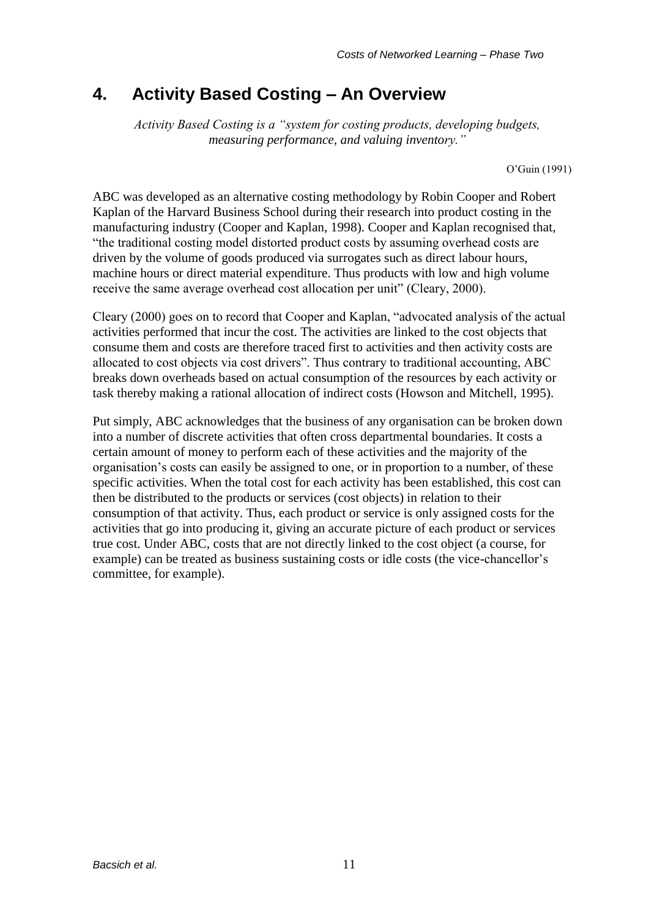# 4. Activity Based Costing – An Overview

*Activity Based Costing is a "system for costing products, developing budgets, measuring performance, and valuing inventory."*

O'Guin (1991)

ABC was developed as an alternative costing methodology by Robin Cooper and Robert Kaplan of the Harvard Business School during their research into product costing in the manufacturing industry (Cooper and Kaplan, 1998). Cooper and Kaplan recognised that, "the traditional costing model distorted product costs by assuming overhead costs are driven by the volume of goods produced via surrogates such as direct labour hours, machine hours or direct material expenditure. Thus products with low and high volume receive the same average overhead cost allocation per unit" (Cleary, 2000).

Cleary (2000) goes on to record that Cooper and Kaplan, "advocated analysis of the actual activities performed that incur the cost. The activities are linked to the cost objects that consume them and costs are therefore traced first to activities and then activity costs are allocated to cost objects via cost drivers". Thus contrary to traditional accounting, ABC breaks down overheads based on actual consumption of the resources by each activity or task thereby making a rational allocation of indirect costs (Howson and Mitchell, 1995).

Put simply, ABC acknowledges that the business of any organisation can be broken down into a number of discrete activities that often cross departmental boundaries. It costs a certain amount of money to perform each of these activities and the majority of the organisation's costs can easily be assigned to one, or in proportion to a number, of these specific activities. When the total cost for each activity has been established, this cost can then be distributed to the products or services (cost objects) in relation to their consumption of that activity. Thus, each product or service is only assigned costs for the activities that go into producing it, giving an accurate picture of each product or services true cost. Under ABC, costs that are not directly linked to the cost object (a course, for example) can be treated as business sustaining costs or idle costs (the vice-chancellor's committee, for example).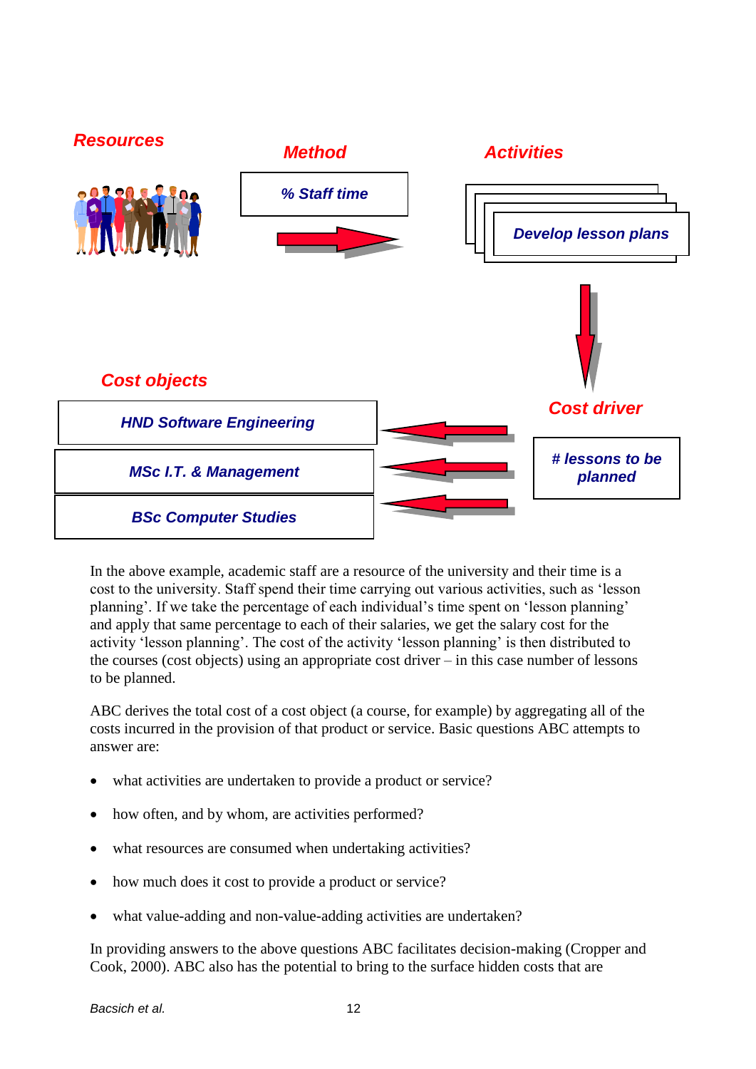*Resources*

*Method*

*% Staff time*

*Activities*

*Develop lesson plans*

*Cost driver*

*# lessons to be planned*

*Cost objects*

*HND Software Engineering*

*MSc I.T. & Management*

*BSc Computer Studies*

In the above example, academic staff are a resource of the university and their time is a cost to the university. Staff spend their time carrying out various activities, such as 'lesson planning'. If we take the percentage of each individual's time spent on 'lesson planning' and apply that same percentage to each of their salaries, we get the salary cost for the activity 'lesson planning'. The cost of the activity 'lesson planning' is then distributed to the courses (cost objects) using an appropriate cost driver – in this case number of lessons to be planned.

ABC derives the total cost of a cost object (a course, for example) by aggregating all of the costs incurred in the provision of that product or service. Basic questions ABC attempts to answer are:

- what activities are undertaken to provide a product or service?
- how often, and by whom, are activities performed?
- what resources are consumed when undertaking activities?
- how much does it cost to provide a product or service?
- what value-adding and non-value-adding activities are undertaken?

In providing answers to the above questions ABC facilitates decision-making (Cropper and Cook, 2000). ABC also has the potential to bring to the surface hidden costs that are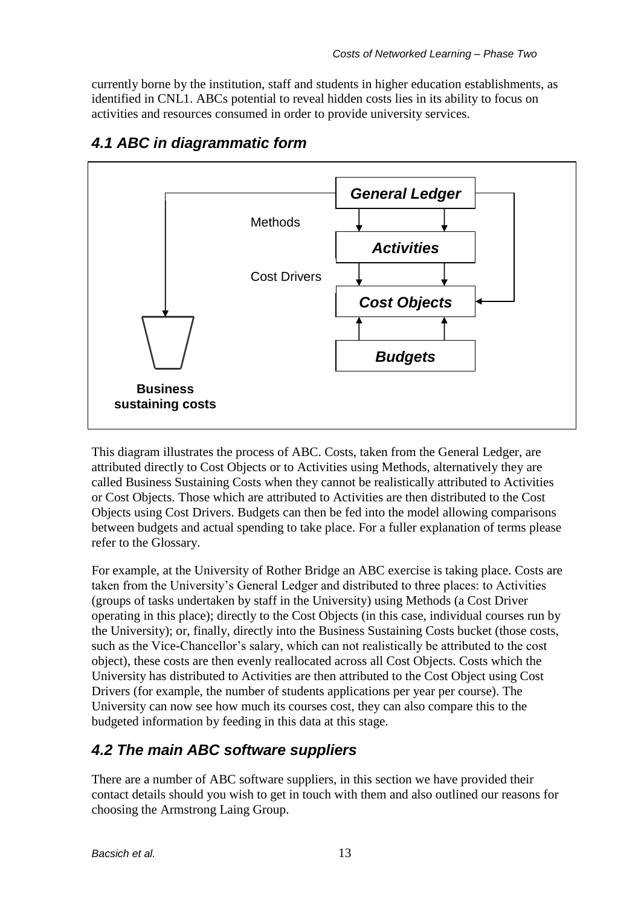currently borne by the institution, staff and students in higher education establishments, as identified in CNL1. ABCs potential to reveal hidden costs lies in its ability to focus on activities and resources consumed in order to provide university services.

## *4.1 ABC in diagrammatic form*

This diagram illustrates the process of ABC. Costs, taken from the General Ledger, are attributed directly to Cost Objects or to Activities using Methods, alternatively they are called Business Sustaining Costs when they cannot be realistically attributed to Activities or Cost Objects. Those which are attributed to Activities are then distributed to the Cost Objects using Cost Drivers. Budgets can then be fed into the model allowing comparisons between budgets and actual spending to take place. For a fuller explanation of terms please refer to the Glossary.

For example, at the University of Rother Bridge an ABC exercise is taking place. Costs are taken from the University's General Ledger and distributed to three places: to Activities (groups of tasks undertaken by staff in the University) using Methods (a Cost Driver operating in this place); directly to the Cost Objects (in this case, individual courses run by the University); or, finally, directly into the Business Sustaining Costs bucket (those costs, such as the Vice-Chancellor's salary, which can not realistically be attributed to the cost object), these costs are then evenly reallocated across all Cost Objects. Costs which the University has distributed to Activities are then attributed to the Cost Object using Cost Drivers (for example, the number of students applications per year per course). The University can now see how much its courses cost, they can also compare this to the budgeted information by feeding in this data at this stage.

## *4.2 The main ABC software suppliers*

There are a number of ABC software suppliers, in this section we have provided their contact details should you wish to get in touch with them and also outlined our reasons for choosing the Armstrong Laing Group.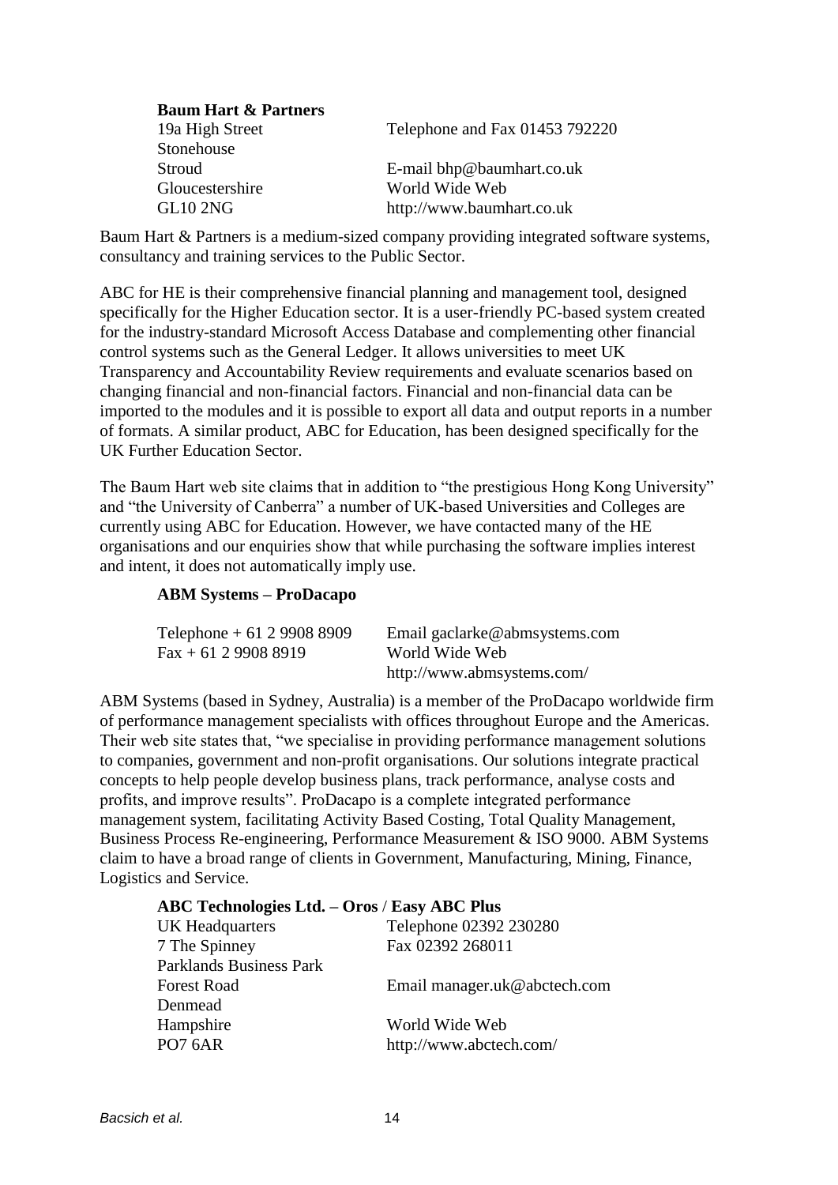**Baum Hart & Partners**

| | |
|---|---|
| 19a High Street | Telephone and Fax 01453 792220 |
| Stonehouse | |
| Stroud | E-mail bhp@baumhart.co.uk |
| Gloucestershire | World Wide Web |
| GL10 2NG | http://www.baumhart.co.uk |

Baum Hart & Partners is a medium-sized company providing integrated software systems, consultancy and training services to the Public Sector.

ABC for HE is their comprehensive financial planning and management tool, designed specifically for the Higher Education sector. It is a user-friendly PC-based system created for the industry-standard Microsoft Access Database and complementing other financial control systems such as the General Ledger. It allows universities to meet UK Transparency and Accountability Review requirements and evaluate scenarios based on changing financial and non-financial factors. Financial and non-financial data can be imported to the modules and it is possible to export all data and output reports in a number of formats. A similar product, ABC for Education, has been designed specifically for the UK Further Education Sector.

The Baum Hart web site claims that in addition to "the prestigious Hong Kong University" and "the University of Canberra" a number of UK-based Universities and Colleges are currently using ABC for Education. However, we have contacted many of the HE organisations and our enquiries show that while purchasing the software implies interest and intent, it does not automatically imply use.

**ABM Systems – ProDacapo**

| | |
|---|---|
| Telephone + 61 2 9908 8909 | Email gaclarke@abmsystems.com |
| Fax + 61 2 9908 8919 | World Wide Web |
| | http://www.abmsystems.com/ |

ABM Systems (based in Sydney, Australia) is a member of the ProDacapo worldwide firm of performance management specialists with offices throughout Europe and the Americas. Their web site states that, "we specialise in providing performance management solutions to companies, government and non-profit organisations. Our solutions integrate practical concepts to help people develop business plans, track performance, analyse costs and profits, and improve results". ProDacapo is a complete integrated performance management system, facilitating Activity Based Costing, Total Quality Management, Business Process Re-engineering, Performance Measurement & ISO 9000. ABM Systems claim to have a broad range of clients in Government, Manufacturing, Mining, Finance, Logistics and Service.

**ABC Technologies Ltd. – Oros / Easy ABC Plus**

| | |
|---|---|
| UK Headquarters | Telephone 02392 230280 |
| 7 The Spinney | Fax 02392 268011 |
| Parklands Business Park | |
| Forest Road | Email manager.uk@abctech.com |
| Denmead | |
| Hampshire | World Wide Web |
| PO7 6AR | http://www.abctech.com/ |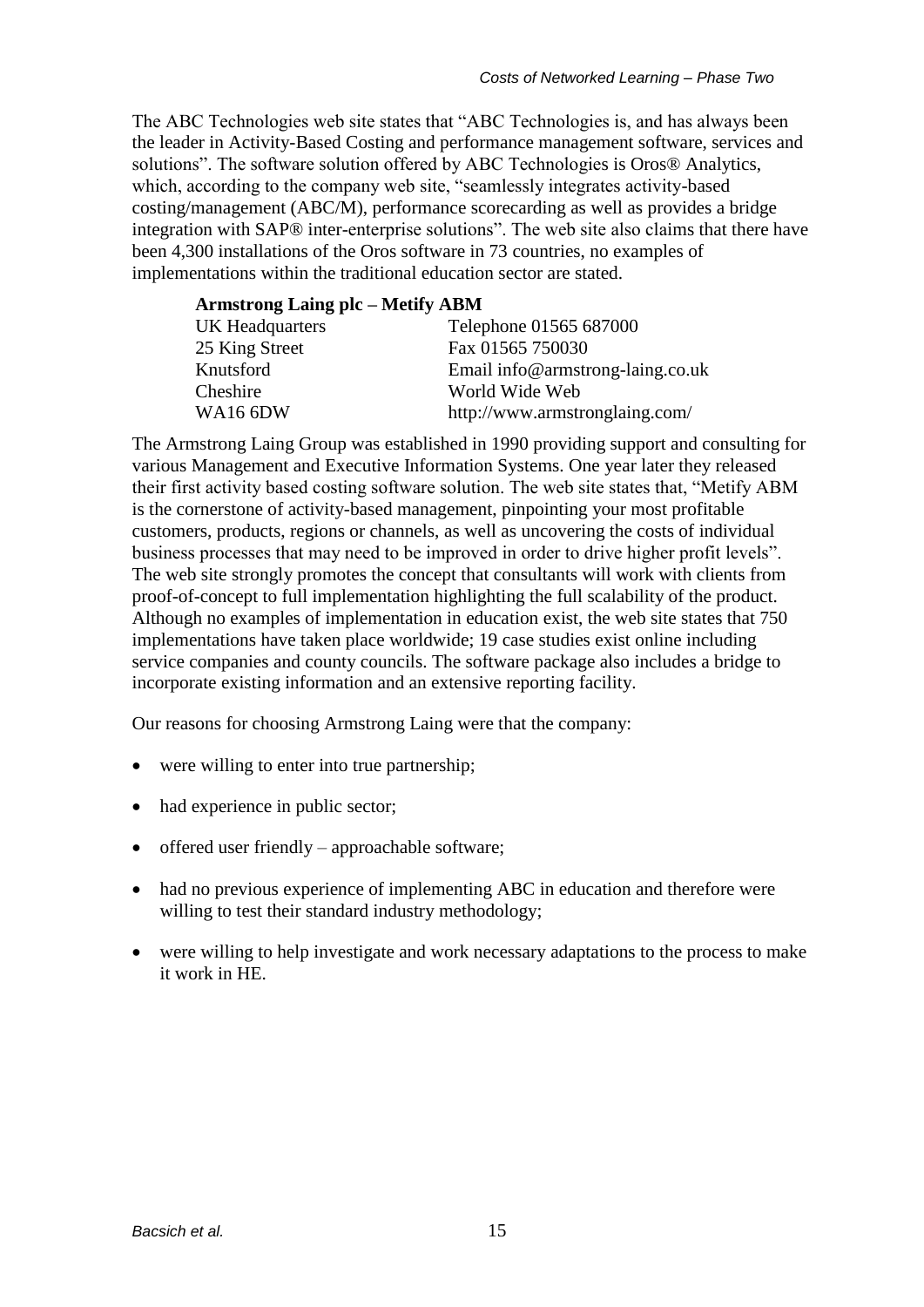The ABC Technologies web site states that "ABC Technologies is, and has always been the leader in Activity-Based Costing and performance management software, services and solutions". The software solution offered by ABC Technologies is Oros® Analytics, which, according to the company web site, "seamlessly integrates activity-based costing/management (ABC/M), performance scorecarding as well as provides a bridge integration with SAP® inter-enterprise solutions". The web site also claims that there have been 4,300 installations of the Oros software in 73 countries, no examples of implementations within the traditional education sector are stated.

**Armstrong Laing plc – Metify ABM**

| | |
|---|---|
| UK Headquarters | Telephone 01565 687000 |
| 25 King Street | Fax 01565 750030 |
| Knutsford | Email info@armstrong-laing.co.uk |
| Cheshire | World Wide Web |
| WA16 6DW | http://www.armstronglaing.com/ |

The Armstrong Laing Group was established in 1990 providing support and consulting for various Management and Executive Information Systems. One year later they released their first activity based costing software solution. The web site states that, "Metify ABM is the cornerstone of activity-based management, pinpointing your most profitable customers, products, regions or channels, as well as uncovering the costs of individual business processes that may need to be improved in order to drive higher profit levels". The web site strongly promotes the concept that consultants will work with clients from proof-of-concept to full implementation highlighting the full scalability of the product. Although no examples of implementation in education exist, the web site states that 750 implementations have taken place worldwide; 19 case studies exist online including service companies and county councils. The software package also includes a bridge to incorporate existing information and an extensive reporting facility.

Our reasons for choosing Armstrong Laing were that the company:

- were willing to enter into true partnership;
- had experience in public sector;
- offered user friendly – approachable software;
- had no previous experience of implementing ABC in education and therefore were willing to test their standard industry methodology;
- were willing to help investigate and work necessary adaptations to the process to make it work in HE.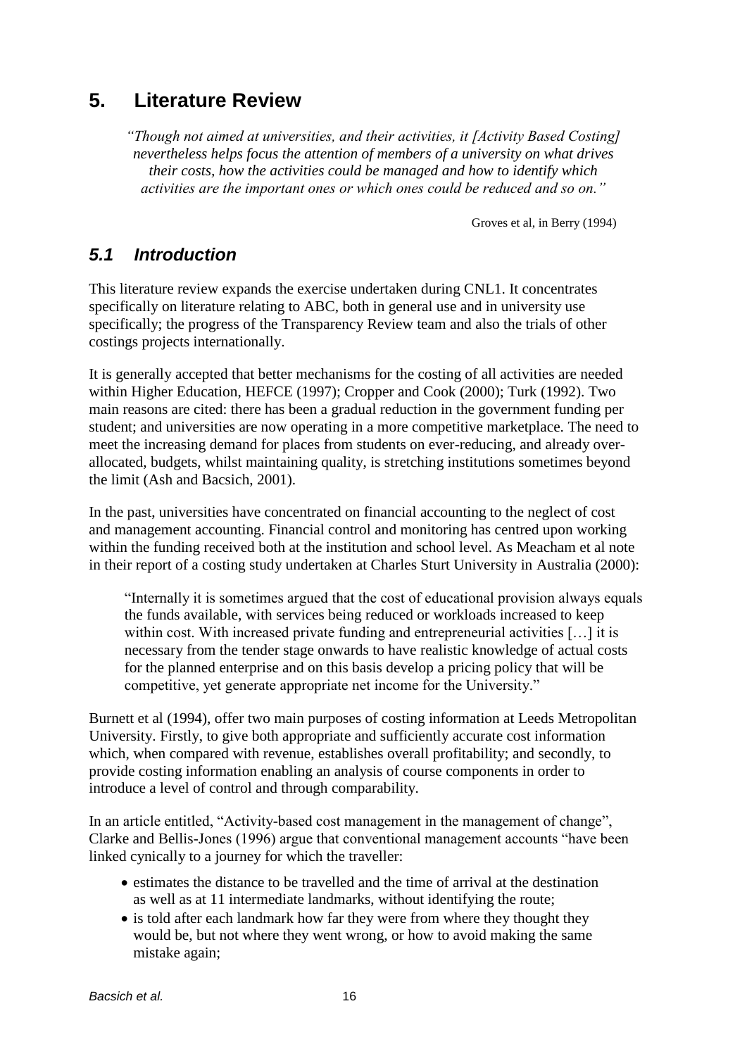# 5. Literature Review

> *"Though not aimed at universities, and their activities, it [Activity Based Costing] nevertheless helps focus the attention of members of a university on what drives their costs, how the activities could be managed and how to identify which activities are the important ones or which ones could be reduced and so on."*
>
> Groves et al, in Berry (1994)

## *5.1 Introduction*

This literature review expands the exercise undertaken during CNL1. It concentrates specifically on literature relating to ABC, both in general use and in university use specifically; the progress of the Transparency Review team and also the trials of other costings projects internationally.

It is generally accepted that better mechanisms for the costing of all activities are needed within Higher Education, HEFCE (1997); Cropper and Cook (2000); Turk (1992). Two main reasons are cited: there has been a gradual reduction in the government funding per student; and universities are now operating in a more competitive marketplace. The need to meet the increasing demand for places from students on ever-reducing, and already over-allocated, budgets, whilst maintaining quality, is stretching institutions sometimes beyond the limit (Ash and Bacsich, 2001).

In the past, universities have concentrated on financial accounting to the neglect of cost and management accounting. Financial control and monitoring has centred upon working within the funding received both at the institution and school level. As Meacham et al note in their report of a costing study undertaken at Charles Sturt University in Australia (2000):

> "Internally it is sometimes argued that the cost of educational provision always equals the funds available, with services being reduced or workloads increased to keep within cost. With increased private funding and entrepreneurial activities […] it is necessary from the tender stage onwards to have realistic knowledge of actual costs for the planned enterprise and on this basis develop a pricing policy that will be competitive, yet generate appropriate net income for the University."

Burnett et al (1994), offer two main purposes of costing information at Leeds Metropolitan University. Firstly, to give both appropriate and sufficiently accurate cost information which, when compared with revenue, establishes overall profitability; and secondly, to provide costing information enabling an analysis of course components in order to introduce a level of control and through comparability.

In an article entitled, "Activity-based cost management in the management of change", Clarke and Bellis-Jones (1996) argue that conventional management accounts "have been linked cynically to a journey for which the traveller:

- estimates the distance to be travelled and the time of arrival at the destination as well as at 11 intermediate landmarks, without identifying the route;
- is told after each landmark how far they were from where they thought they would be, but not where they went wrong, or how to avoid making the same mistake again;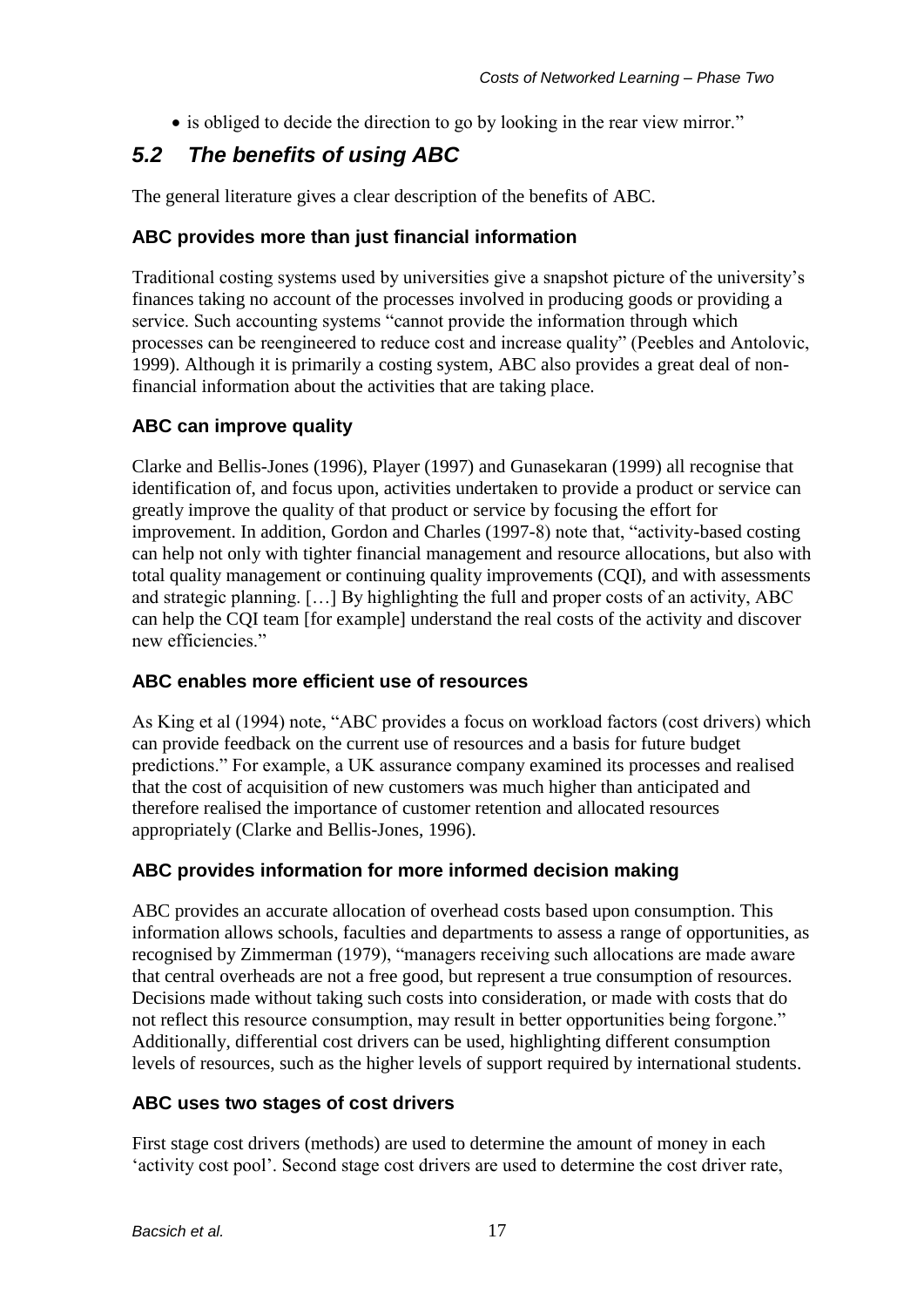- is obliged to decide the direction to go by looking in the rear view mirror."

## *5.2 The benefits of using ABC*

The general literature gives a clear description of the benefits of ABC.

### ABC provides more than just financial information

Traditional costing systems used by universities give a snapshot picture of the university's finances taking no account of the processes involved in producing goods or providing a service. Such accounting systems "cannot provide the information through which processes can be reengineered to reduce cost and increase quality" (Peebles and Antolovic, 1999). Although it is primarily a costing system, ABC also provides a great deal of non-financial information about the activities that are taking place.

### ABC can improve quality

Clarke and Bellis-Jones (1996), Player (1997) and Gunasekaran (1999) all recognise that identification of, and focus upon, activities undertaken to provide a product or service can greatly improve the quality of that product or service by focusing the effort for improvement. In addition, Gordon and Charles (1997-8) note that, "activity-based costing can help not only with tighter financial management and resource allocations, but also with total quality management or continuing quality improvements (CQI), and with assessments and strategic planning. […] By highlighting the full and proper costs of an activity, ABC can help the CQI team [for example] understand the real costs of the activity and discover new efficiencies."

### ABC enables more efficient use of resources

As King et al (1994) note, "ABC provides a focus on workload factors (cost drivers) which can provide feedback on the current use of resources and a basis for future budget predictions." For example, a UK assurance company examined its processes and realised that the cost of acquisition of new customers was much higher than anticipated and therefore realised the importance of customer retention and allocated resources appropriately (Clarke and Bellis-Jones, 1996).

### ABC provides information for more informed decision making

ABC provides an accurate allocation of overhead costs based upon consumption. This information allows schools, faculties and departments to assess a range of opportunities, as recognised by Zimmerman (1979), "managers receiving such allocations are made aware that central overheads are not a free good, but represent a true consumption of resources. Decisions made without taking such costs into consideration, or made with costs that do not reflect this resource consumption, may result in better opportunities being forgone." Additionally, differential cost drivers can be used, highlighting different consumption levels of resources, such as the higher levels of support required by international students.

### ABC uses two stages of cost drivers

First stage cost drivers (methods) are used to determine the amount of money in each 'activity cost pool'. Second stage cost drivers are used to determine the cost driver rate,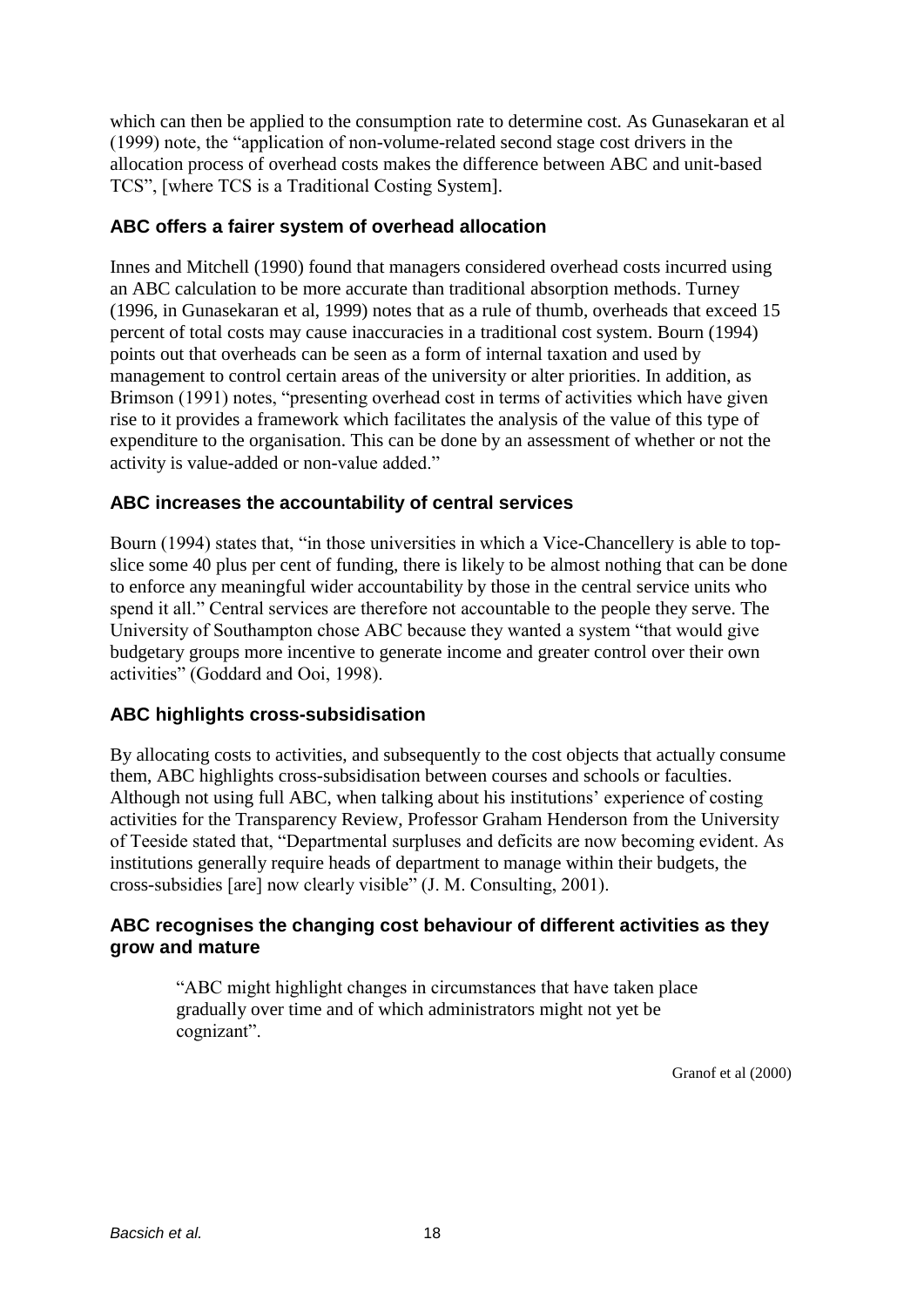which can then be applied to the consumption rate to determine cost. As Gunasekaran et al (1999) note, the "application of non-volume-related second stage cost drivers in the allocation process of overhead costs makes the difference between ABC and unit-based TCS", [where TCS is a Traditional Costing System].

### ABC offers a fairer system of overhead allocation

Innes and Mitchell (1990) found that managers considered overhead costs incurred using an ABC calculation to be more accurate than traditional absorption methods. Turney (1996, in Gunasekaran et al, 1999) notes that as a rule of thumb, overheads that exceed 15 percent of total costs may cause inaccuracies in a traditional cost system. Bourn (1994) points out that overheads can be seen as a form of internal taxation and used by management to control certain areas of the university or alter priorities. In addition, as Brimson (1991) notes, "presenting overhead cost in terms of activities which have given rise to it provides a framework which facilitates the analysis of the value of this type of expenditure to the organisation. This can be done by an assessment of whether or not the activity is value-added or non-value added."

### ABC increases the accountability of central services

Bourn (1994) states that, "in those universities in which a Vice-Chancellery is able to top-slice some 40 plus per cent of funding, there is likely to be almost nothing that can be done to enforce any meaningful wider accountability by those in the central service units who spend it all." Central services are therefore not accountable to the people they serve. The University of Southampton chose ABC because they wanted a system "that would give budgetary groups more incentive to generate income and greater control over their own activities" (Goddard and Ooi, 1998).

### ABC highlights cross-subsidisation

By allocating costs to activities, and subsequently to the cost objects that actually consume them, ABC highlights cross-subsidisation between courses and schools or faculties. Although not using full ABC, when talking about his institutions' experience of costing activities for the Transparency Review, Professor Graham Henderson from the University of Teeside stated that, "Departmental surpluses and deficits are now becoming evident. As institutions generally require heads of department to manage within their budgets, the cross-subsidies [are] now clearly visible" (J. M. Consulting, 2001).

### ABC recognises the changing cost behaviour of different activities as they grow and mature

> "ABC might highlight changes in circumstances that have taken place gradually over time and of which administrators might not yet be cognizant".
>
> Granof et al (2000)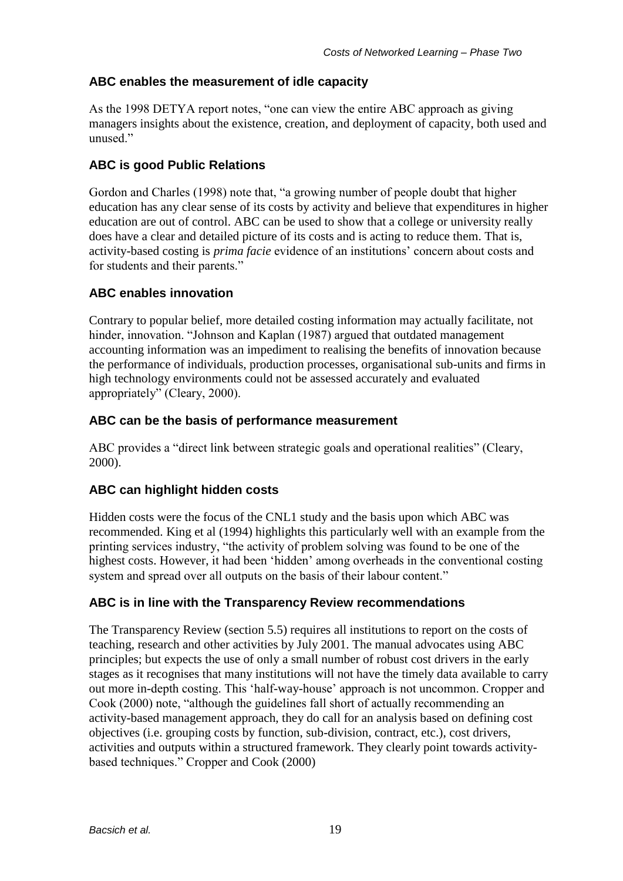### ABC enables the measurement of idle capacity

As the 1998 DETYA report notes, "one can view the entire ABC approach as giving managers insights about the existence, creation, and deployment of capacity, both used and unused."

### ABC is good Public Relations

Gordon and Charles (1998) note that, "a growing number of people doubt that higher education has any clear sense of its costs by activity and believe that expenditures in higher education are out of control. ABC can be used to show that a college or university really does have a clear and detailed picture of its costs and is acting to reduce them. That is, activity-based costing is *prima facie* evidence of an institutions' concern about costs and for students and their parents."

### ABC enables innovation

Contrary to popular belief, more detailed costing information may actually facilitate, not hinder, innovation. "Johnson and Kaplan (1987) argued that outdated management accounting information was an impediment to realising the benefits of innovation because the performance of individuals, production processes, organisational sub-units and firms in high technology environments could not be assessed accurately and evaluated appropriately" (Cleary, 2000).

### ABC can be the basis of performance measurement

ABC provides a "direct link between strategic goals and operational realities" (Cleary, 2000).

### ABC can highlight hidden costs

Hidden costs were the focus of the CNL1 study and the basis upon which ABC was recommended. King et al (1994) highlights this particularly well with an example from the printing services industry, "the activity of problem solving was found to be one of the highest costs. However, it had been 'hidden' among overheads in the conventional costing system and spread over all outputs on the basis of their labour content."

### ABC is in line with the Transparency Review recommendations

The Transparency Review (section 5.5) requires all institutions to report on the costs of teaching, research and other activities by July 2001. The manual advocates using ABC principles; but expects the use of only a small number of robust cost drivers in the early stages as it recognises that many institutions will not have the timely data available to carry out more in-depth costing. This 'half-way-house' approach is not uncommon. Cropper and Cook (2000) note, "although the guidelines fall short of actually recommending an activity-based management approach, they do call for an analysis based on defining cost objectives (i.e. grouping costs by function, sub-division, contract, etc.), cost drivers, activities and outputs within a structured framework. They clearly point towards activity-based techniques." Cropper and Cook (2000)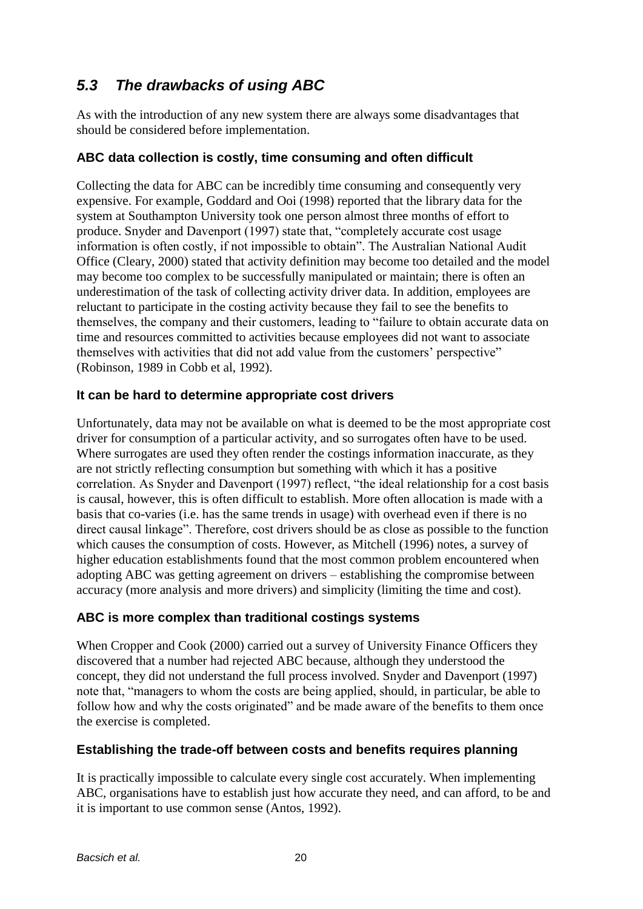## *5.3 The drawbacks of using ABC*

As with the introduction of any new system there are always some disadvantages that should be considered before implementation.

### ABC data collection is costly, time consuming and often difficult

Collecting the data for ABC can be incredibly time consuming and consequently very expensive. For example, Goddard and Ooi (1998) reported that the library data for the system at Southampton University took one person almost three months of effort to produce. Snyder and Davenport (1997) state that, "completely accurate cost usage information is often costly, if not impossible to obtain". The Australian National Audit Office (Cleary, 2000) stated that activity definition may become too detailed and the model may become too complex to be successfully manipulated or maintain; there is often an underestimation of the task of collecting activity driver data. In addition, employees are reluctant to participate in the costing activity because they fail to see the benefits to themselves, the company and their customers, leading to "failure to obtain accurate data on time and resources committed to activities because employees did not want to associate themselves with activities that did not add value from the customers' perspective" (Robinson, 1989 in Cobb et al, 1992).

### It can be hard to determine appropriate cost drivers

Unfortunately, data may not be available on what is deemed to be the most appropriate cost driver for consumption of a particular activity, and so surrogates often have to be used. Where surrogates are used they often render the costings information inaccurate, as they are not strictly reflecting consumption but something with which it has a positive correlation. As Snyder and Davenport (1997) reflect, "the ideal relationship for a cost basis is causal, however, this is often difficult to establish. More often allocation is made with a basis that co-varies (i.e. has the same trends in usage) with overhead even if there is no direct causal linkage". Therefore, cost drivers should be as close as possible to the function which causes the consumption of costs. However, as Mitchell (1996) notes, a survey of higher education establishments found that the most common problem encountered when adopting ABC was getting agreement on drivers – establishing the compromise between accuracy (more analysis and more drivers) and simplicity (limiting the time and cost).

### ABC is more complex than traditional costings systems

When Cropper and Cook (2000) carried out a survey of University Finance Officers they discovered that a number had rejected ABC because, although they understood the concept, they did not understand the full process involved. Snyder and Davenport (1997) note that, "managers to whom the costs are being applied, should, in particular, be able to follow how and why the costs originated" and be made aware of the benefits to them once the exercise is completed.

### Establishing the trade-off between costs and benefits requires planning

It is practically impossible to calculate every single cost accurately. When implementing ABC, organisations have to establish just how accurate they need, and can afford, to be and it is important to use common sense (Antos, 1992).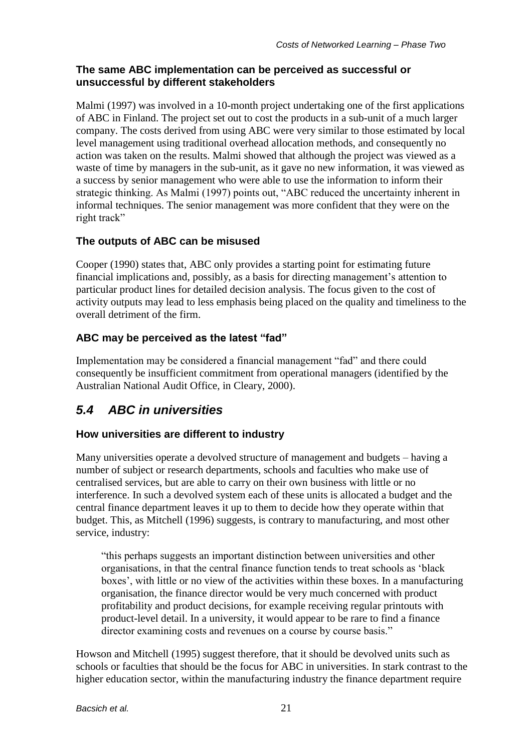### The same ABC implementation can be perceived as successful or unsuccessful by different stakeholders

Malmi (1997) was involved in a 10-month project undertaking one of the first applications of ABC in Finland. The project set out to cost the products in a sub-unit of a much larger company. The costs derived from using ABC were very similar to those estimated by local level management using traditional overhead allocation methods, and consequently no action was taken on the results. Malmi showed that although the project was viewed as a waste of time by managers in the sub-unit, as it gave no new information, it was viewed as a success by senior management who were able to use the information to inform their strategic thinking. As Malmi (1997) points out, "ABC reduced the uncertainty inherent in informal techniques. The senior management was more confident that they were on the right track"

### The outputs of ABC can be misused

Cooper (1990) states that, ABC only provides a starting point for estimating future financial implications and, possibly, as a basis for directing management's attention to particular product lines for detailed decision analysis. The focus given to the cost of activity outputs may lead to less emphasis being placed on the quality and timeliness to the overall detriment of the firm.

### ABC may be perceived as the latest "fad"

Implementation may be considered a financial management "fad" and there could consequently be insufficient commitment from operational managers (identified by the Australian National Audit Office, in Cleary, 2000).

## *5.4 ABC in universities*

### How universities are different to industry

Many universities operate a devolved structure of management and budgets – having a number of subject or research departments, schools and faculties who make use of centralised services, but are able to carry on their own business with little or no interference. In such a devolved system each of these units is allocated a budget and the central finance department leaves it up to them to decide how they operate within that budget. This, as Mitchell (1996) suggests, is contrary to manufacturing, and most other service, industry:

> "this perhaps suggests an important distinction between universities and other organisations, in that the central finance function tends to treat schools as 'black boxes', with little or no view of the activities within these boxes. In a manufacturing organisation, the finance director would be very much concerned with product profitability and product decisions, for example receiving regular printouts with product-level detail. In a university, it would appear to be rare to find a finance director examining costs and revenues on a course by course basis."

Howson and Mitchell (1995) suggest therefore, that it should be devolved units such as schools or faculties that should be the focus for ABC in universities. In stark contrast to the higher education sector, within the manufacturing industry the finance department require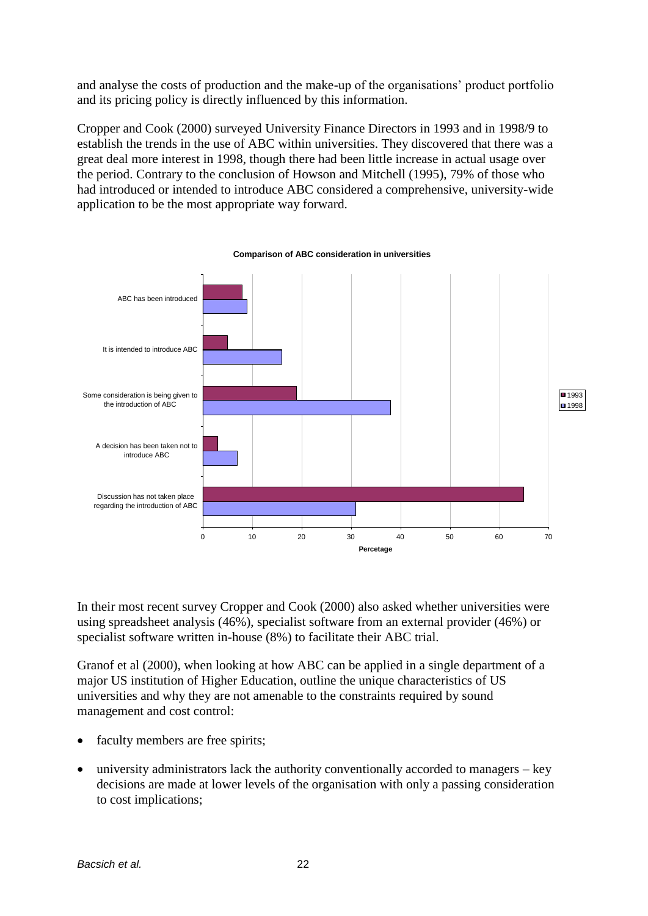and analyse the costs of production and the make-up of the organisations' product portfolio and its pricing policy is directly influenced by this information.

Cropper and Cook (2000) surveyed University Finance Directors in 1993 and in 1998/9 to establish the trends in the use of ABC within universities. They discovered that there was a great deal more interest in 1998, though there had been little increase in actual usage over the period. Contrary to the conclusion of Howson and Mitchell (1995), 79% of those who had introduced or intended to introduce ABC considered a comprehensive, university-wide application to be the most appropriate way forward.

**Comparison of ABC consideration in universities**

In their most recent survey Cropper and Cook (2000) also asked whether universities were using spreadsheet analysis (46%), specialist software from an external provider (46%) or specialist software written in-house (8%) to facilitate their ABC trial.

Granof et al (2000), when looking at how ABC can be applied in a single department of a major US institution of Higher Education, outline the unique characteristics of US universities and why they are not amenable to the constraints required by sound management and cost control:

- faculty members are free spirits;
- university administrators lack the authority conventionally accorded to managers – key decisions are made at lower levels of the organisation with only a passing consideration to cost implications;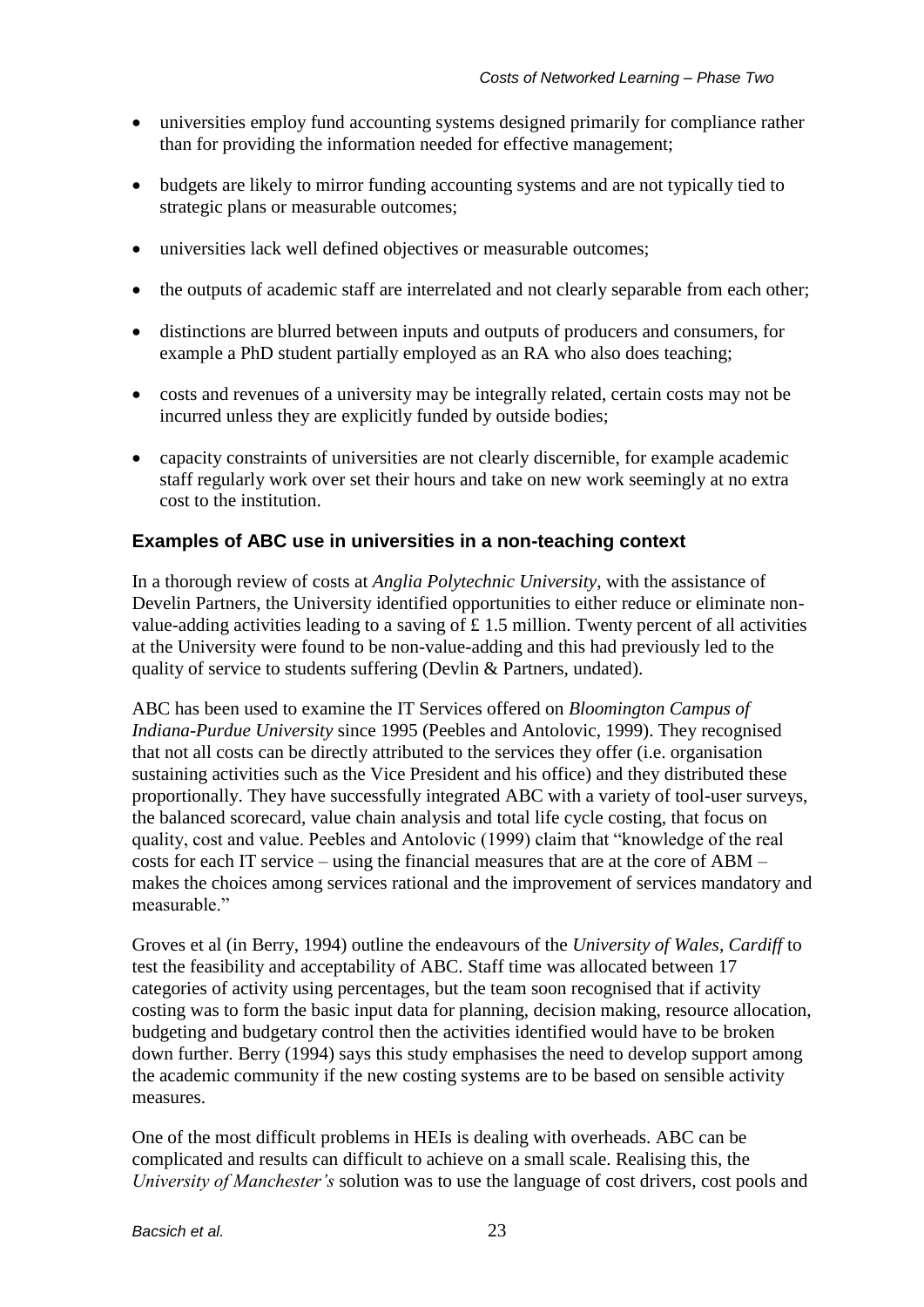- universities employ fund accounting systems designed primarily for compliance rather than for providing the information needed for effective management;
- budgets are likely to mirror funding accounting systems and are not typically tied to strategic plans or measurable outcomes;
- universities lack well defined objectives or measurable outcomes;
- the outputs of academic staff are interrelated and not clearly separable from each other;
- distinctions are blurred between inputs and outputs of producers and consumers, for example a PhD student partially employed as an RA who also does teaching;
- costs and revenues of a university may be integrally related, certain costs may not be incurred unless they are explicitly funded by outside bodies;
- capacity constraints of universities are not clearly discernible, for example academic staff regularly work over set their hours and take on new work seemingly at no extra cost to the institution.

### Examples of ABC use in universities in a non-teaching context

In a thorough review of costs at *Anglia Polytechnic University*, with the assistance of Develin Partners, the University identified opportunities to either reduce or eliminate non-value-adding activities leading to a saving of £ 1.5 million. Twenty percent of all activities at the University were found to be non-value-adding and this had previously led to the quality of service to students suffering (Devlin & Partners, undated).

ABC has been used to examine the IT Services offered on *Bloomington Campus of Indiana-Purdue University* since 1995 (Peebles and Antolovic, 1999). They recognised that not all costs can be directly attributed to the services they offer (i.e. organisation sustaining activities such as the Vice President and his office) and they distributed these proportionally. They have successfully integrated ABC with a variety of tool-user surveys, the balanced scorecard, value chain analysis and total life cycle costing, that focus on quality, cost and value. Peebles and Antolovic (1999) claim that "knowledge of the real costs for each IT service – using the financial measures that are at the core of ABM – makes the choices among services rational and the improvement of services mandatory and measurable."

Groves et al (in Berry, 1994) outline the endeavours of the *University of Wales, Cardiff* to test the feasibility and acceptability of ABC. Staff time was allocated between 17 categories of activity using percentages, but the team soon recognised that if activity costing was to form the basic input data for planning, decision making, resource allocation, budgeting and budgetary control then the activities identified would have to be broken down further. Berry (1994) says this study emphasises the need to develop support among the academic community if the new costing systems are to be based on sensible activity measures.

One of the most difficult problems in HEIs is dealing with overheads. ABC can be complicated and results can difficult to achieve on a small scale. Realising this, the *University of Manchester's* solution was to use the language of cost drivers, cost pools and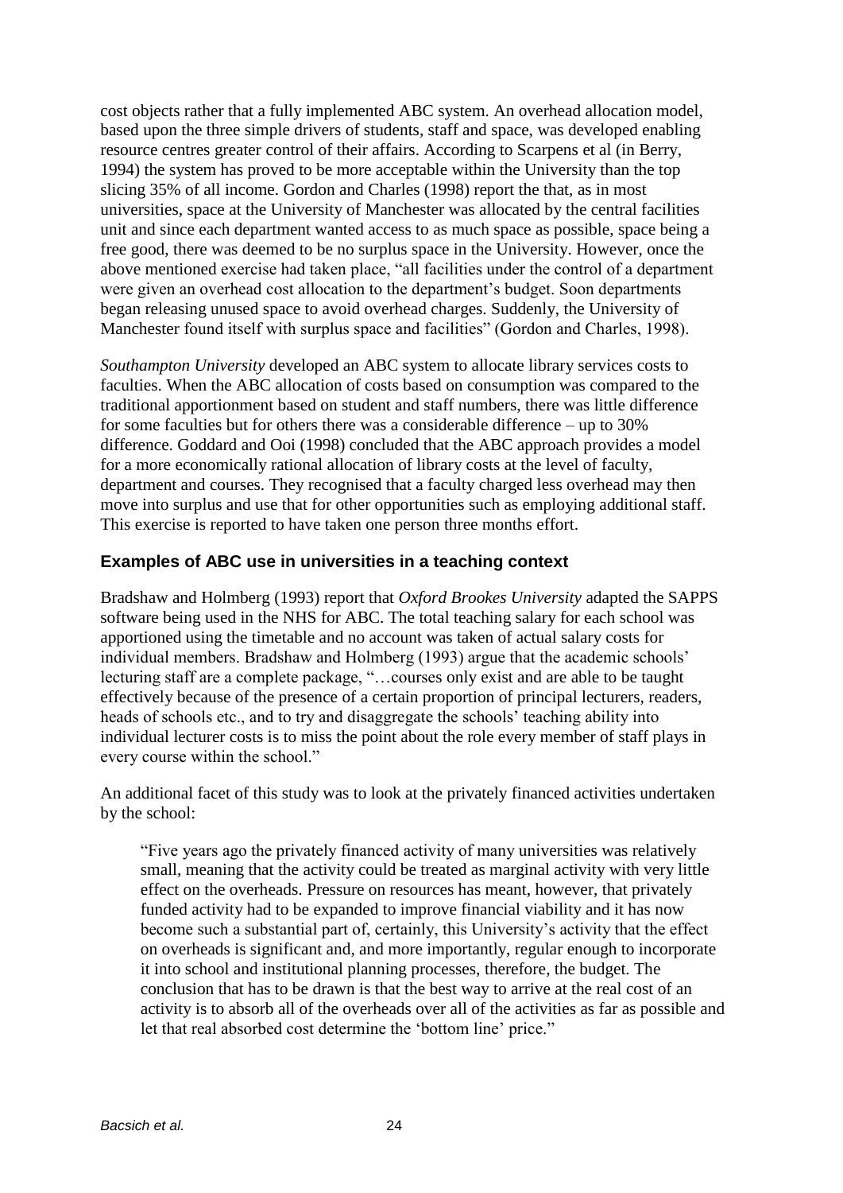cost objects rather that a fully implemented ABC system. An overhead allocation model, based upon the three simple drivers of students, staff and space, was developed enabling resource centres greater control of their affairs. According to Scarpens et al (in Berry, 1994) the system has proved to be more acceptable within the University than the top slicing 35% of all income. Gordon and Charles (1998) report the that, as in most universities, space at the University of Manchester was allocated by the central facilities unit and since each department wanted access to as much space as possible, space being a free good, there was deemed to be no surplus space in the University. However, once the above mentioned exercise had taken place, "all facilities under the control of a department were given an overhead cost allocation to the department's budget. Soon departments began releasing unused space to avoid overhead charges. Suddenly, the University of Manchester found itself with surplus space and facilities" (Gordon and Charles, 1998).

*Southampton University* developed an ABC system to allocate library services costs to faculties. When the ABC allocation of costs based on consumption was compared to the traditional apportionment based on student and staff numbers, there was little difference for some faculties but for others there was a considerable difference – up to 30% difference. Goddard and Ooi (1998) concluded that the ABC approach provides a model for a more economically rational allocation of library costs at the level of faculty, department and courses. They recognised that a faculty charged less overhead may then move into surplus and use that for other opportunities such as employing additional staff. This exercise is reported to have taken one person three months effort.

### Examples of ABC use in universities in a teaching context

Bradshaw and Holmberg (1993) report that *Oxford Brookes University* adapted the SAPPS software being used in the NHS for ABC. The total teaching salary for each school was apportioned using the timetable and no account was taken of actual salary costs for individual members. Bradshaw and Holmberg (1993) argue that the academic schools' lecturing staff are a complete package, "…courses only exist and are able to be taught effectively because of the presence of a certain proportion of principal lecturers, readers, heads of schools etc., and to try and disaggregate the schools' teaching ability into individual lecturer costs is to miss the point about the role every member of staff plays in every course within the school."

An additional facet of this study was to look at the privately financed activities undertaken by the school:

> "Five years ago the privately financed activity of many universities was relatively small, meaning that the activity could be treated as marginal activity with very little effect on the overheads. Pressure on resources has meant, however, that privately funded activity had to be expanded to improve financial viability and it has now become such a substantial part of, certainly, this University's activity that the effect on overheads is significant and, and more importantly, regular enough to incorporate it into school and institutional planning processes, therefore, the budget. The conclusion that has to be drawn is that the best way to arrive at the real cost of an activity is to absorb all of the overheads over all of the activities as far as possible and let that real absorbed cost determine the 'bottom line' price."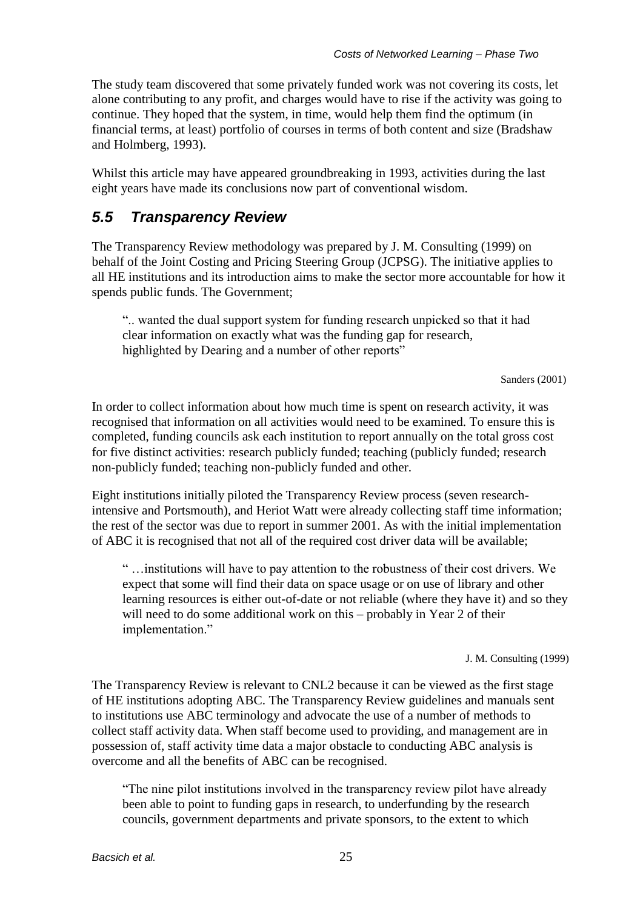The study team discovered that some privately funded work was not covering its costs, let alone contributing to any profit, and charges would have to rise if the activity was going to continue. They hoped that the system, in time, would help them find the optimum (in financial terms, at least) portfolio of courses in terms of both content and size (Bradshaw and Holmberg, 1993).

Whilst this article may have appeared groundbreaking in 1993, activities during the last eight years have made its conclusions now part of conventional wisdom.

## *5.5 Transparency Review*

The Transparency Review methodology was prepared by J. M. Consulting (1999) on behalf of the Joint Costing and Pricing Steering Group (JCPSG). The initiative applies to all HE institutions and its introduction aims to make the sector more accountable for how it spends public funds. The Government;

> ".. wanted the dual support system for funding research unpicked so that it had clear information on exactly what was the funding gap for research, highlighted by Dearing and a number of other reports"
>
> Sanders (2001)

In order to collect information about how much time is spent on research activity, it was recognised that information on all activities would need to be examined. To ensure this is completed, funding councils ask each institution to report annually on the total gross cost for five distinct activities: research publicly funded; teaching (publicly funded; research non-publicly funded; teaching non-publicly funded and other.

Eight institutions initially piloted the Transparency Review process (seven research-intensive and Portsmouth), and Heriot Watt were already collecting staff time information; the rest of the sector was due to report in summer 2001. As with the initial implementation of ABC it is recognised that not all of the required cost driver data will be available;

> " …institutions will have to pay attention to the robustness of their cost drivers. We expect that some will find their data on space usage or on use of library and other learning resources is either out-of-date or not reliable (where they have it) and so they will need to do some additional work on this – probably in Year 2 of their implementation."
>
> J. M. Consulting (1999)

The Transparency Review is relevant to CNL2 because it can be viewed as the first stage of HE institutions adopting ABC. The Transparency Review guidelines and manuals sent to institutions use ABC terminology and advocate the use of a number of methods to collect staff activity data. When staff become used to providing, and management are in possession of, staff activity time data a major obstacle to conducting ABC analysis is overcome and all the benefits of ABC can be recognised.

> "The nine pilot institutions involved in the transparency review pilot have already been able to point to funding gaps in research, to underfunding by the research councils, government departments and private sponsors, to the extent to which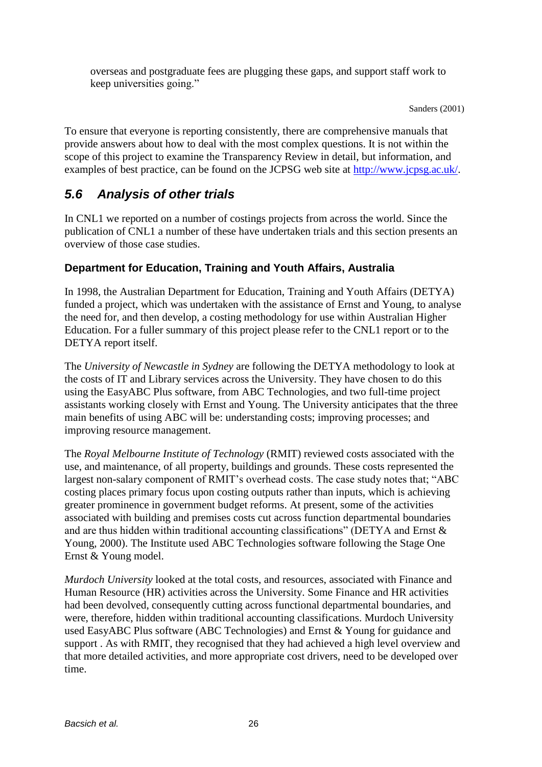> overseas and postgraduate fees are plugging these gaps, and support staff work to keep universities going."
>
> Sanders (2001)

To ensure that everyone is reporting consistently, there are comprehensive manuals that provide answers about how to deal with the most complex questions. It is not within the scope of this project to examine the Transparency Review in detail, but information, and examples of best practice, can be found on the JCPSG web site at http://www.jcpsg.ac.uk/.

## *5.6 Analysis of other trials*

In CNL1 we reported on a number of costings projects from across the world. Since the publication of CNL1 a number of these have undertaken trials and this section presents an overview of those case studies.

### Department for Education, Training and Youth Affairs, Australia

In 1998, the Australian Department for Education, Training and Youth Affairs (DETYA) funded a project, which was undertaken with the assistance of Ernst and Young, to analyse the need for, and then develop, a costing methodology for use within Australian Higher Education. For a fuller summary of this project please refer to the CNL1 report or to the DETYA report itself.

The *University of Newcastle in Sydney* are following the DETYA methodology to look at the costs of IT and Library services across the University. They have chosen to do this using the EasyABC Plus software, from ABC Technologies, and two full-time project assistants working closely with Ernst and Young. The University anticipates that the three main benefits of using ABC will be: understanding costs; improving processes; and improving resource management.

The *Royal Melbourne Institute of Technology* (RMIT) reviewed costs associated with the use, and maintenance, of all property, buildings and grounds. These costs represented the largest non-salary component of RMIT's overhead costs. The case study notes that; "ABC costing places primary focus upon costing outputs rather than inputs, which is achieving greater prominence in government budget reforms. At present, some of the activities associated with building and premises costs cut across function departmental boundaries and are thus hidden within traditional accounting classifications" (DETYA and Ernst & Young, 2000). The Institute used ABC Technologies software following the Stage One Ernst & Young model.

*Murdoch University* looked at the total costs, and resources, associated with Finance and Human Resource (HR) activities across the University. Some Finance and HR activities had been devolved, consequently cutting across functional departmental boundaries, and were, therefore, hidden within traditional accounting classifications. Murdoch University used EasyABC Plus software (ABC Technologies) and Ernst & Young for guidance and support . As with RMIT, they recognised that they had achieved a high level overview and that more detailed activities, and more appropriate cost drivers, need to be developed over time.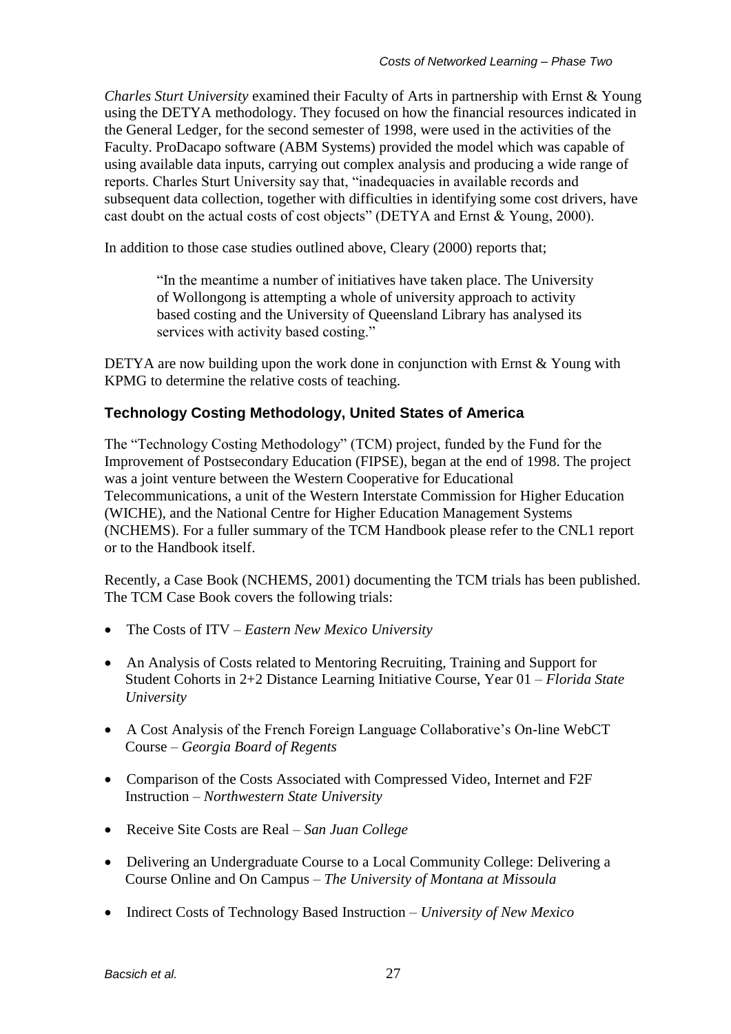*Charles Sturt University* examined their Faculty of Arts in partnership with Ernst & Young using the DETYA methodology. They focused on how the financial resources indicated in the General Ledger, for the second semester of 1998, were used in the activities of the Faculty. ProDacapo software (ABM Systems) provided the model which was capable of using available data inputs, carrying out complex analysis and producing a wide range of reports. Charles Sturt University say that, "inadequacies in available records and subsequent data collection, together with difficulties in identifying some cost drivers, have cast doubt on the actual costs of cost objects" (DETYA and Ernst & Young, 2000).

In addition to those case studies outlined above, Cleary (2000) reports that;

> "In the meantime a number of initiatives have taken place. The University of Wollongong is attempting a whole of university approach to activity based costing and the University of Queensland Library has analysed its services with activity based costing."

DETYA are now building upon the work done in conjunction with Ernst & Young with KPMG to determine the relative costs of teaching.

### Technology Costing Methodology, United States of America

The "Technology Costing Methodology" (TCM) project, funded by the Fund for the Improvement of Postsecondary Education (FIPSE), began at the end of 1998. The project was a joint venture between the Western Cooperative for Educational Telecommunications, a unit of the Western Interstate Commission for Higher Education (WICHE), and the National Centre for Higher Education Management Systems (NCHEMS). For a fuller summary of the TCM Handbook please refer to the CNL1 report or to the Handbook itself.

Recently, a Case Book (NCHEMS, 2001) documenting the TCM trials has been published. The TCM Case Book covers the following trials:

- The Costs of ITV – *Eastern New Mexico University*
- An Analysis of Costs related to Mentoring Recruiting, Training and Support for Student Cohorts in 2+2 Distance Learning Initiative Course, Year 01 – *Florida State University*
- A Cost Analysis of the French Foreign Language Collaborative's On-line WebCT Course – *Georgia Board of Regents*
- Comparison of the Costs Associated with Compressed Video, Internet and F2F Instruction – *Northwestern State University*
- Receive Site Costs are Real – *San Juan College*
- Delivering an Undergraduate Course to a Local Community College: Delivering a Course Online and On Campus – *The University of Montana at Missoula*
- Indirect Costs of Technology Based Instruction – *University of New Mexico*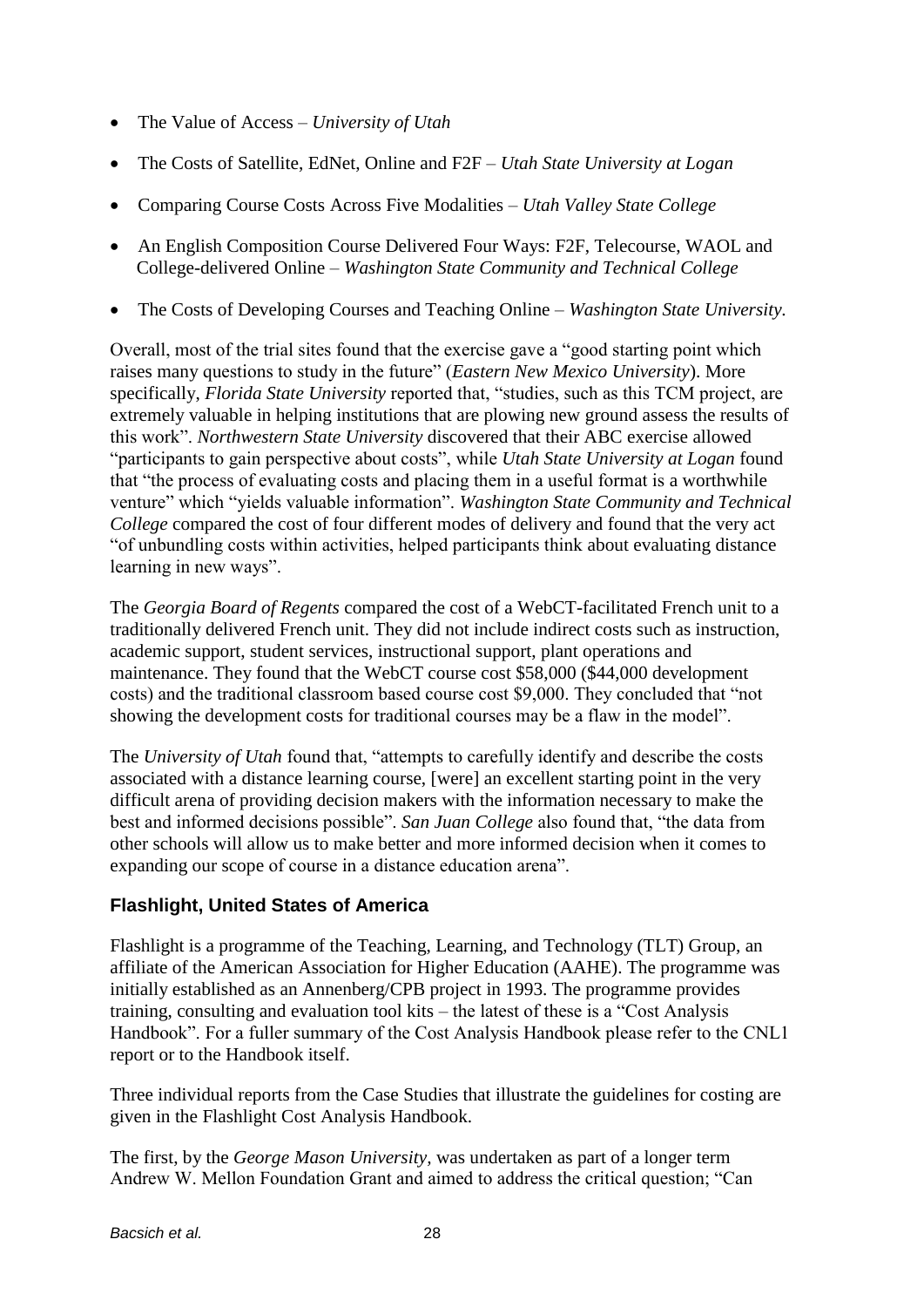- The Value of Access – *University of Utah*
- The Costs of Satellite, EdNet, Online and F2F – *Utah State University at Logan*
- Comparing Course Costs Across Five Modalities – *Utah Valley State College*
- An English Composition Course Delivered Four Ways: F2F, Telecourse, WAOL and College-delivered Online – *Washington State Community and Technical College*
- The Costs of Developing Courses and Teaching Online – *Washington State University.*

Overall, most of the trial sites found that the exercise gave a "good starting point which raises many questions to study in the future" (*Eastern New Mexico University*). More specifically, *Florida State University* reported that, "studies, such as this TCM project, are extremely valuable in helping institutions that are plowing new ground assess the results of this work". *Northwestern State University* discovered that their ABC exercise allowed "participants to gain perspective about costs", while *Utah State University at Logan* found that "the process of evaluating costs and placing them in a useful format is a worthwhile venture" which "yields valuable information". *Washington State Community and Technical College* compared the cost of four different modes of delivery and found that the very act "of unbundling costs within activities, helped participants think about evaluating distance learning in new ways".

The *Georgia Board of Regents* compared the cost of a WebCT-facilitated French unit to a traditionally delivered French unit. They did not include indirect costs such as instruction, academic support, student services, instructional support, plant operations and maintenance. They found that the WebCT course cost $58,000 ($44,000 development costs) and the traditional classroom based course cost $9,000. They concluded that "not showing the development costs for traditional courses may be a flaw in the model".

The *University of Utah* found that, "attempts to carefully identify and describe the costs associated with a distance learning course, [were] an excellent starting point in the very difficult arena of providing decision makers with the information necessary to make the best and informed decisions possible". *San Juan College* also found that, "the data from other schools will allow us to make better and more informed decision when it comes to expanding our scope of course in a distance education arena".

### Flashlight, United States of America

Flashlight is a programme of the Teaching, Learning, and Technology (TLT) Group, an affiliate of the American Association for Higher Education (AAHE). The programme was initially established as an Annenberg/CPB project in 1993. The programme provides training, consulting and evaluation tool kits – the latest of these is a "Cost Analysis Handbook". For a fuller summary of the Cost Analysis Handbook please refer to the CNL1 report or to the Handbook itself.

Three individual reports from the Case Studies that illustrate the guidelines for costing are given in the Flashlight Cost Analysis Handbook.

The first, by the *George Mason University,* was undertaken as part of a longer term Andrew W. Mellon Foundation Grant and aimed to address the critical question; "Can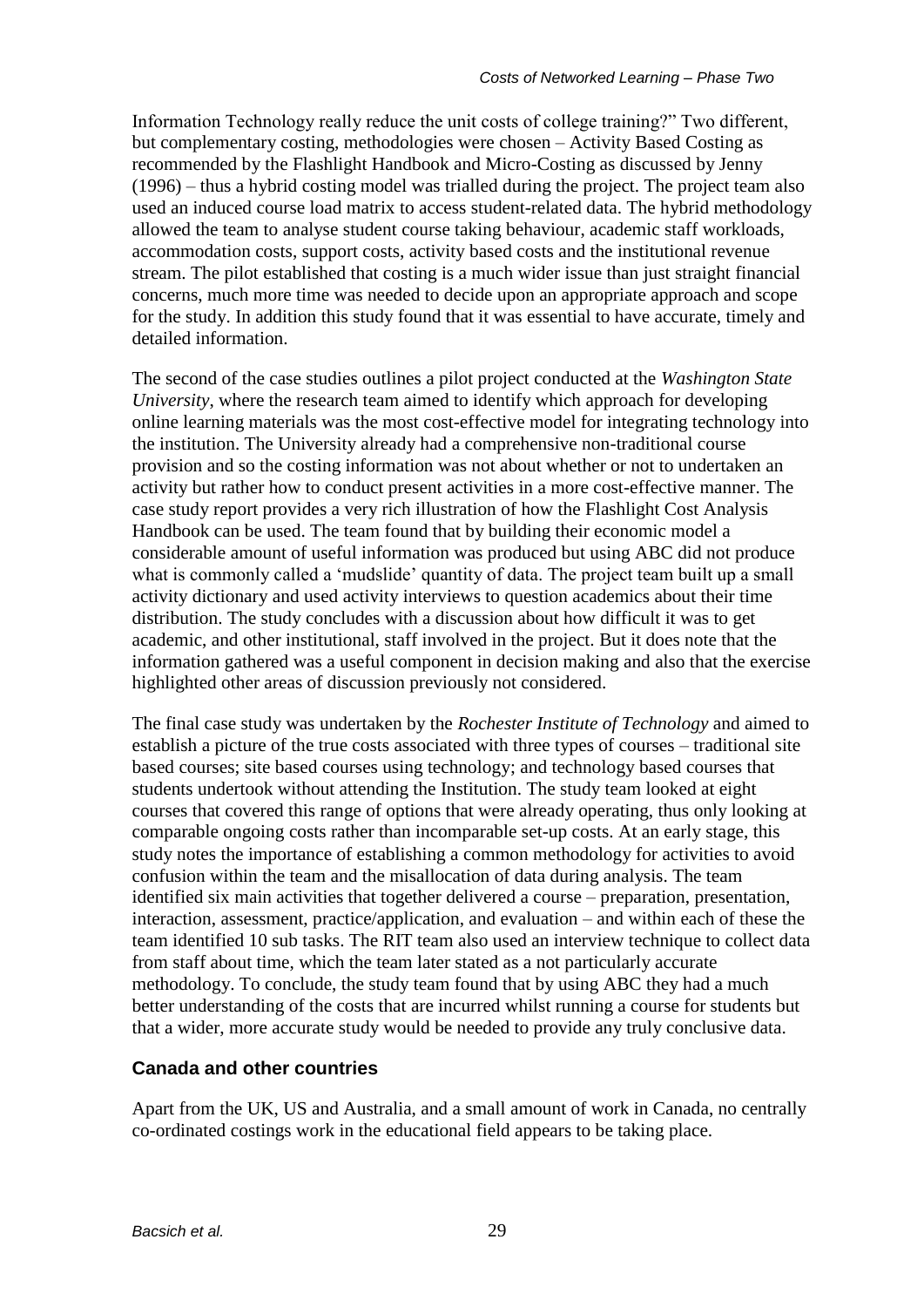Information Technology really reduce the unit costs of college training?" Two different, but complementary costing, methodologies were chosen – Activity Based Costing as recommended by the Flashlight Handbook and Micro-Costing as discussed by Jenny (1996) – thus a hybrid costing model was trialled during the project. The project team also used an induced course load matrix to access student-related data. The hybrid methodology allowed the team to analyse student course taking behaviour, academic staff workloads, accommodation costs, support costs, activity based costs and the institutional revenue stream. The pilot established that costing is a much wider issue than just straight financial concerns, much more time was needed to decide upon an appropriate approach and scope for the study. In addition this study found that it was essential to have accurate, timely and detailed information.

The second of the case studies outlines a pilot project conducted at the *Washington State University*, where the research team aimed to identify which approach for developing online learning materials was the most cost-effective model for integrating technology into the institution. The University already had a comprehensive non-traditional course provision and so the costing information was not about whether or not to undertaken an activity but rather how to conduct present activities in a more cost-effective manner. The case study report provides a very rich illustration of how the Flashlight Cost Analysis Handbook can be used. The team found that by building their economic model a considerable amount of useful information was produced but using ABC did not produce what is commonly called a 'mudslide' quantity of data. The project team built up a small activity dictionary and used activity interviews to question academics about their time distribution. The study concludes with a discussion about how difficult it was to get academic, and other institutional, staff involved in the project. But it does note that the information gathered was a useful component in decision making and also that the exercise highlighted other areas of discussion previously not considered.

The final case study was undertaken by the *Rochester Institute of Technology* and aimed to establish a picture of the true costs associated with three types of courses – traditional site based courses; site based courses using technology; and technology based courses that students undertook without attending the Institution. The study team looked at eight courses that covered this range of options that were already operating, thus only looking at comparable ongoing costs rather than incomparable set-up costs. At an early stage, this study notes the importance of establishing a common methodology for activities to avoid confusion within the team and the misallocation of data during analysis. The team identified six main activities that together delivered a course – preparation, presentation, interaction, assessment, practice/application, and evaluation – and within each of these the team identified 10 sub tasks. The RIT team also used an interview technique to collect data from staff about time, which the team later stated as a not particularly accurate methodology. To conclude, the study team found that by using ABC they had a much better understanding of the costs that are incurred whilst running a course for students but that a wider, more accurate study would be needed to provide any truly conclusive data.

### Canada and other countries

Apart from the UK, US and Australia, and a small amount of work in Canada, no centrally co-ordinated costings work in the educational field appears to be taking place.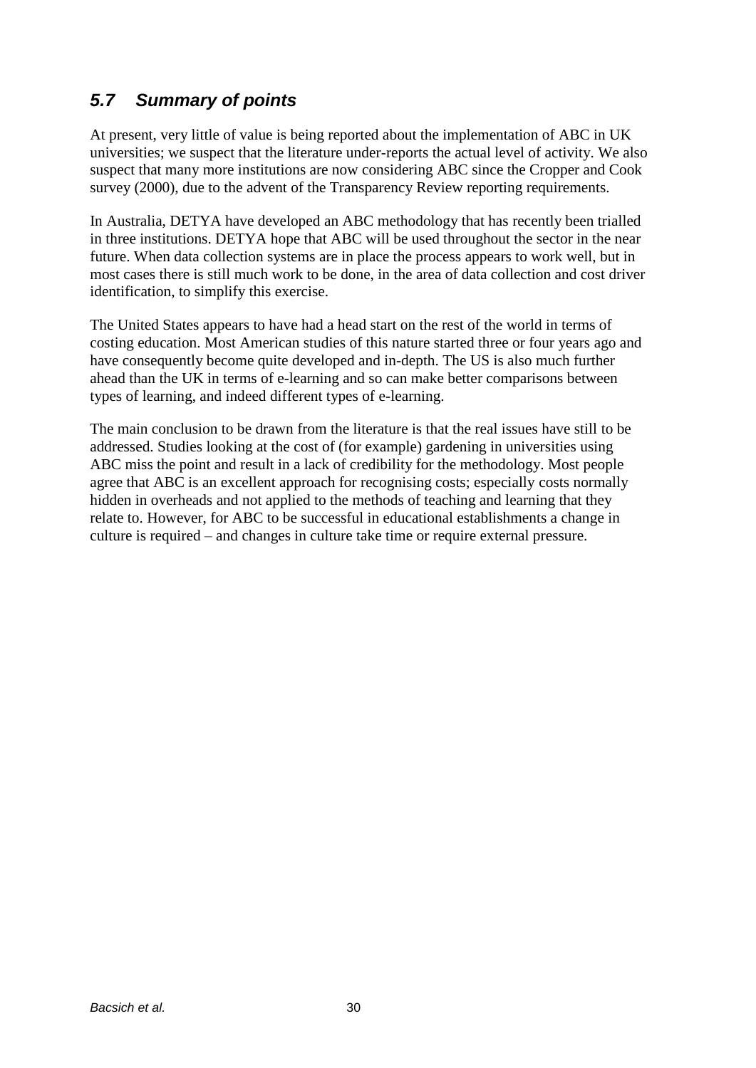## *5.7 Summary of points*

At present, very little of value is being reported about the implementation of ABC in UK universities; we suspect that the literature under-reports the actual level of activity. We also suspect that many more institutions are now considering ABC since the Cropper and Cook survey (2000), due to the advent of the Transparency Review reporting requirements.

In Australia, DETYA have developed an ABC methodology that has recently been trialled in three institutions. DETYA hope that ABC will be used throughout the sector in the near future. When data collection systems are in place the process appears to work well, but in most cases there is still much work to be done, in the area of data collection and cost driver identification, to simplify this exercise.

The United States appears to have had a head start on the rest of the world in terms of costing education. Most American studies of this nature started three or four years ago and have consequently become quite developed and in-depth. The US is also much further ahead than the UK in terms of e-learning and so can make better comparisons between types of learning, and indeed different types of e-learning.

The main conclusion to be drawn from the literature is that the real issues have still to be addressed. Studies looking at the cost of (for example) gardening in universities using ABC miss the point and result in a lack of credibility for the methodology. Most people agree that ABC is an excellent approach for recognising costs; especially costs normally hidden in overheads and not applied to the methods of teaching and learning that they relate to. However, for ABC to be successful in educational establishments a change in culture is required – and changes in culture take time or require external pressure.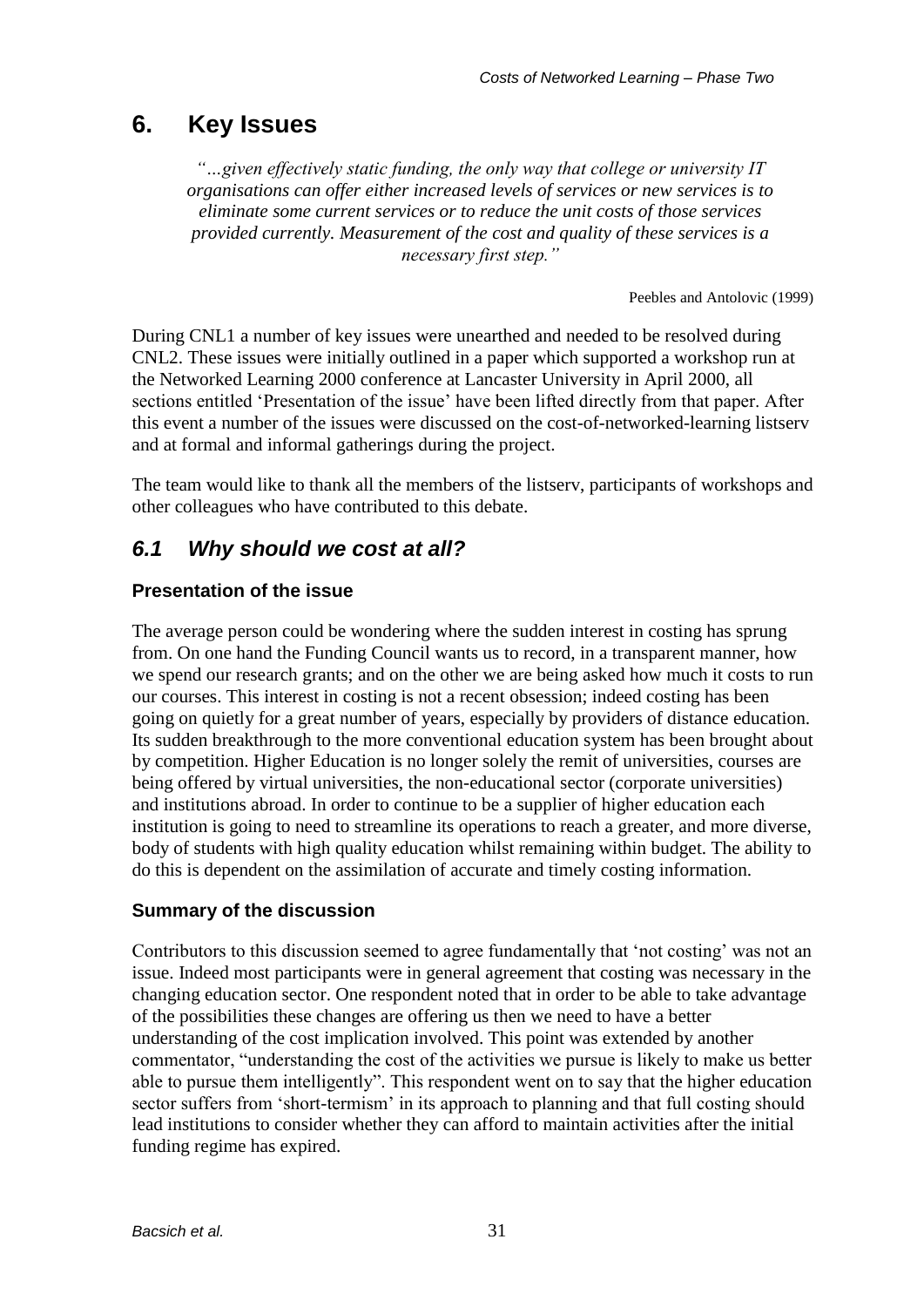# 6. Key Issues

*"…given effectively static funding, the only way that college or university IT organisations can offer either increased levels of services or new services is to eliminate some current services or to reduce the unit costs of those services provided currently. Measurement of the cost and quality of these services is a necessary first step."*

Peebles and Antolovic (1999)

During CNL1 a number of key issues were unearthed and needed to be resolved during CNL2. These issues were initially outlined in a paper which supported a workshop run at the Networked Learning 2000 conference at Lancaster University in April 2000, all sections entitled 'Presentation of the issue' have been lifted directly from that paper. After this event a number of the issues were discussed on the cost-of-networked-learning listserv and at formal and informal gatherings during the project.

The team would like to thank all the members of the listserv, participants of workshops and other colleagues who have contributed to this debate.

## *6.1 Why should we cost at all?*

### Presentation of the issue

The average person could be wondering where the sudden interest in costing has sprung from. On one hand the Funding Council wants us to record, in a transparent manner, how we spend our research grants; and on the other we are being asked how much it costs to run our courses. This interest in costing is not a recent obsession; indeed costing has been going on quietly for a great number of years, especially by providers of distance education. Its sudden breakthrough to the more conventional education system has been brought about by competition. Higher Education is no longer solely the remit of universities, courses are being offered by virtual universities, the non-educational sector (corporate universities) and institutions abroad. In order to continue to be a supplier of higher education each institution is going to need to streamline its operations to reach a greater, and more diverse, body of students with high quality education whilst remaining within budget. The ability to do this is dependent on the assimilation of accurate and timely costing information.

### Summary of the discussion

Contributors to this discussion seemed to agree fundamentally that 'not costing' was not an issue. Indeed most participants were in general agreement that costing was necessary in the changing education sector. One respondent noted that in order to be able to take advantage of the possibilities these changes are offering us then we need to have a better understanding of the cost implication involved. This point was extended by another commentator, "understanding the cost of the activities we pursue is likely to make us better able to pursue them intelligently". This respondent went on to say that the higher education sector suffers from 'short-termism' in its approach to planning and that full costing should lead institutions to consider whether they can afford to maintain activities after the initial funding regime has expired.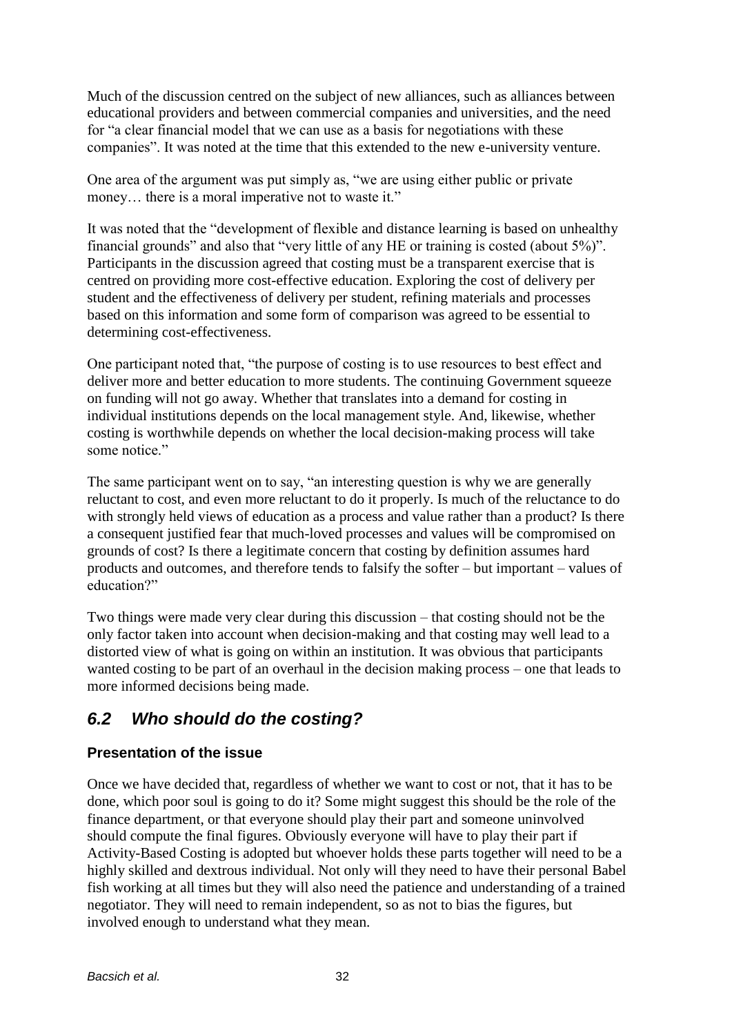Much of the discussion centred on the subject of new alliances, such as alliances between educational providers and between commercial companies and universities, and the need for "a clear financial model that we can use as a basis for negotiations with these companies". It was noted at the time that this extended to the new e-university venture.

One area of the argument was put simply as, "we are using either public or private money… there is a moral imperative not to waste it."

It was noted that the "development of flexible and distance learning is based on unhealthy financial grounds" and also that "very little of any HE or training is costed (about 5%)". Participants in the discussion agreed that costing must be a transparent exercise that is centred on providing more cost-effective education. Exploring the cost of delivery per student and the effectiveness of delivery per student, refining materials and processes based on this information and some form of comparison was agreed to be essential to determining cost-effectiveness.

One participant noted that, "the purpose of costing is to use resources to best effect and deliver more and better education to more students. The continuing Government squeeze on funding will not go away. Whether that translates into a demand for costing in individual institutions depends on the local management style. And, likewise, whether costing is worthwhile depends on whether the local decision-making process will take some notice."

The same participant went on to say, "an interesting question is why we are generally reluctant to cost, and even more reluctant to do it properly. Is much of the reluctance to do with strongly held views of education as a process and value rather than a product? Is there a consequent justified fear that much-loved processes and values will be compromised on grounds of cost? Is there a legitimate concern that costing by definition assumes hard products and outcomes, and therefore tends to falsify the softer – but important – values of education?"

Two things were made very clear during this discussion – that costing should not be the only factor taken into account when decision-making and that costing may well lead to a distorted view of what is going on within an institution. It was obvious that participants wanted costing to be part of an overhaul in the decision making process – one that leads to more informed decisions being made.

## *6.2 Who should do the costing?*

### Presentation of the issue

Once we have decided that, regardless of whether we want to cost or not, that it has to be done, which poor soul is going to do it? Some might suggest this should be the role of the finance department, or that everyone should play their part and someone uninvolved should compute the final figures. Obviously everyone will have to play their part if Activity-Based Costing is adopted but whoever holds these parts together will need to be a highly skilled and dextrous individual. Not only will they need to have their personal Babel fish working at all times but they will also need the patience and understanding of a trained negotiator. They will need to remain independent, so as not to bias the figures, but involved enough to understand what they mean.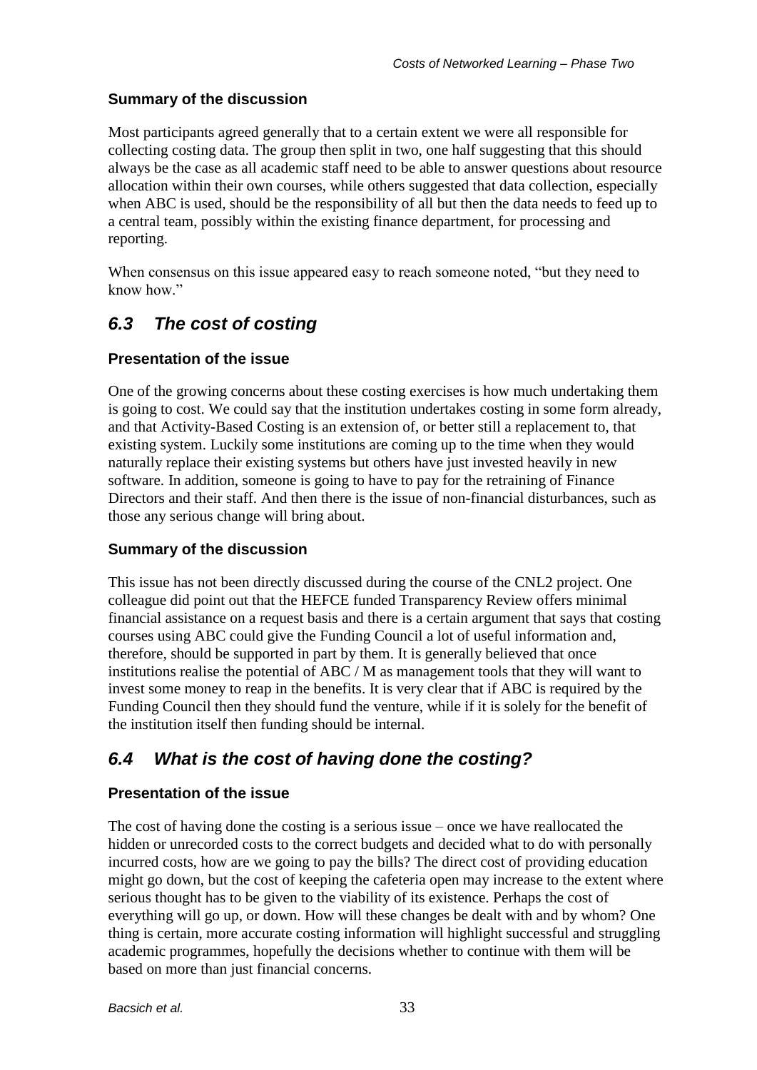### Summary of the discussion

Most participants agreed generally that to a certain extent we were all responsible for collecting costing data. The group then split in two, one half suggesting that this should always be the case as all academic staff need to be able to answer questions about resource allocation within their own courses, while others suggested that data collection, especially when ABC is used, should be the responsibility of all but then the data needs to feed up to a central team, possibly within the existing finance department, for processing and reporting.

When consensus on this issue appeared easy to reach someone noted, "but they need to know how."

## *6.3 The cost of costing*

### Presentation of the issue

One of the growing concerns about these costing exercises is how much undertaking them is going to cost. We could say that the institution undertakes costing in some form already, and that Activity-Based Costing is an extension of, or better still a replacement to, that existing system. Luckily some institutions are coming up to the time when they would naturally replace their existing systems but others have just invested heavily in new software. In addition, someone is going to have to pay for the retraining of Finance Directors and their staff. And then there is the issue of non-financial disturbances, such as those any serious change will bring about.

### Summary of the discussion

This issue has not been directly discussed during the course of the CNL2 project. One colleague did point out that the HEFCE funded Transparency Review offers minimal financial assistance on a request basis and there is a certain argument that says that costing courses using ABC could give the Funding Council a lot of useful information and, therefore, should be supported in part by them. It is generally believed that once institutions realise the potential of ABC / M as management tools that they will want to invest some money to reap in the benefits. It is very clear that if ABC is required by the Funding Council then they should fund the venture, while if it is solely for the benefit of the institution itself then funding should be internal.

## *6.4 What is the cost of having done the costing?*

### Presentation of the issue

The cost of having done the costing is a serious issue – once we have reallocated the hidden or unrecorded costs to the correct budgets and decided what to do with personally incurred costs, how are we going to pay the bills? The direct cost of providing education might go down, but the cost of keeping the cafeteria open may increase to the extent where serious thought has to be given to the viability of its existence. Perhaps the cost of everything will go up, or down. How will these changes be dealt with and by whom? One thing is certain, more accurate costing information will highlight successful and struggling academic programmes, hopefully the decisions whether to continue with them will be based on more than just financial concerns.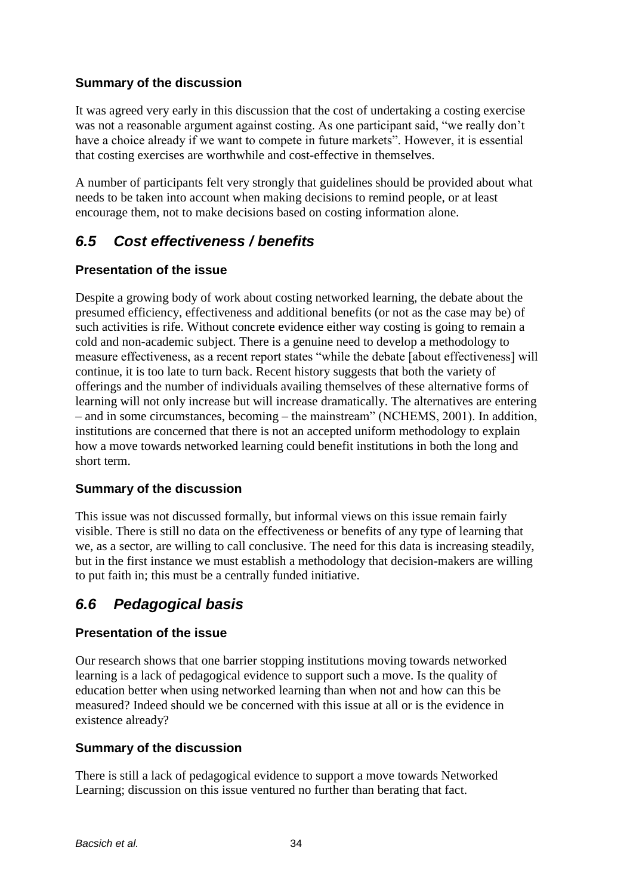#### Summary of the discussion

It was agreed very early in this discussion that the cost of undertaking a costing exercise was not a reasonable argument against costing. As one participant said, "we really don't have a choice already if we want to compete in future markets". However, it is essential that costing exercises are worthwhile and cost-effective in themselves.

A number of participants felt very strongly that guidelines should be provided about what needs to be taken into account when making decisions to remind people, or at least encourage them, not to make decisions based on costing information alone.

## *6.5 Cost effectiveness / benefits*

#### Presentation of the issue

Despite a growing body of work about costing networked learning, the debate about the presumed efficiency, effectiveness and additional benefits (or not as the case may be) of such activities is rife. Without concrete evidence either way costing is going to remain a cold and non-academic subject. There is a genuine need to develop a methodology to measure effectiveness, as a recent report states "while the debate [about effectiveness] will continue, it is too late to turn back. Recent history suggests that both the variety of offerings and the number of individuals availing themselves of these alternative forms of learning will not only increase but will increase dramatically. The alternatives are entering – and in some circumstances, becoming – the mainstream" (NCHEMS, 2001). In addition, institutions are concerned that there is not an accepted uniform methodology to explain how a move towards networked learning could benefit institutions in both the long and short term.

#### Summary of the discussion

This issue was not discussed formally, but informal views on this issue remain fairly visible. There is still no data on the effectiveness or benefits of any type of learning that we, as a sector, are willing to call conclusive. The need for this data is increasing steadily, but in the first instance we must establish a methodology that decision-makers are willing to put faith in; this must be a centrally funded initiative.

## *6.6 Pedagogical basis*

#### Presentation of the issue

Our research shows that one barrier stopping institutions moving towards networked learning is a lack of pedagogical evidence to support such a move. Is the quality of education better when using networked learning than when not and how can this be measured? Indeed should we be concerned with this issue at all or is the evidence in existence already?

#### Summary of the discussion

There is still a lack of pedagogical evidence to support a move towards Networked Learning; discussion on this issue ventured no further than berating that fact.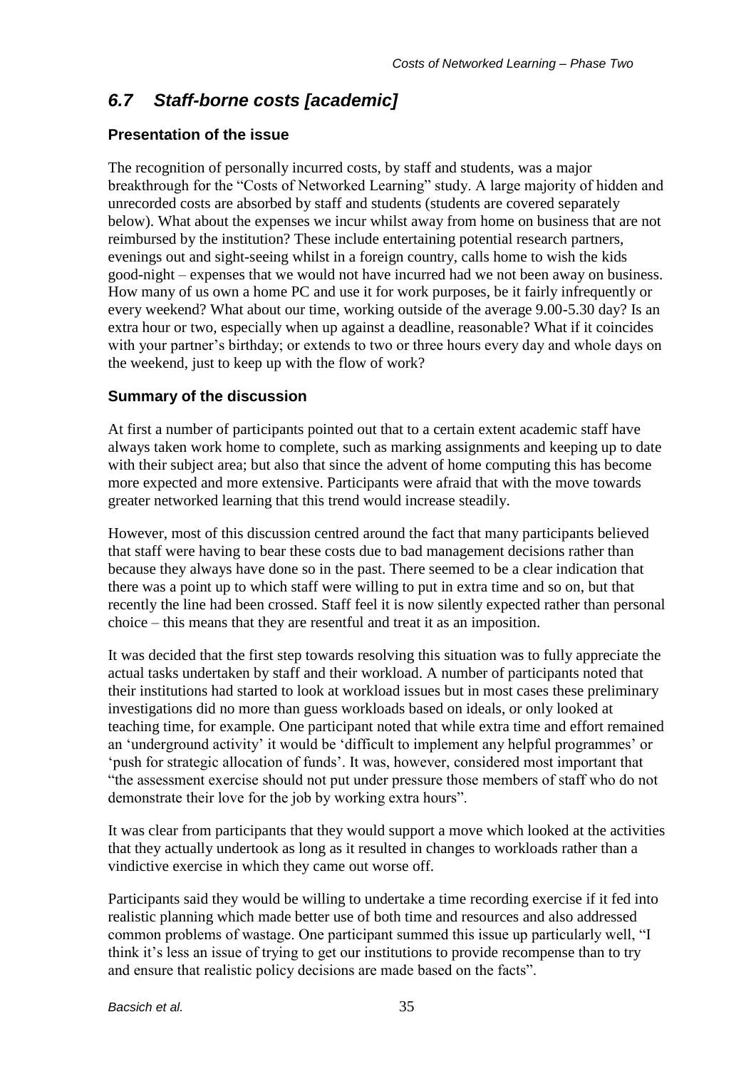## *6.7 Staff-borne costs [academic]*

### Presentation of the issue

The recognition of personally incurred costs, by staff and students, was a major breakthrough for the "Costs of Networked Learning" study. A large majority of hidden and unrecorded costs are absorbed by staff and students (students are covered separately below). What about the expenses we incur whilst away from home on business that are not reimbursed by the institution? These include entertaining potential research partners, evenings out and sight-seeing whilst in a foreign country, calls home to wish the kids good-night – expenses that we would not have incurred had we not been away on business. How many of us own a home PC and use it for work purposes, be it fairly infrequently or every weekend? What about our time, working outside of the average 9.00-5.30 day? Is an extra hour or two, especially when up against a deadline, reasonable? What if it coincides with your partner's birthday; or extends to two or three hours every day and whole days on the weekend, just to keep up with the flow of work?

### Summary of the discussion

At first a number of participants pointed out that to a certain extent academic staff have always taken work home to complete, such as marking assignments and keeping up to date with their subject area; but also that since the advent of home computing this has become more expected and more extensive. Participants were afraid that with the move towards greater networked learning that this trend would increase steadily.

However, most of this discussion centred around the fact that many participants believed that staff were having to bear these costs due to bad management decisions rather than because they always have done so in the past. There seemed to be a clear indication that there was a point up to which staff were willing to put in extra time and so on, but that recently the line had been crossed. Staff feel it is now silently expected rather than personal choice – this means that they are resentful and treat it as an imposition.

It was decided that the first step towards resolving this situation was to fully appreciate the actual tasks undertaken by staff and their workload. A number of participants noted that their institutions had started to look at workload issues but in most cases these preliminary investigations did no more than guess workloads based on ideals, or only looked at teaching time, for example. One participant noted that while extra time and effort remained an 'underground activity' it would be 'difficult to implement any helpful programmes' or 'push for strategic allocation of funds'. It was, however, considered most important that "the assessment exercise should not put under pressure those members of staff who do not demonstrate their love for the job by working extra hours".

It was clear from participants that they would support a move which looked at the activities that they actually undertook as long as it resulted in changes to workloads rather than a vindictive exercise in which they came out worse off.

Participants said they would be willing to undertake a time recording exercise if it fed into realistic planning which made better use of both time and resources and also addressed common problems of wastage. One participant summed this issue up particularly well, "I think it's less an issue of trying to get our institutions to provide recompense than to try and ensure that realistic policy decisions are made based on the facts".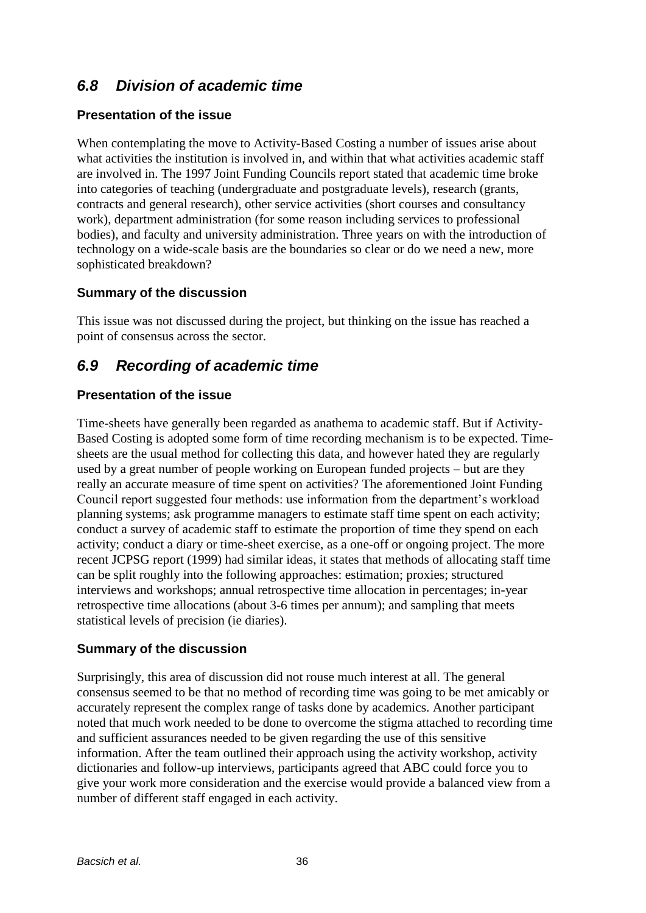## *6.8 Division of academic time*

### Presentation of the issue

When contemplating the move to Activity-Based Costing a number of issues arise about what activities the institution is involved in, and within that what activities academic staff are involved in. The 1997 Joint Funding Councils report stated that academic time broke into categories of teaching (undergraduate and postgraduate levels), research (grants, contracts and general research), other service activities (short courses and consultancy work), department administration (for some reason including services to professional bodies), and faculty and university administration. Three years on with the introduction of technology on a wide-scale basis are the boundaries so clear or do we need a new, more sophisticated breakdown?

### Summary of the discussion

This issue was not discussed during the project, but thinking on the issue has reached a point of consensus across the sector.

## *6.9 Recording of academic time*

### Presentation of the issue

Time-sheets have generally been regarded as anathema to academic staff. But if Activity-Based Costing is adopted some form of time recording mechanism is to be expected. Time-sheets are the usual method for collecting this data, and however hated they are regularly used by a great number of people working on European funded projects – but are they really an accurate measure of time spent on activities? The aforementioned Joint Funding Council report suggested four methods: use information from the department's workload planning systems; ask programme managers to estimate staff time spent on each activity; conduct a survey of academic staff to estimate the proportion of time they spend on each activity; conduct a diary or time-sheet exercise, as a one-off or ongoing project. The more recent JCPSG report (1999) had similar ideas, it states that methods of allocating staff time can be split roughly into the following approaches: estimation; proxies; structured interviews and workshops; annual retrospective time allocation in percentages; in-year retrospective time allocations (about 3-6 times per annum); and sampling that meets statistical levels of precision (ie diaries).

### Summary of the discussion

Surprisingly, this area of discussion did not rouse much interest at all. The general consensus seemed to be that no method of recording time was going to be met amicably or accurately represent the complex range of tasks done by academics. Another participant noted that much work needed to be done to overcome the stigma attached to recording time and sufficient assurances needed to be given regarding the use of this sensitive information. After the team outlined their approach using the activity workshop, activity dictionaries and follow-up interviews, participants agreed that ABC could force you to give your work more consideration and the exercise would provide a balanced view from a number of different staff engaged in each activity.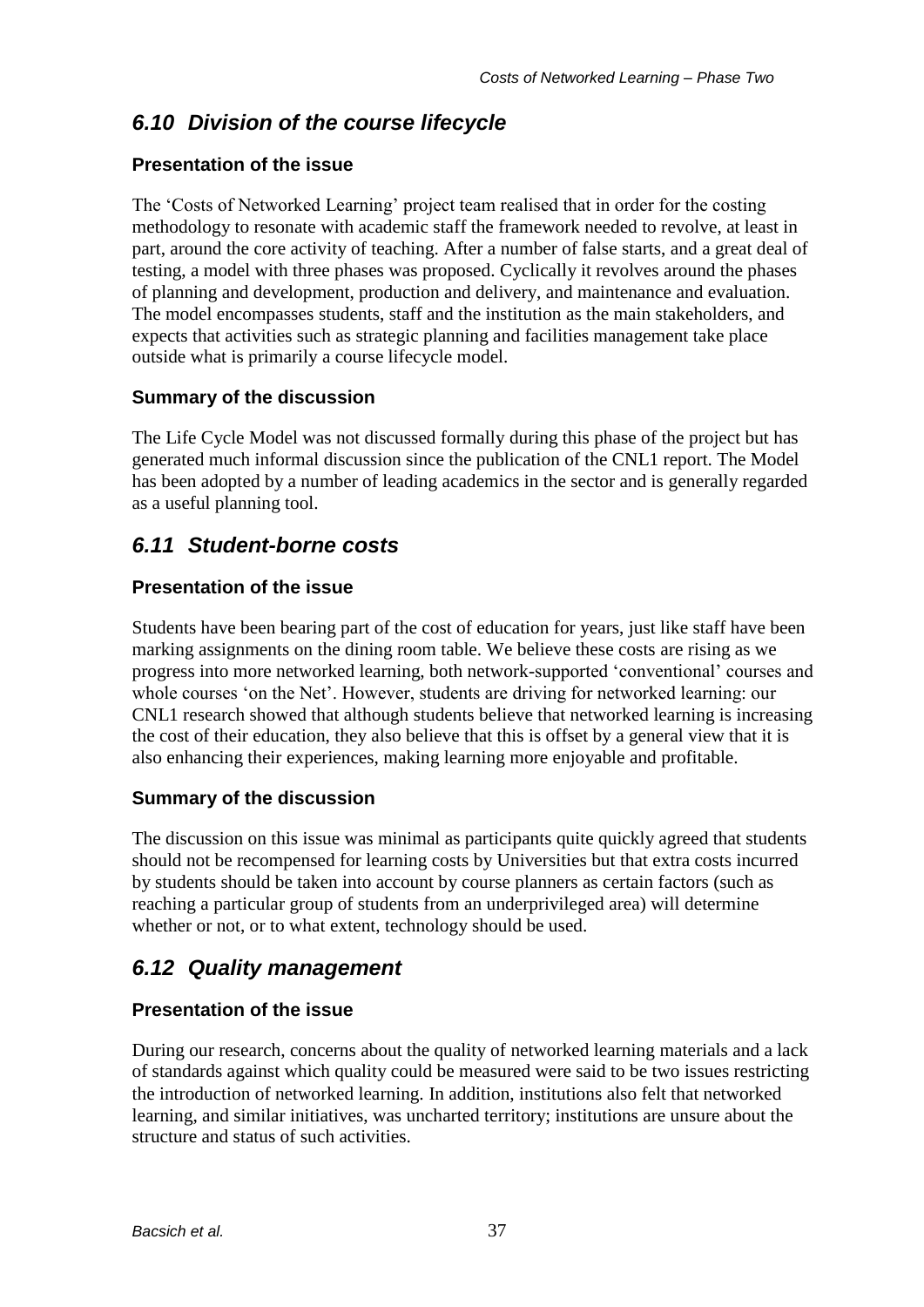## *6.10 Division of the course lifecycle*

### Presentation of the issue

The 'Costs of Networked Learning' project team realised that in order for the costing methodology to resonate with academic staff the framework needed to revolve, at least in part, around the core activity of teaching. After a number of false starts, and a great deal of testing, a model with three phases was proposed. Cyclically it revolves around the phases of planning and development, production and delivery, and maintenance and evaluation. The model encompasses students, staff and the institution as the main stakeholders, and expects that activities such as strategic planning and facilities management take place outside what is primarily a course lifecycle model.

### Summary of the discussion

The Life Cycle Model was not discussed formally during this phase of the project but has generated much informal discussion since the publication of the CNL1 report. The Model has been adopted by a number of leading academics in the sector and is generally regarded as a useful planning tool.

## *6.11 Student-borne costs*

### Presentation of the issue

Students have been bearing part of the cost of education for years, just like staff have been marking assignments on the dining room table. We believe these costs are rising as we progress into more networked learning, both network-supported 'conventional' courses and whole courses 'on the Net'. However, students are driving for networked learning: our CNL1 research showed that although students believe that networked learning is increasing the cost of their education, they also believe that this is offset by a general view that it is also enhancing their experiences, making learning more enjoyable and profitable.

### Summary of the discussion

The discussion on this issue was minimal as participants quite quickly agreed that students should not be recompensed for learning costs by Universities but that extra costs incurred by students should be taken into account by course planners as certain factors (such as reaching a particular group of students from an underprivileged area) will determine whether or not, or to what extent, technology should be used.

## *6.12 Quality management*

### Presentation of the issue

During our research, concerns about the quality of networked learning materials and a lack of standards against which quality could be measured were said to be two issues restricting the introduction of networked learning. In addition, institutions also felt that networked learning, and similar initiatives, was uncharted territory; institutions are unsure about the structure and status of such activities.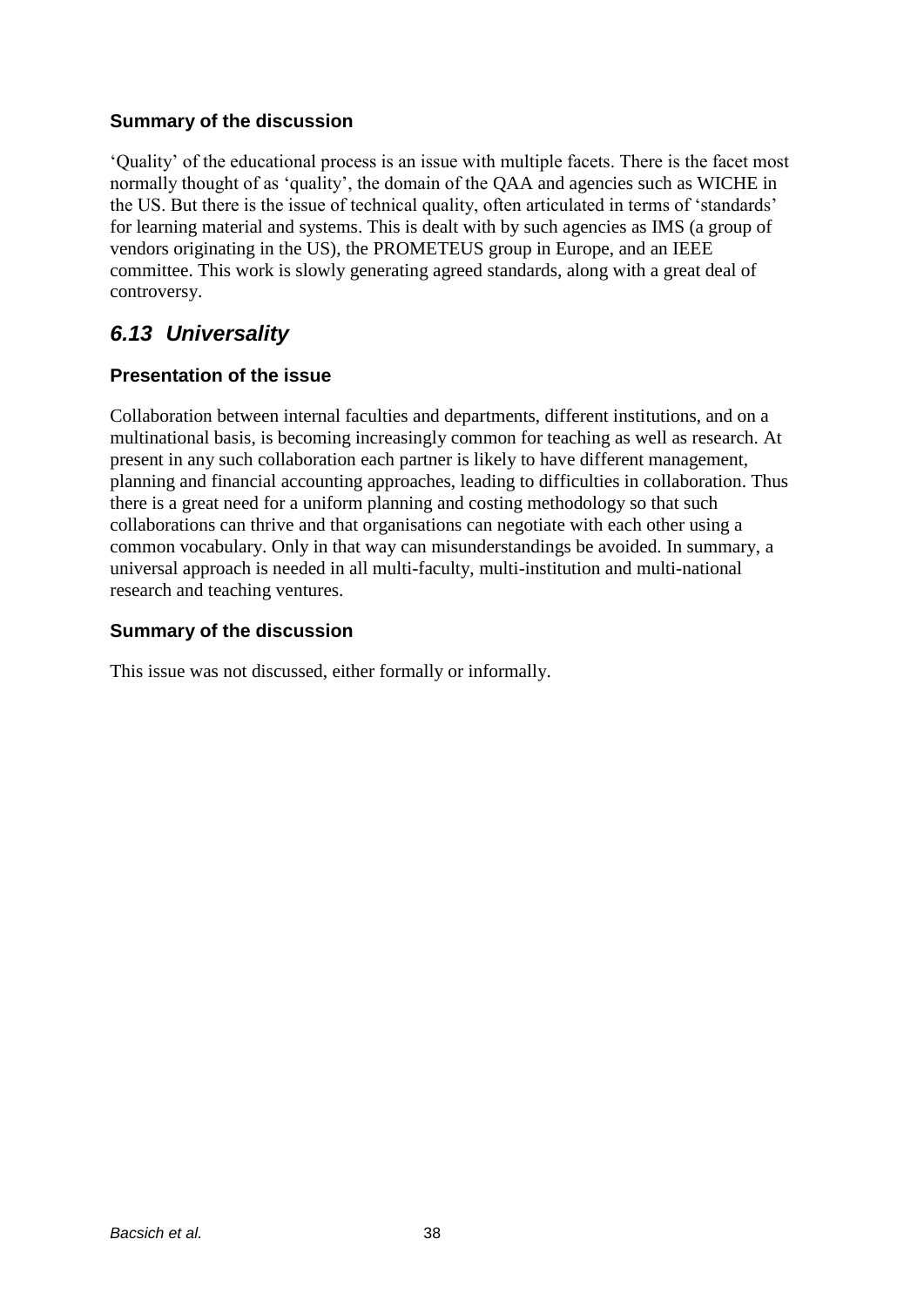### Summary of the discussion

'Quality' of the educational process is an issue with multiple facets. There is the facet most normally thought of as 'quality', the domain of the QAA and agencies such as WICHE in the US. But there is the issue of technical quality, often articulated in terms of 'standards' for learning material and systems. This is dealt with by such agencies as IMS (a group of vendors originating in the US), the PROMETEUS group in Europe, and an IEEE committee. This work is slowly generating agreed standards, along with a great deal of controversy.

## *6.13 Universality*

### Presentation of the issue

Collaboration between internal faculties and departments, different institutions, and on a multinational basis, is becoming increasingly common for teaching as well as research. At present in any such collaboration each partner is likely to have different management, planning and financial accounting approaches, leading to difficulties in collaboration. Thus there is a great need for a uniform planning and costing methodology so that such collaborations can thrive and that organisations can negotiate with each other using a common vocabulary. Only in that way can misunderstandings be avoided. In summary, a universal approach is needed in all multi-faculty, multi-institution and multi-national research and teaching ventures.

### Summary of the discussion

This issue was not discussed, either formally or informally.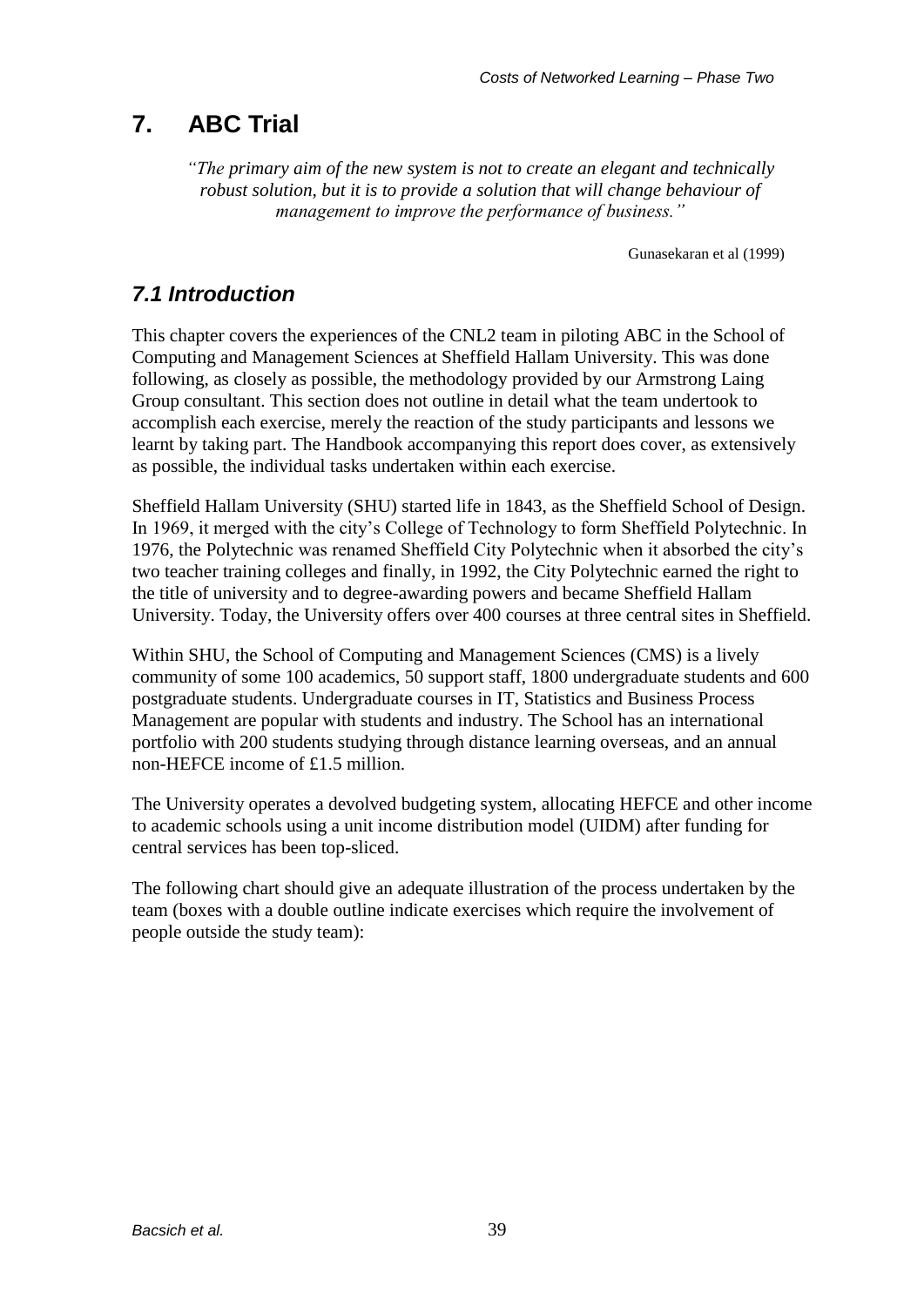# 7. ABC Trial

> *"The primary aim of the new system is not to create an elegant and technically robust solution, but it is to provide a solution that will change behaviour of management to improve the performance of business."*
>
> Gunasekaran et al (1999)

## *7.1 Introduction*

This chapter covers the experiences of the CNL2 team in piloting ABC in the School of Computing and Management Sciences at Sheffield Hallam University. This was done following, as closely as possible, the methodology provided by our Armstrong Laing Group consultant. This section does not outline in detail what the team undertook to accomplish each exercise, merely the reaction of the study participants and lessons we learnt by taking part. The Handbook accompanying this report does cover, as extensively as possible, the individual tasks undertaken within each exercise.

Sheffield Hallam University (SHU) started life in 1843, as the Sheffield School of Design. In 1969, it merged with the city's College of Technology to form Sheffield Polytechnic. In 1976, the Polytechnic was renamed Sheffield City Polytechnic when it absorbed the city's two teacher training colleges and finally, in 1992, the City Polytechnic earned the right to the title of university and to degree-awarding powers and became Sheffield Hallam University. Today, the University offers over 400 courses at three central sites in Sheffield.

Within SHU, the School of Computing and Management Sciences (CMS) is a lively community of some 100 academics, 50 support staff, 1800 undergraduate students and 600 postgraduate students. Undergraduate courses in IT, Statistics and Business Process Management are popular with students and industry. The School has an international portfolio with 200 students studying through distance learning overseas, and an annual non-HEFCE income of £1.5 million.

The University operates a devolved budgeting system, allocating HEFCE and other income to academic schools using a unit income distribution model (UIDM) after funding for central services has been top-sliced.

The following chart should give an adequate illustration of the process undertaken by the team (boxes with a double outline indicate exercises which require the involvement of people outside the study team):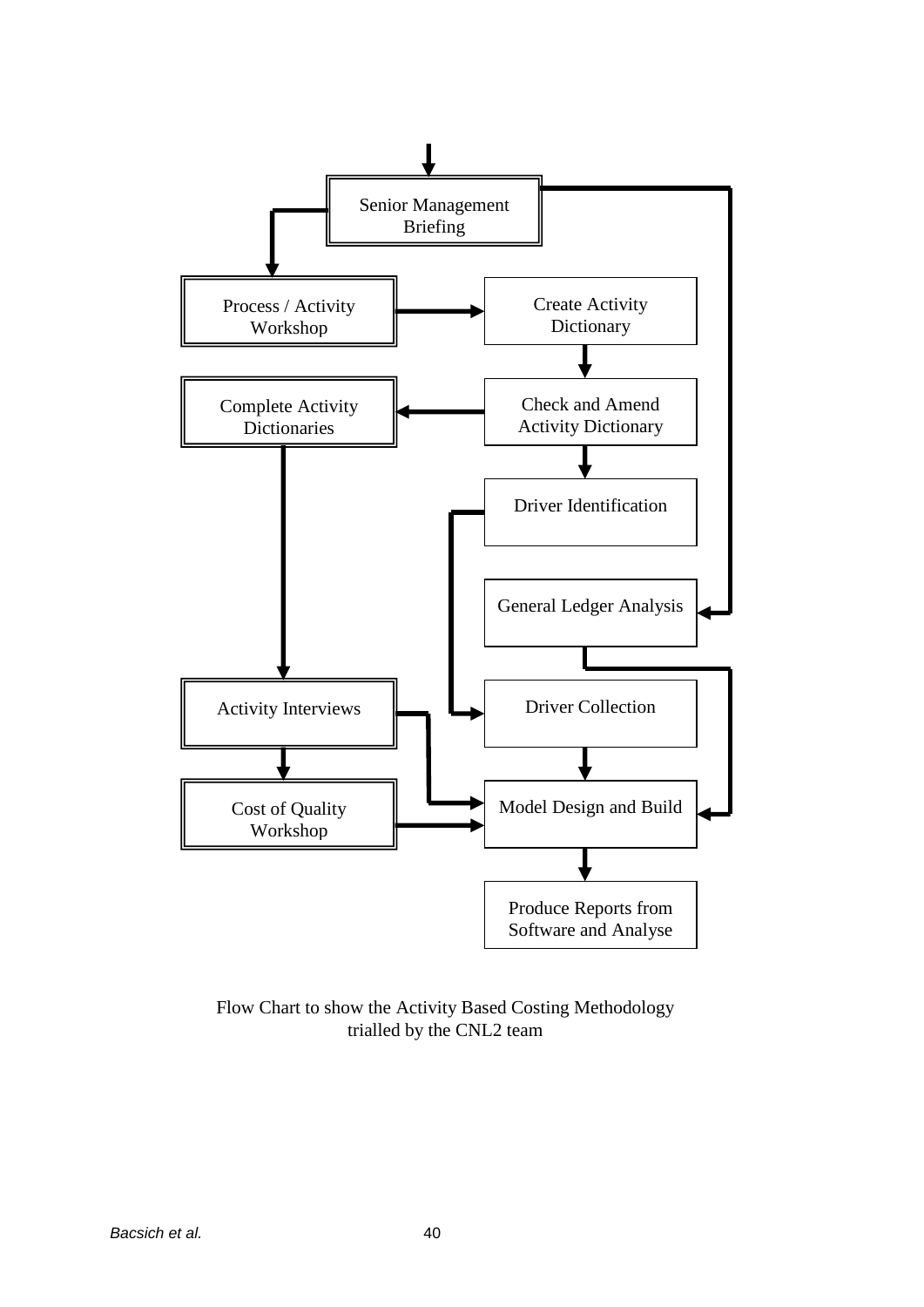Senior Management Briefing

Process / Activity Workshop

Create Activity Dictionary

Check and Amend Activity Dictionary

Complete Activity Dictionaries

Driver Identification

General Ledger Analysis

Activity Interviews

Driver Collection

Cost of Quality Workshop

Model Design and Build

Produce Reports from Software and Analyse

Flow Chart to show the Activity Based Costing Methodology trialled by the CNL2 team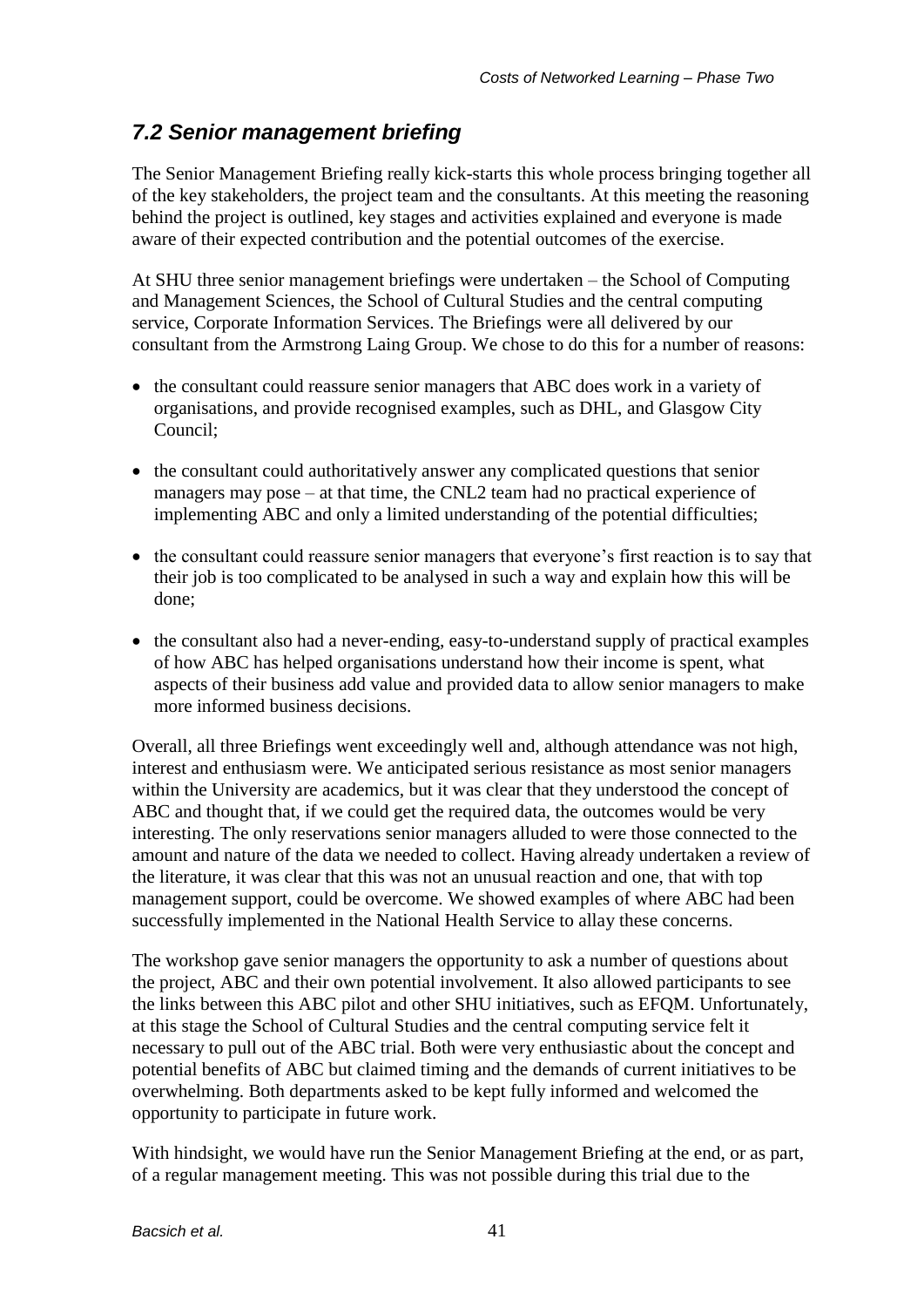## *7.2 Senior management briefing*

The Senior Management Briefing really kick-starts this whole process bringing together all of the key stakeholders, the project team and the consultants. At this meeting the reasoning behind the project is outlined, key stages and activities explained and everyone is made aware of their expected contribution and the potential outcomes of the exercise.

At SHU three senior management briefings were undertaken – the School of Computing and Management Sciences, the School of Cultural Studies and the central computing service, Corporate Information Services. The Briefings were all delivered by our consultant from the Armstrong Laing Group. We chose to do this for a number of reasons:

- the consultant could reassure senior managers that ABC does work in a variety of organisations, and provide recognised examples, such as DHL, and Glasgow City Council;
- the consultant could authoritatively answer any complicated questions that senior managers may pose – at that time, the CNL2 team had no practical experience of implementing ABC and only a limited understanding of the potential difficulties;
- the consultant could reassure senior managers that everyone's first reaction is to say that their job is too complicated to be analysed in such a way and explain how this will be done;
- the consultant also had a never-ending, easy-to-understand supply of practical examples of how ABC has helped organisations understand how their income is spent, what aspects of their business add value and provided data to allow senior managers to make more informed business decisions.

Overall, all three Briefings went exceedingly well and, although attendance was not high, interest and enthusiasm were. We anticipated serious resistance as most senior managers within the University are academics, but it was clear that they understood the concept of ABC and thought that, if we could get the required data, the outcomes would be very interesting. The only reservations senior managers alluded to were those connected to the amount and nature of the data we needed to collect. Having already undertaken a review of the literature, it was clear that this was not an unusual reaction and one, that with top management support, could be overcome. We showed examples of where ABC had been successfully implemented in the National Health Service to allay these concerns.

The workshop gave senior managers the opportunity to ask a number of questions about the project, ABC and their own potential involvement. It also allowed participants to see the links between this ABC pilot and other SHU initiatives, such as EFQM. Unfortunately, at this stage the School of Cultural Studies and the central computing service felt it necessary to pull out of the ABC trial. Both were very enthusiastic about the concept and potential benefits of ABC but claimed timing and the demands of current initiatives to be overwhelming. Both departments asked to be kept fully informed and welcomed the opportunity to participate in future work.

With hindsight, we would have run the Senior Management Briefing at the end, or as part, of a regular management meeting. This was not possible during this trial due to the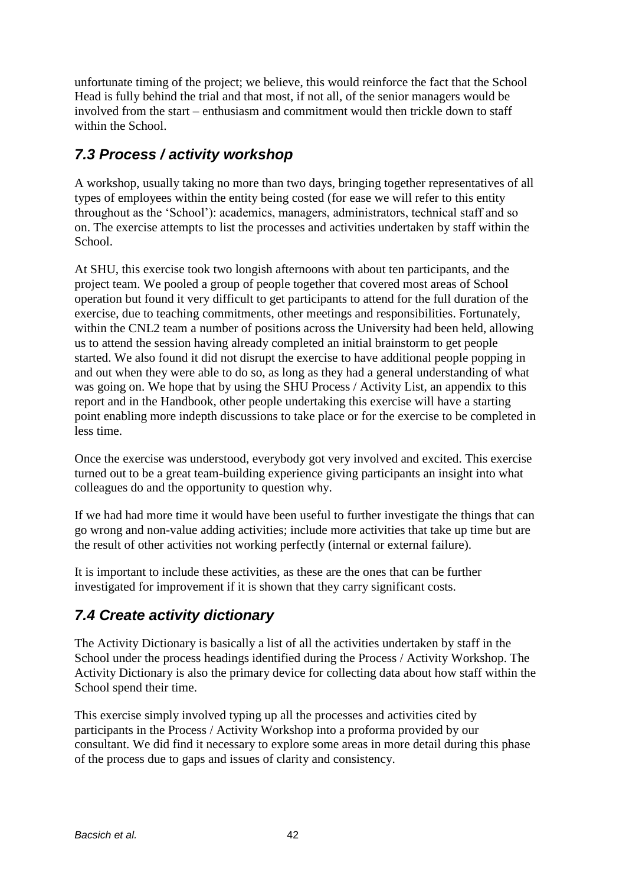unfortunate timing of the project; we believe, this would reinforce the fact that the School Head is fully behind the trial and that most, if not all, of the senior managers would be involved from the start – enthusiasm and commitment would then trickle down to staff within the School.

## *7.3 Process / activity workshop*

A workshop, usually taking no more than two days, bringing together representatives of all types of employees within the entity being costed (for ease we will refer to this entity throughout as the 'School'): academics, managers, administrators, technical staff and so on. The exercise attempts to list the processes and activities undertaken by staff within the School.

At SHU, this exercise took two longish afternoons with about ten participants, and the project team. We pooled a group of people together that covered most areas of School operation but found it very difficult to get participants to attend for the full duration of the exercise, due to teaching commitments, other meetings and responsibilities. Fortunately, within the CNL2 team a number of positions across the University had been held, allowing us to attend the session having already completed an initial brainstorm to get people started. We also found it did not disrupt the exercise to have additional people popping in and out when they were able to do so, as long as they had a general understanding of what was going on. We hope that by using the SHU Process / Activity List, an appendix to this report and in the Handbook, other people undertaking this exercise will have a starting point enabling more indepth discussions to take place or for the exercise to be completed in less time.

Once the exercise was understood, everybody got very involved and excited. This exercise turned out to be a great team-building experience giving participants an insight into what colleagues do and the opportunity to question why.

If we had had more time it would have been useful to further investigate the things that can go wrong and non-value adding activities; include more activities that take up time but are the result of other activities not working perfectly (internal or external failure).

It is important to include these activities, as these are the ones that can be further investigated for improvement if it is shown that they carry significant costs.

## *7.4 Create activity dictionary*

The Activity Dictionary is basically a list of all the activities undertaken by staff in the School under the process headings identified during the Process / Activity Workshop. The Activity Dictionary is also the primary device for collecting data about how staff within the School spend their time.

This exercise simply involved typing up all the processes and activities cited by participants in the Process / Activity Workshop into a proforma provided by our consultant. We did find it necessary to explore some areas in more detail during this phase of the process due to gaps and issues of clarity and consistency.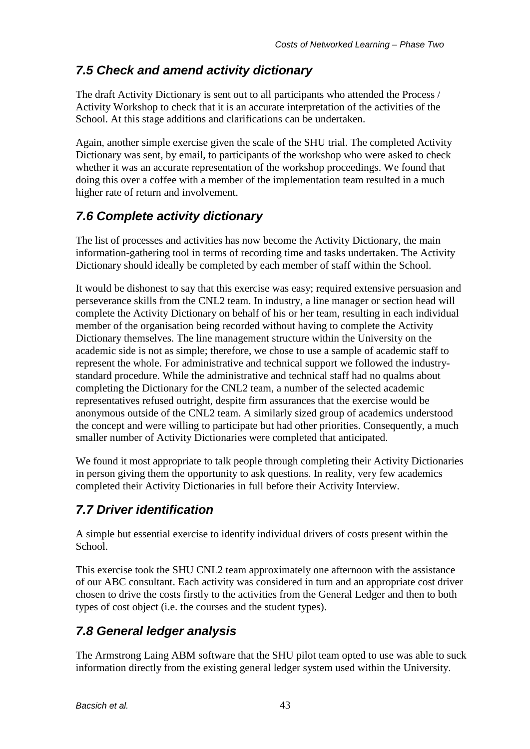## *7.5 Check and amend activity dictionary*

The draft Activity Dictionary is sent out to all participants who attended the Process / Activity Workshop to check that it is an accurate interpretation of the activities of the School. At this stage additions and clarifications can be undertaken.

Again, another simple exercise given the scale of the SHU trial. The completed Activity Dictionary was sent, by email, to participants of the workshop who were asked to check whether it was an accurate representation of the workshop proceedings. We found that doing this over a coffee with a member of the implementation team resulted in a much higher rate of return and involvement.

## *7.6 Complete activity dictionary*

The list of processes and activities has now become the Activity Dictionary, the main information-gathering tool in terms of recording time and tasks undertaken. The Activity Dictionary should ideally be completed by each member of staff within the School.

It would be dishonest to say that this exercise was easy; required extensive persuasion and perseverance skills from the CNL2 team. In industry, a line manager or section head will complete the Activity Dictionary on behalf of his or her team, resulting in each individual member of the organisation being recorded without having to complete the Activity Dictionary themselves. The line management structure within the University on the academic side is not as simple; therefore, we chose to use a sample of academic staff to represent the whole. For administrative and technical support we followed the industry-standard procedure. While the administrative and technical staff had no qualms about completing the Dictionary for the CNL2 team, a number of the selected academic representatives refused outright, despite firm assurances that the exercise would be anonymous outside of the CNL2 team. A similarly sized group of academics understood the concept and were willing to participate but had other priorities. Consequently, a much smaller number of Activity Dictionaries were completed that anticipated.

We found it most appropriate to talk people through completing their Activity Dictionaries in person giving them the opportunity to ask questions. In reality, very few academics completed their Activity Dictionaries in full before their Activity Interview.

## *7.7 Driver identification*

A simple but essential exercise to identify individual drivers of costs present within the School.

This exercise took the SHU CNL2 team approximately one afternoon with the assistance of our ABC consultant. Each activity was considered in turn and an appropriate cost driver chosen to drive the costs firstly to the activities from the General Ledger and then to both types of cost object (i.e. the courses and the student types).

## *7.8 General ledger analysis*

The Armstrong Laing ABM software that the SHU pilot team opted to use was able to suck information directly from the existing general ledger system used within the University.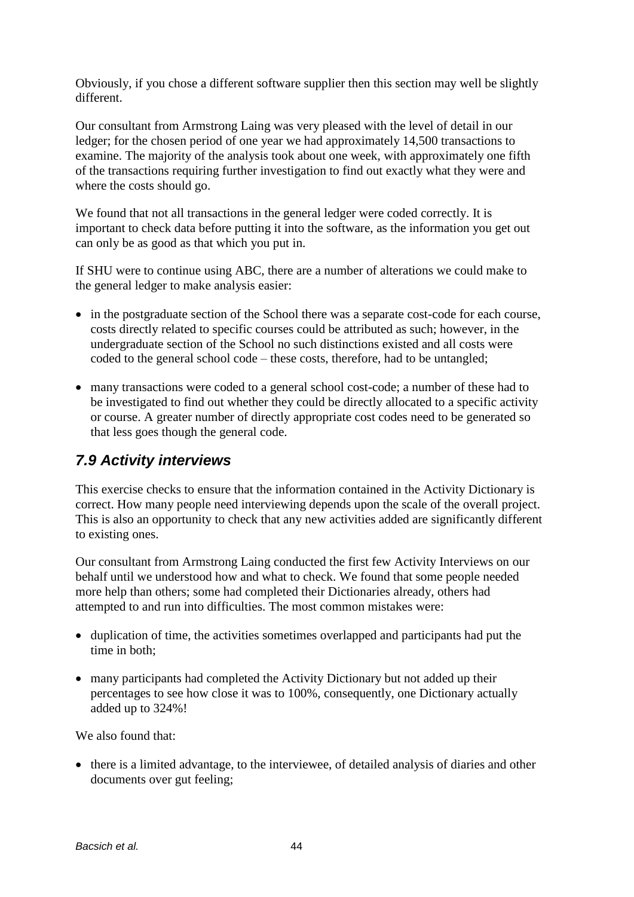Obviously, if you chose a different software supplier then this section may well be slightly different.

Our consultant from Armstrong Laing was very pleased with the level of detail in our ledger; for the chosen period of one year we had approximately 14,500 transactions to examine. The majority of the analysis took about one week, with approximately one fifth of the transactions requiring further investigation to find out exactly what they were and where the costs should go.

We found that not all transactions in the general ledger were coded correctly. It is important to check data before putting it into the software, as the information you get out can only be as good as that which you put in.

If SHU were to continue using ABC, there are a number of alterations we could make to the general ledger to make analysis easier:

- in the postgraduate section of the School there was a separate cost-code for each course, costs directly related to specific courses could be attributed as such; however, in the undergraduate section of the School no such distinctions existed and all costs were coded to the general school code – these costs, therefore, had to be untangled;
- many transactions were coded to a general school cost-code; a number of these had to be investigated to find out whether they could be directly allocated to a specific activity or course. A greater number of directly appropriate cost codes need to be generated so that less goes though the general code.

## *7.9 Activity interviews*

This exercise checks to ensure that the information contained in the Activity Dictionary is correct. How many people need interviewing depends upon the scale of the overall project. This is also an opportunity to check that any new activities added are significantly different to existing ones.

Our consultant from Armstrong Laing conducted the first few Activity Interviews on our behalf until we understood how and what to check. We found that some people needed more help than others; some had completed their Dictionaries already, others had attempted to and run into difficulties. The most common mistakes were:

- duplication of time, the activities sometimes overlapped and participants had put the time in both;
- many participants had completed the Activity Dictionary but not added up their percentages to see how close it was to 100%, consequently, one Dictionary actually added up to 324%!

We also found that:

- there is a limited advantage, to the interviewee, of detailed analysis of diaries and other documents over gut feeling;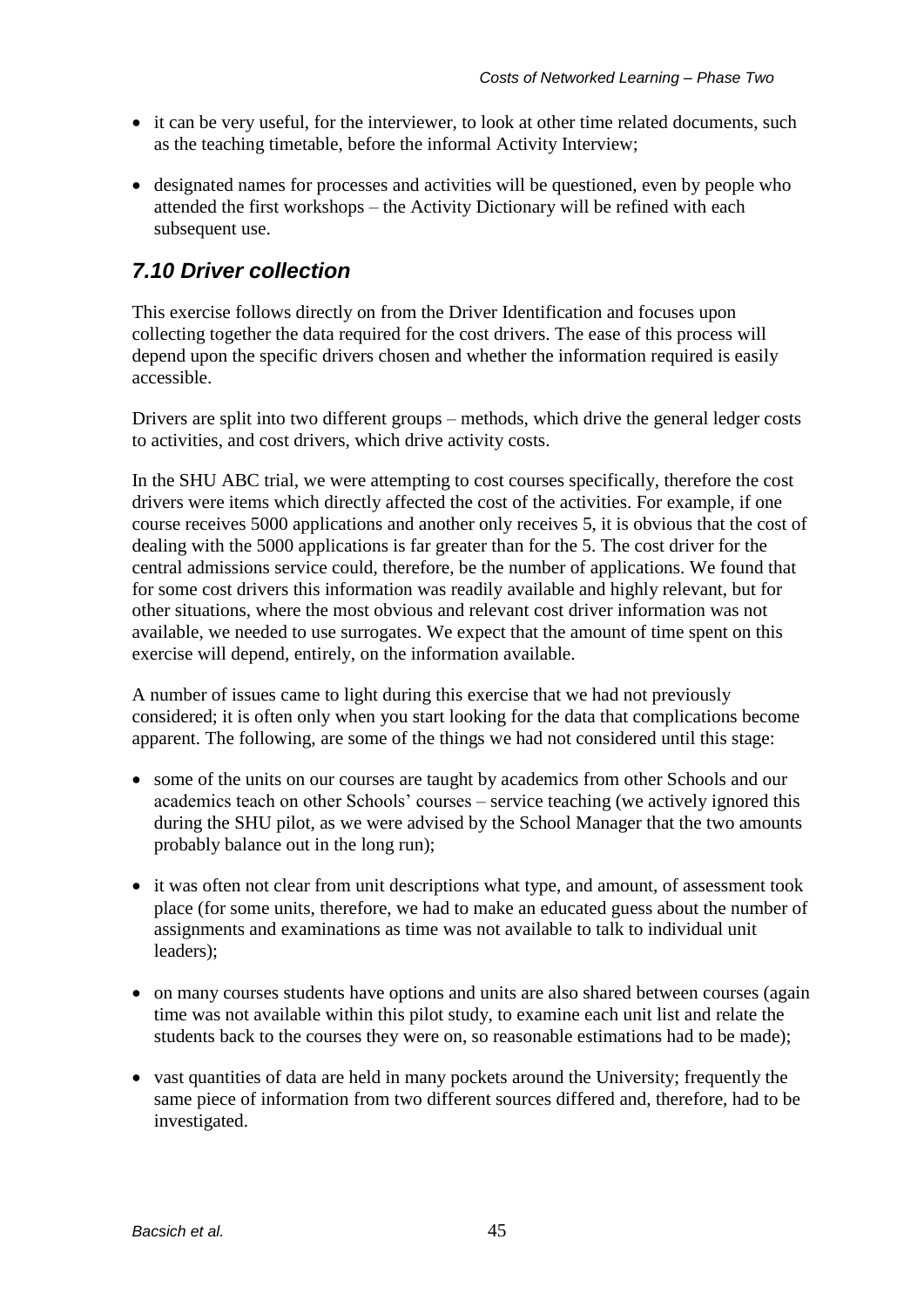- it can be very useful, for the interviewer, to look at other time related documents, such as the teaching timetable, before the informal Activity Interview;

- designated names for processes and activities will be questioned, even by people who attended the first workshops – the Activity Dictionary will be refined with each subsequent use.

## *7.10 Driver collection*

This exercise follows directly on from the Driver Identification and focuses upon collecting together the data required for the cost drivers. The ease of this process will depend upon the specific drivers chosen and whether the information required is easily accessible.

Drivers are split into two different groups – methods, which drive the general ledger costs to activities, and cost drivers, which drive activity costs.

In the SHU ABC trial, we were attempting to cost courses specifically, therefore the cost drivers were items which directly affected the cost of the activities. For example, if one course receives 5000 applications and another only receives 5, it is obvious that the cost of dealing with the 5000 applications is far greater than for the 5. The cost driver for the central admissions service could, therefore, be the number of applications. We found that for some cost drivers this information was readily available and highly relevant, but for other situations, where the most obvious and relevant cost driver information was not available, we needed to use surrogates. We expect that the amount of time spent on this exercise will depend, entirely, on the information available.

A number of issues came to light during this exercise that we had not previously considered; it is often only when you start looking for the data that complications become apparent. The following, are some of the things we had not considered until this stage:

- some of the units on our courses are taught by academics from other Schools and our academics teach on other Schools' courses – service teaching (we actively ignored this during the SHU pilot, as we were advised by the School Manager that the two amounts probably balance out in the long run);

- it was often not clear from unit descriptions what type, and amount, of assessment took place (for some units, therefore, we had to make an educated guess about the number of assignments and examinations as time was not available to talk to individual unit leaders);

- on many courses students have options and units are also shared between courses (again time was not available within this pilot study, to examine each unit list and relate the students back to the courses they were on, so reasonable estimations had to be made);

- vast quantities of data are held in many pockets around the University; frequently the same piece of information from two different sources differed and, therefore, had to be investigated.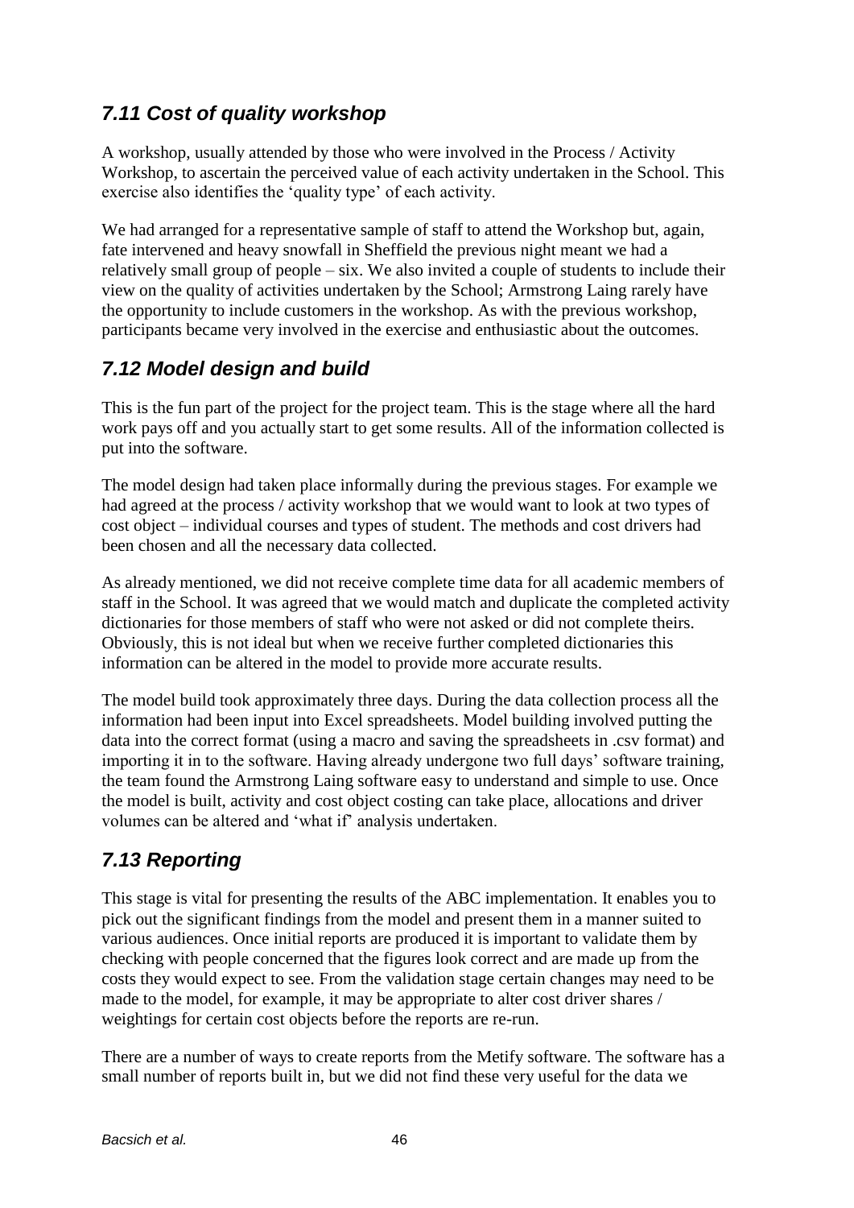## *7.11 Cost of quality workshop*

A workshop, usually attended by those who were involved in the Process / Activity Workshop, to ascertain the perceived value of each activity undertaken in the School. This exercise also identifies the 'quality type' of each activity.

We had arranged for a representative sample of staff to attend the Workshop but, again, fate intervened and heavy snowfall in Sheffield the previous night meant we had a relatively small group of people – six. We also invited a couple of students to include their view on the quality of activities undertaken by the School; Armstrong Laing rarely have the opportunity to include customers in the workshop. As with the previous workshop, participants became very involved in the exercise and enthusiastic about the outcomes.

## *7.12 Model design and build*

This is the fun part of the project for the project team. This is the stage where all the hard work pays off and you actually start to get some results. All of the information collected is put into the software.

The model design had taken place informally during the previous stages. For example we had agreed at the process / activity workshop that we would want to look at two types of cost object – individual courses and types of student. The methods and cost drivers had been chosen and all the necessary data collected.

As already mentioned, we did not receive complete time data for all academic members of staff in the School. It was agreed that we would match and duplicate the completed activity dictionaries for those members of staff who were not asked or did not complete theirs. Obviously, this is not ideal but when we receive further completed dictionaries this information can be altered in the model to provide more accurate results.

The model build took approximately three days. During the data collection process all the information had been input into Excel spreadsheets. Model building involved putting the data into the correct format (using a macro and saving the spreadsheets in .csv format) and importing it in to the software. Having already undergone two full days' software training, the team found the Armstrong Laing software easy to understand and simple to use. Once the model is built, activity and cost object costing can take place, allocations and driver volumes can be altered and 'what if' analysis undertaken.

## *7.13 Reporting*

This stage is vital for presenting the results of the ABC implementation. It enables you to pick out the significant findings from the model and present them in a manner suited to various audiences. Once initial reports are produced it is important to validate them by checking with people concerned that the figures look correct and are made up from the costs they would expect to see. From the validation stage certain changes may need to be made to the model, for example, it may be appropriate to alter cost driver shares / weightings for certain cost objects before the reports are re-run.

There are a number of ways to create reports from the Metify software. The software has a small number of reports built in, but we did not find these very useful for the data we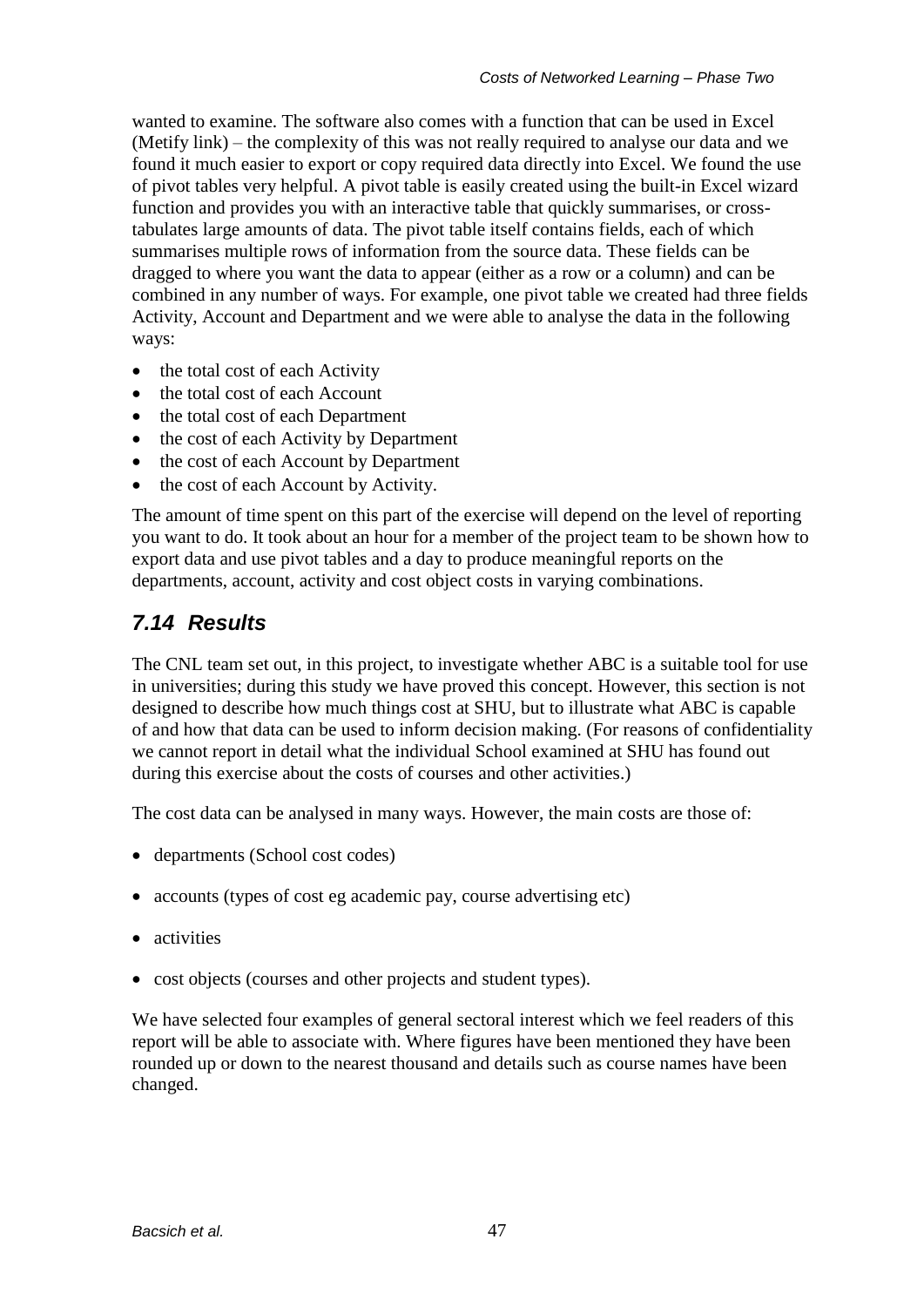wanted to examine. The software also comes with a function that can be used in Excel (Metify link) – the complexity of this was not really required to analyse our data and we found it much easier to export or copy required data directly into Excel. We found the use of pivot tables very helpful. A pivot table is easily created using the built-in Excel wizard function and provides you with an interactive table that quickly summarises, or cross-tabulates large amounts of data. The pivot table itself contains fields, each of which summarises multiple rows of information from the source data. These fields can be dragged to where you want the data to appear (either as a row or a column) and can be combined in any number of ways. For example, one pivot table we created had three fields Activity, Account and Department and we were able to analyse the data in the following ways:

- the total cost of each Activity
- the total cost of each Account
- the total cost of each Department
- the cost of each Activity by Department
- the cost of each Account by Department
- the cost of each Account by Activity.

The amount of time spent on this part of the exercise will depend on the level of reporting you want to do. It took about an hour for a member of the project team to be shown how to export data and use pivot tables and a day to produce meaningful reports on the departments, account, activity and cost object costs in varying combinations.

## *7.14 Results*

The CNL team set out, in this project, to investigate whether ABC is a suitable tool for use in universities; during this study we have proved this concept. However, this section is not designed to describe how much things cost at SHU, but to illustrate what ABC is capable of and how that data can be used to inform decision making. (For reasons of confidentiality we cannot report in detail what the individual School examined at SHU has found out during this exercise about the costs of courses and other activities.)

The cost data can be analysed in many ways. However, the main costs are those of:

- departments (School cost codes)
- accounts (types of cost eg academic pay, course advertising etc)
- activities
- cost objects (courses and other projects and student types).

We have selected four examples of general sectoral interest which we feel readers of this report will be able to associate with. Where figures have been mentioned they have been rounded up or down to the nearest thousand and details such as course names have been changed.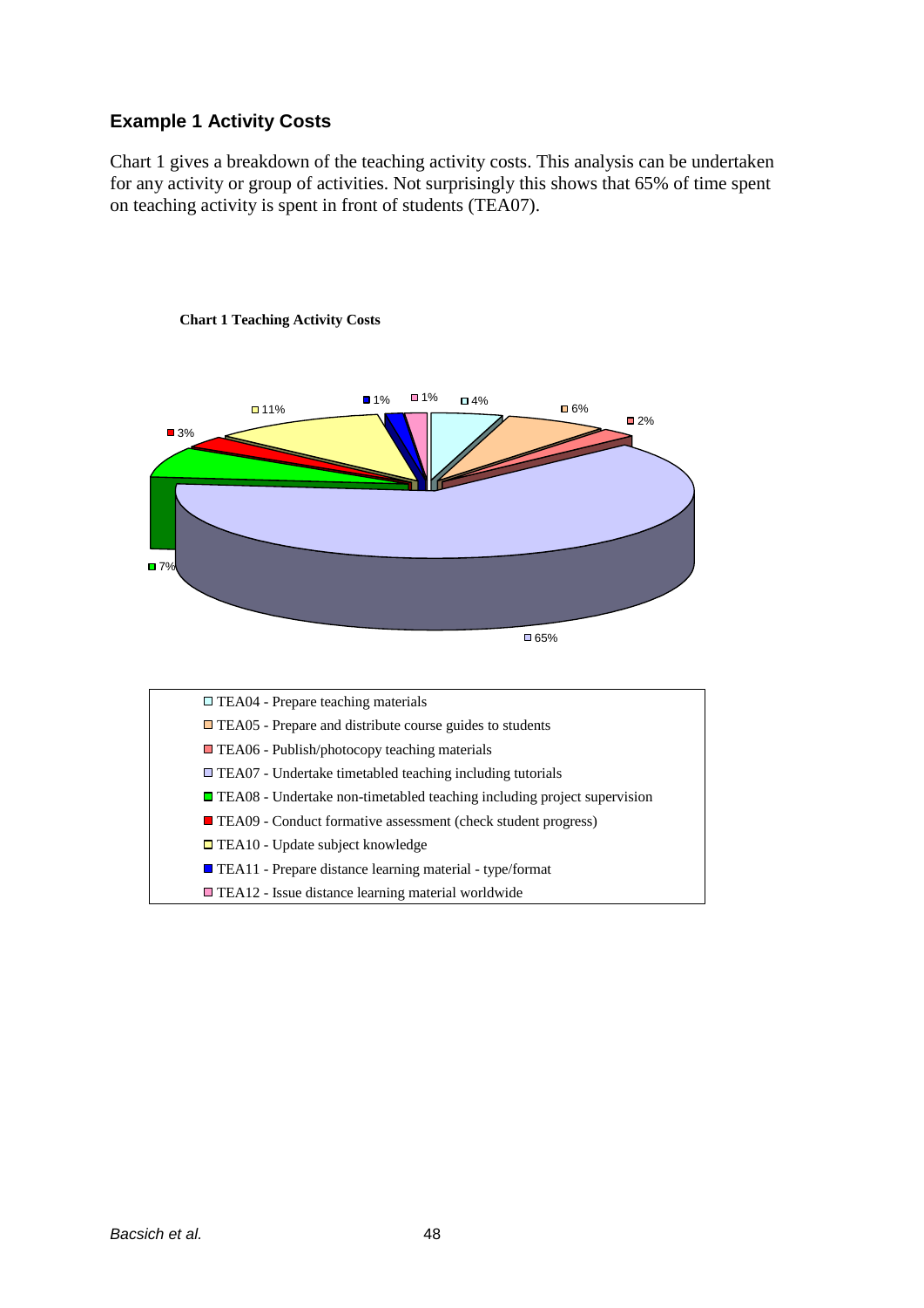### Example 1 Activity Costs

Chart 1 gives a breakdown of the teaching activity costs. This analysis can be undertaken for any activity or group of activities. Not surprisingly this shows that 65% of time spent on teaching activity is spent in front of students (TEA07).

**Chart 1 Teaching Activity Costs**

| Activity | % |
|---|---|
| TEA04 - Prepare teaching materials | 4% |
| TEA05 - Prepare and distribute course guides to students | 6% |
| TEA06 - Publish/photocopy teaching materials | 2% |
| TEA07 - Undertake timetabled teaching including tutorials | 65% |
| TEA08 - Undertake non-timetabled teaching including project supervision | 7% |
| TEA09 - Conduct formative assessment (check student progress) | 3% |
| TEA10 - Update subject knowledge | 11% |
| TEA11 - Prepare distance learning material - type/format | 1% |
| TEA12 - Issue distance learning material worldwide | 1% |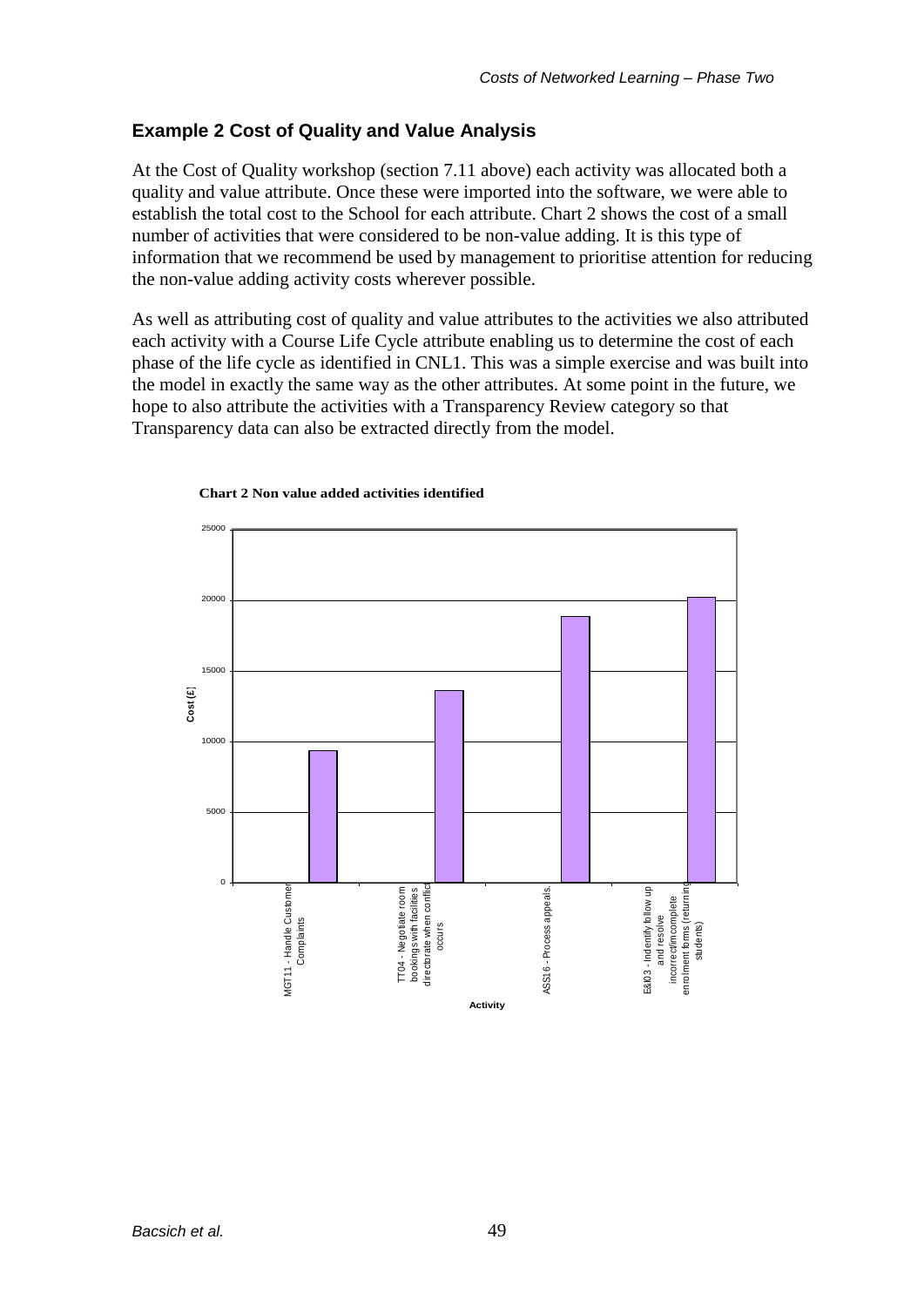## Example 2 Cost of Quality and Value Analysis

At the Cost of Quality workshop (section 7.11 above) each activity was allocated both a quality and value attribute. Once these were imported into the software, we were able to establish the total cost to the School for each attribute. Chart 2 shows the cost of a small number of activities that were considered to be non-value adding. It is this type of information that we recommend be used by management to prioritise attention for reducing the non-value adding activity costs wherever possible.

As well as attributing cost of quality and value attributes to the activities we also attributed each activity with a Course Life Cycle attribute enabling us to determine the cost of each phase of the life cycle as identified in CNL1. This was a simple exercise and was built into the model in exactly the same way as the other attributes. At some point in the future, we hope to also attribute the activities with a Transparency Review category so that Transparency data can also be extracted directly from the model.

**Chart 2 Non value added activities identified**

| Activity | Cost (£) |
| --- | --- |
| MGT11 - Handle Customer Complaints | ~9,300 |
| TT04 - Negotiate room bookings with facilities directorate when conflict occurs | ~13,600 |
| ASS16 - Process appeals. | ~18,800 |
| E&I03 - Indentify follow up and resolve incorrect/incomplete enrolment forms (returning students) | ~20,200 |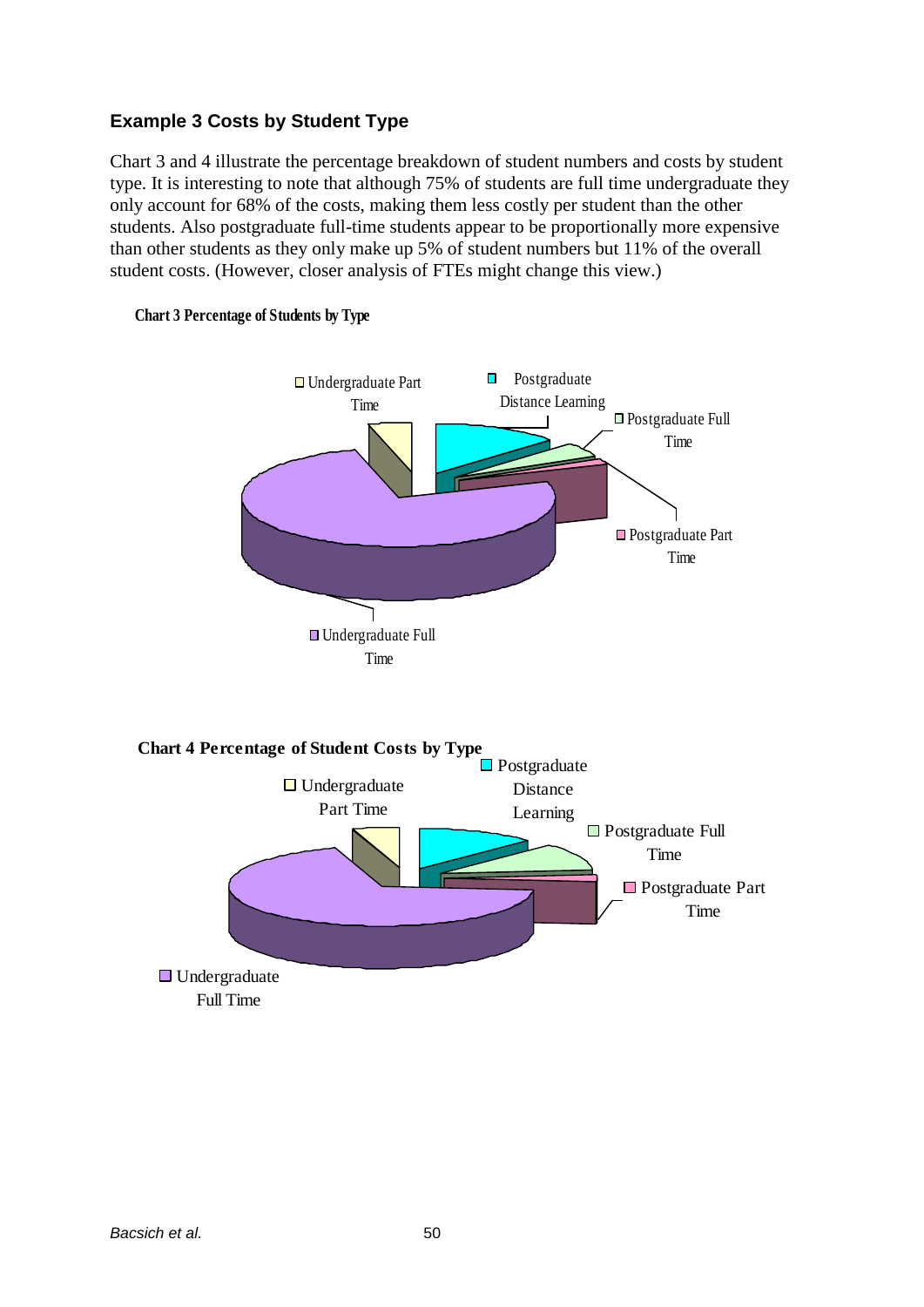### Example 3 Costs by Student Type

Chart 3 and 4 illustrate the percentage breakdown of student numbers and costs by student type. It is interesting to note that although 75% of students are full time undergraduate they only account for 68% of the costs, making them less costly per student than the other students. Also postgraduate full-time students appear to be proportionally more expensive than other students as they only make up 5% of student numbers but 11% of the overall student costs. (However, closer analysis of FTEs might change this view.)

**Chart 3 Percentage of Students by Type**

Undergraduate Part Time

Postgraduate Distance Learning

Postgraduate Full Time

Postgraduate Part Time

Undergraduate Full Time

**Chart 4 Percentage of Student Costs by Type**

Undergraduate Part Time

Postgraduate Distance Learning

Postgraduate Full Time

Postgraduate Part Time

Undergraduate Full Time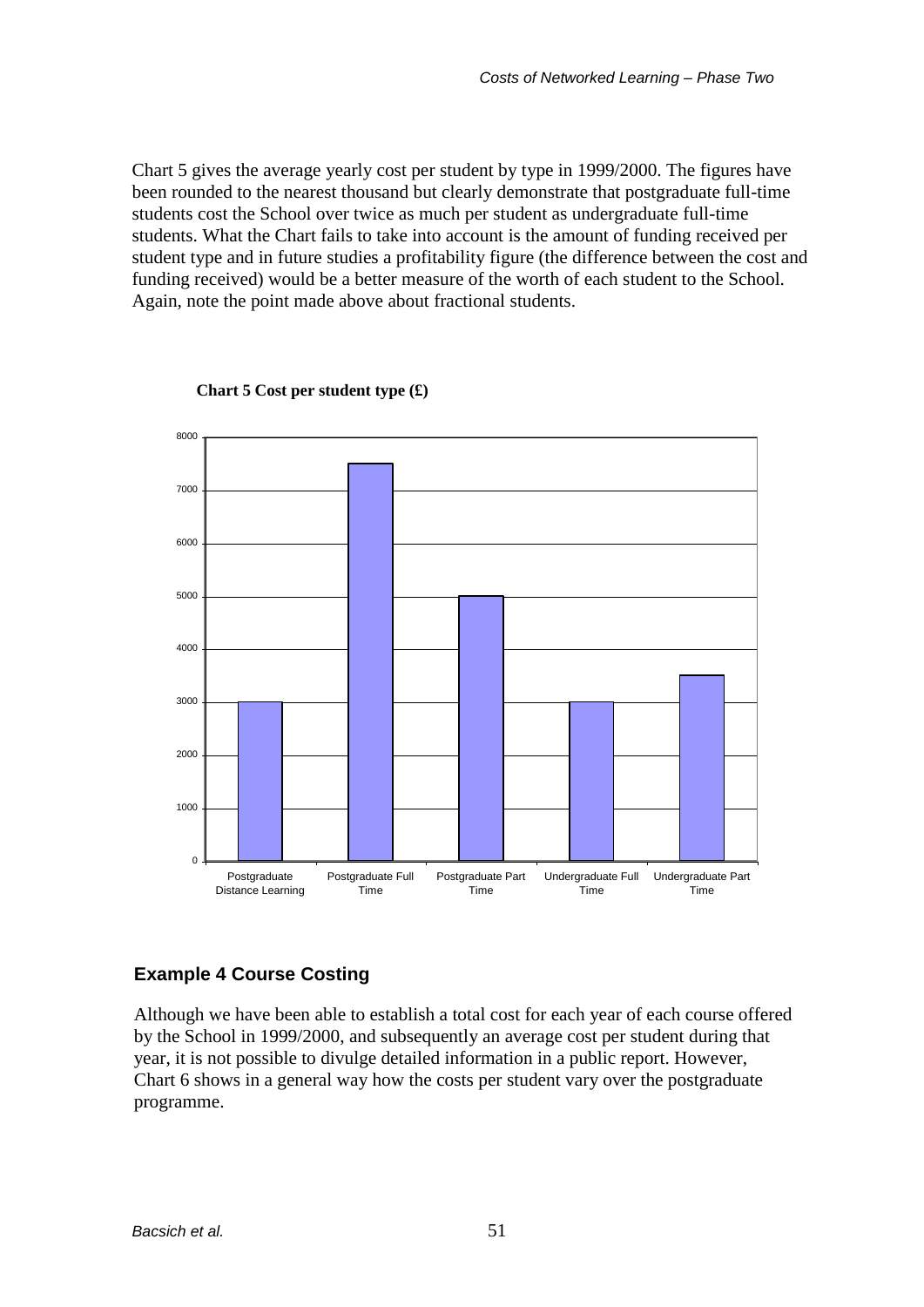Chart 5 gives the average yearly cost per student by type in 1999/2000. The figures have been rounded to the nearest thousand but clearly demonstrate that postgraduate full-time students cost the School over twice as much per student as undergraduate full-time students. What the Chart fails to take into account is the amount of funding received per student type and in future studies a profitability figure (the difference between the cost and funding received) would be a better measure of the worth of each student to the School. Again, note the point made above about fractional students.

**Chart 5 Cost per student type (£)**

| Student type | Cost per student (£) |
|---|---|
| Postgraduate Distance Learning | 3000 |
| Postgraduate Full Time | 7500 |
| Postgraduate Part Time | 5000 |
| Undergraduate Full Time | 3000 |
| Undergraduate Part Time | 3500 |

## Example 4 Course Costing

Although we have been able to establish a total cost for each year of each course offered by the School in 1999/2000, and subsequently an average cost per student during that year, it is not possible to divulge detailed information in a public report. However, Chart 6 shows in a general way how the costs per student vary over the postgraduate programme.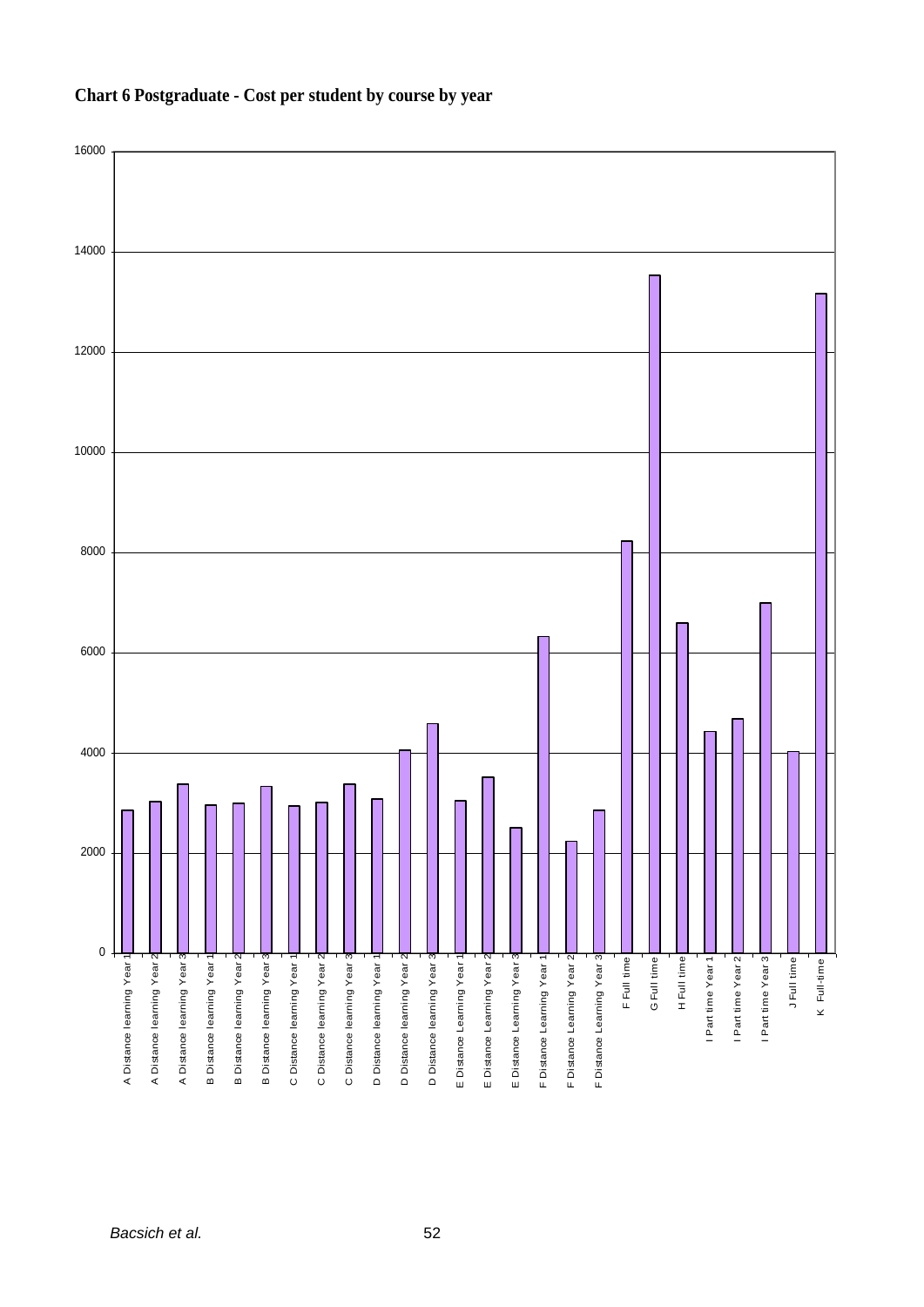**Chart 6 Postgraduate - Cost per student by course by year**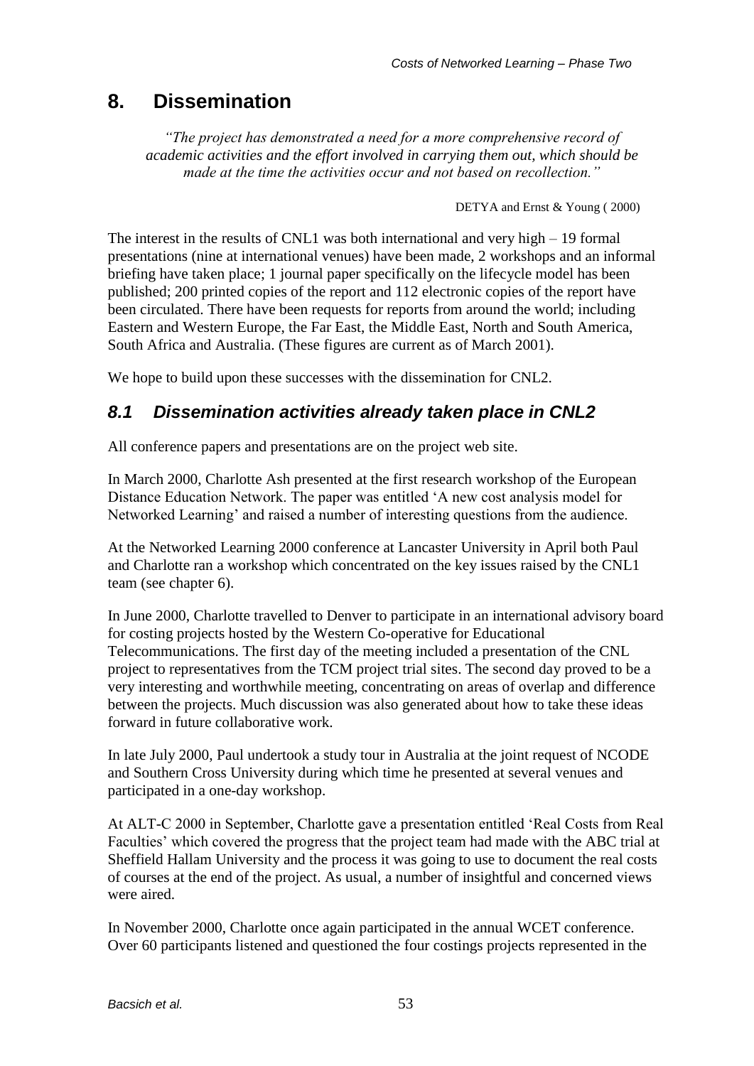# 8. Dissemination

> *"The project has demonstrated a need for a more comprehensive record of academic activities and the effort involved in carrying them out, which should be made at the time the activities occur and not based on recollection."*
>
> DETYA and Ernst & Young ( 2000)

The interest in the results of CNL1 was both international and very high – 19 formal presentations (nine at international venues) have been made, 2 workshops and an informal briefing have taken place; 1 journal paper specifically on the lifecycle model has been published; 200 printed copies of the report and 112 electronic copies of the report have been circulated. There have been requests for reports from around the world; including Eastern and Western Europe, the Far East, the Middle East, North and South America, South Africa and Australia. (These figures are current as of March 2001).

We hope to build upon these successes with the dissemination for CNL2.

## *8.1 Dissemination activities already taken place in CNL2*

All conference papers and presentations are on the project web site.

In March 2000, Charlotte Ash presented at the first research workshop of the European Distance Education Network. The paper was entitled 'A new cost analysis model for Networked Learning' and raised a number of interesting questions from the audience.

At the Networked Learning 2000 conference at Lancaster University in April both Paul and Charlotte ran a workshop which concentrated on the key issues raised by the CNL1 team (see chapter 6).

In June 2000, Charlotte travelled to Denver to participate in an international advisory board for costing projects hosted by the Western Co-operative for Educational Telecommunications. The first day of the meeting included a presentation of the CNL project to representatives from the TCM project trial sites. The second day proved to be a very interesting and worthwhile meeting, concentrating on areas of overlap and difference between the projects. Much discussion was also generated about how to take these ideas forward in future collaborative work.

In late July 2000, Paul undertook a study tour in Australia at the joint request of NCODE and Southern Cross University during which time he presented at several venues and participated in a one-day workshop.

At ALT-C 2000 in September, Charlotte gave a presentation entitled 'Real Costs from Real Faculties' which covered the progress that the project team had made with the ABC trial at Sheffield Hallam University and the process it was going to use to document the real costs of courses at the end of the project. As usual, a number of insightful and concerned views were aired.

In November 2000, Charlotte once again participated in the annual WCET conference. Over 60 participants listened and questioned the four costings projects represented in the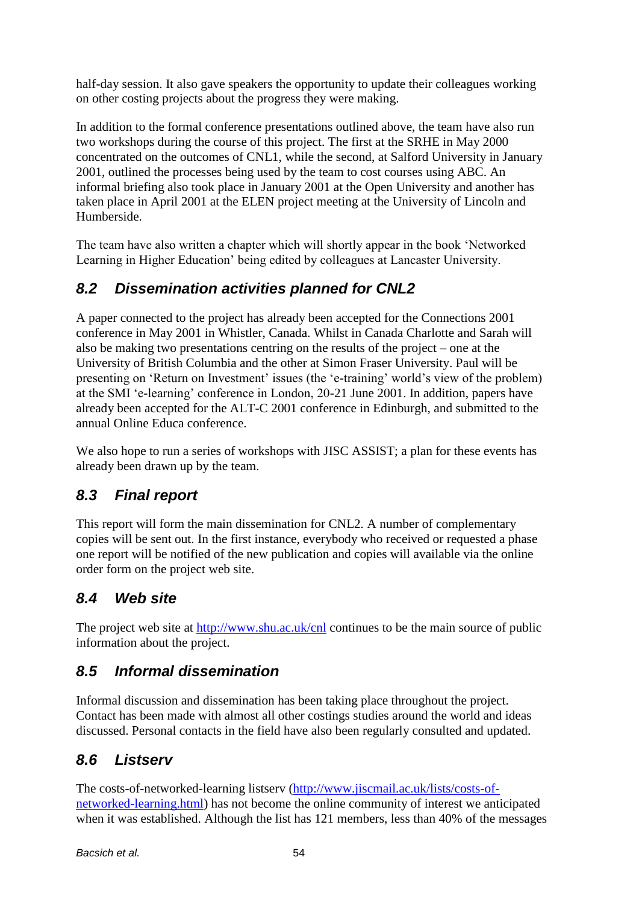half-day session. It also gave speakers the opportunity to update their colleagues working on other costing projects about the progress they were making.

In addition to the formal conference presentations outlined above, the team have also run two workshops during the course of this project. The first at the SRHE in May 2000 concentrated on the outcomes of CNL1, while the second, at Salford University in January 2001, outlined the processes being used by the team to cost courses using ABC. An informal briefing also took place in January 2001 at the Open University and another has taken place in April 2001 at the ELEN project meeting at the University of Lincoln and Humberside.

The team have also written a chapter which will shortly appear in the book 'Networked Learning in Higher Education' being edited by colleagues at Lancaster University.

## 8.2 Dissemination activities planned for CNL2

A paper connected to the project has already been accepted for the Connections 2001 conference in May 2001 in Whistler, Canada. Whilst in Canada Charlotte and Sarah will also be making two presentations centring on the results of the project – one at the University of British Columbia and the other at Simon Fraser University. Paul will be presenting on 'Return on Investment' issues (the 'e-training' world's view of the problem) at the SMI 'e-learning' conference in London, 20-21 June 2001. In addition, papers have already been accepted for the ALT-C 2001 conference in Edinburgh, and submitted to the annual Online Educa conference.

We also hope to run a series of workshops with JISC ASSIST; a plan for these events has already been drawn up by the team.

## 8.3 Final report

This report will form the main dissemination for CNL2. A number of complementary copies will be sent out. In the first instance, everybody who received or requested a phase one report will be notified of the new publication and copies will available via the online order form on the project web site.

## 8.4 Web site

The project web site at http://www.shu.ac.uk/cnl continues to be the main source of public information about the project.

## 8.5 Informal dissemination

Informal discussion and dissemination has been taking place throughout the project. Contact has been made with almost all other costings studies around the world and ideas discussed. Personal contacts in the field have also been regularly consulted and updated.

## 8.6 Listserv

The costs-of-networked-learning listserv (http://www.jiscmail.ac.uk/lists/costs-of-networked-learning.html) has not become the online community of interest we anticipated when it was established. Although the list has 121 members, less than 40% of the messages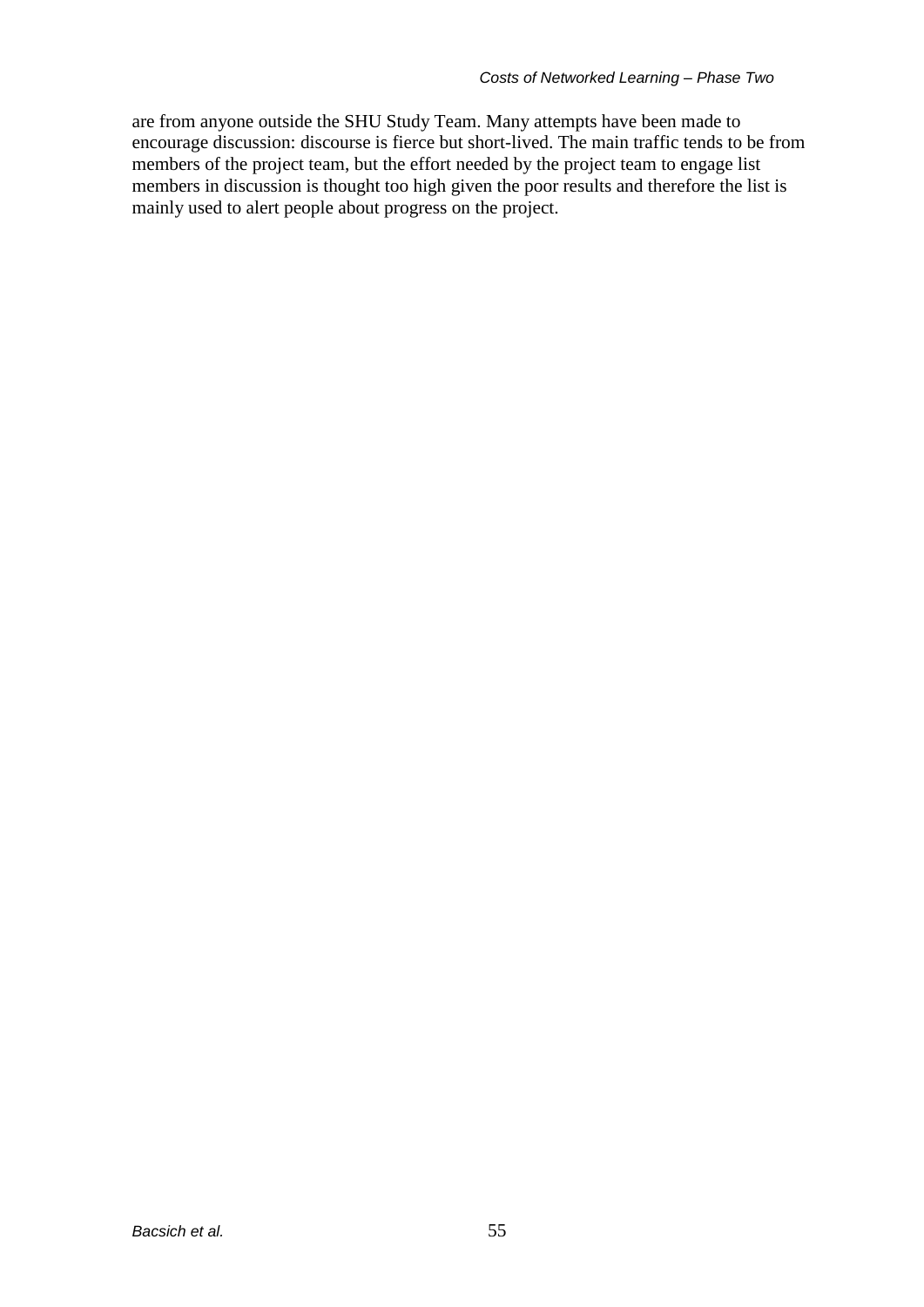are from anyone outside the SHU Study Team. Many attempts have been made to encourage discussion: discourse is fierce but short-lived. The main traffic tends to be from members of the project team, but the effort needed by the project team to engage list members in discussion is thought too high given the poor results and therefore the list is mainly used to alert people about progress on the project.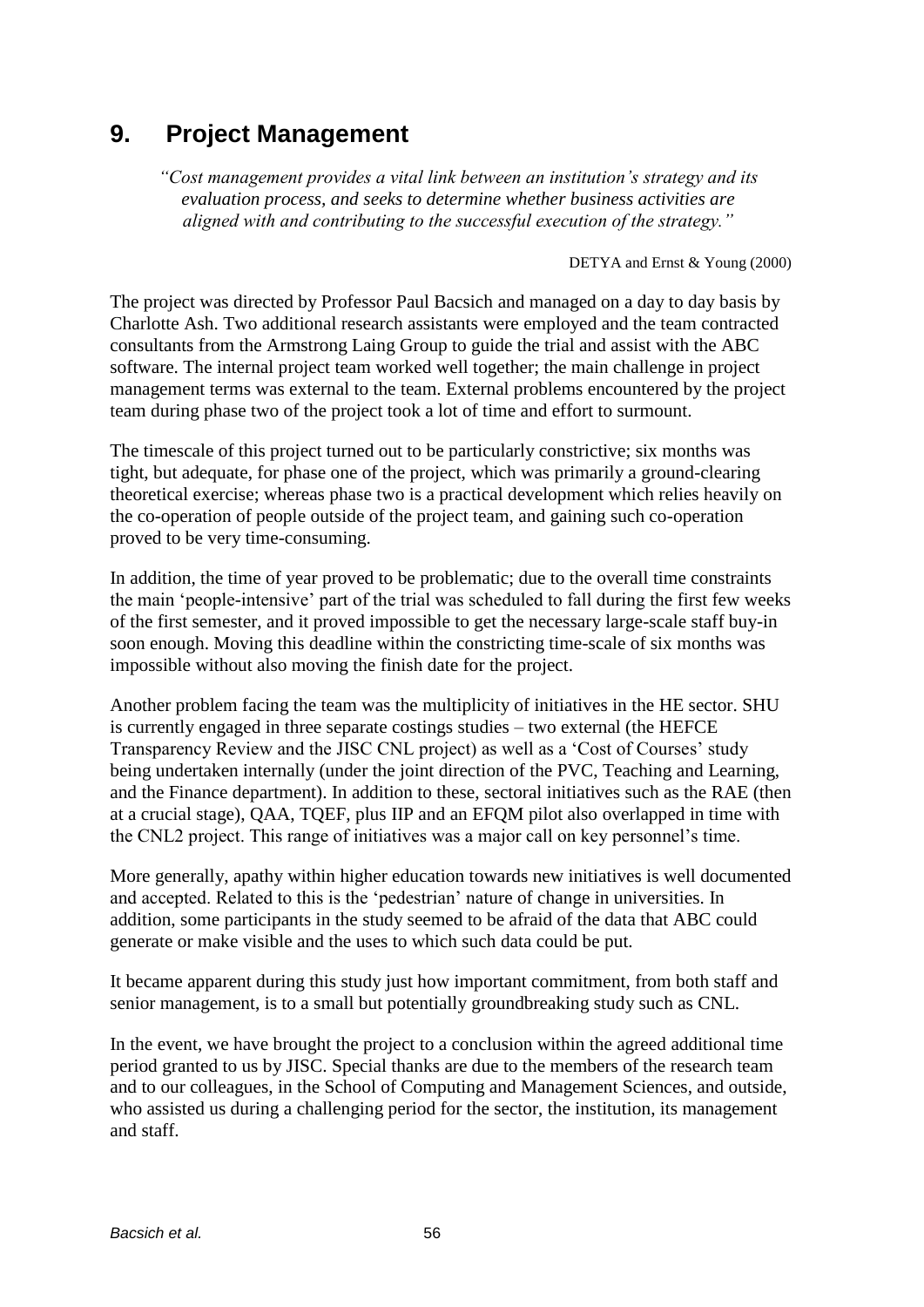# 9. Project Management

> *"Cost management provides a vital link between an institution's strategy and its evaluation process, and seeks to determine whether business activities are aligned with and contributing to the successful execution of the strategy."*
>
> DETYA and Ernst & Young (2000)

The project was directed by Professor Paul Bacsich and managed on a day to day basis by Charlotte Ash. Two additional research assistants were employed and the team contracted consultants from the Armstrong Laing Group to guide the trial and assist with the ABC software. The internal project team worked well together; the main challenge in project management terms was external to the team. External problems encountered by the project team during phase two of the project took a lot of time and effort to surmount.

The timescale of this project turned out to be particularly constrictive; six months was tight, but adequate, for phase one of the project, which was primarily a ground-clearing theoretical exercise; whereas phase two is a practical development which relies heavily on the co-operation of people outside of the project team, and gaining such co-operation proved to be very time-consuming.

In addition, the time of year proved to be problematic; due to the overall time constraints the main 'people-intensive' part of the trial was scheduled to fall during the first few weeks of the first semester, and it proved impossible to get the necessary large-scale staff buy-in soon enough. Moving this deadline within the constricting time-scale of six months was impossible without also moving the finish date for the project.

Another problem facing the team was the multiplicity of initiatives in the HE sector. SHU is currently engaged in three separate costings studies – two external (the HEFCE Transparency Review and the JISC CNL project) as well as a 'Cost of Courses' study being undertaken internally (under the joint direction of the PVC, Teaching and Learning, and the Finance department). In addition to these, sectoral initiatives such as the RAE (then at a crucial stage), QAA, TQEF, plus IIP and an EFQM pilot also overlapped in time with the CNL2 project. This range of initiatives was a major call on key personnel's time.

More generally, apathy within higher education towards new initiatives is well documented and accepted. Related to this is the 'pedestrian' nature of change in universities. In addition, some participants in the study seemed to be afraid of the data that ABC could generate or make visible and the uses to which such data could be put.

It became apparent during this study just how important commitment, from both staff and senior management, is to a small but potentially groundbreaking study such as CNL.

In the event, we have brought the project to a conclusion within the agreed additional time period granted to us by JISC. Special thanks are due to the members of the research team and to our colleagues, in the School of Computing and Management Sciences, and outside, who assisted us during a challenging period for the sector, the institution, its management and staff.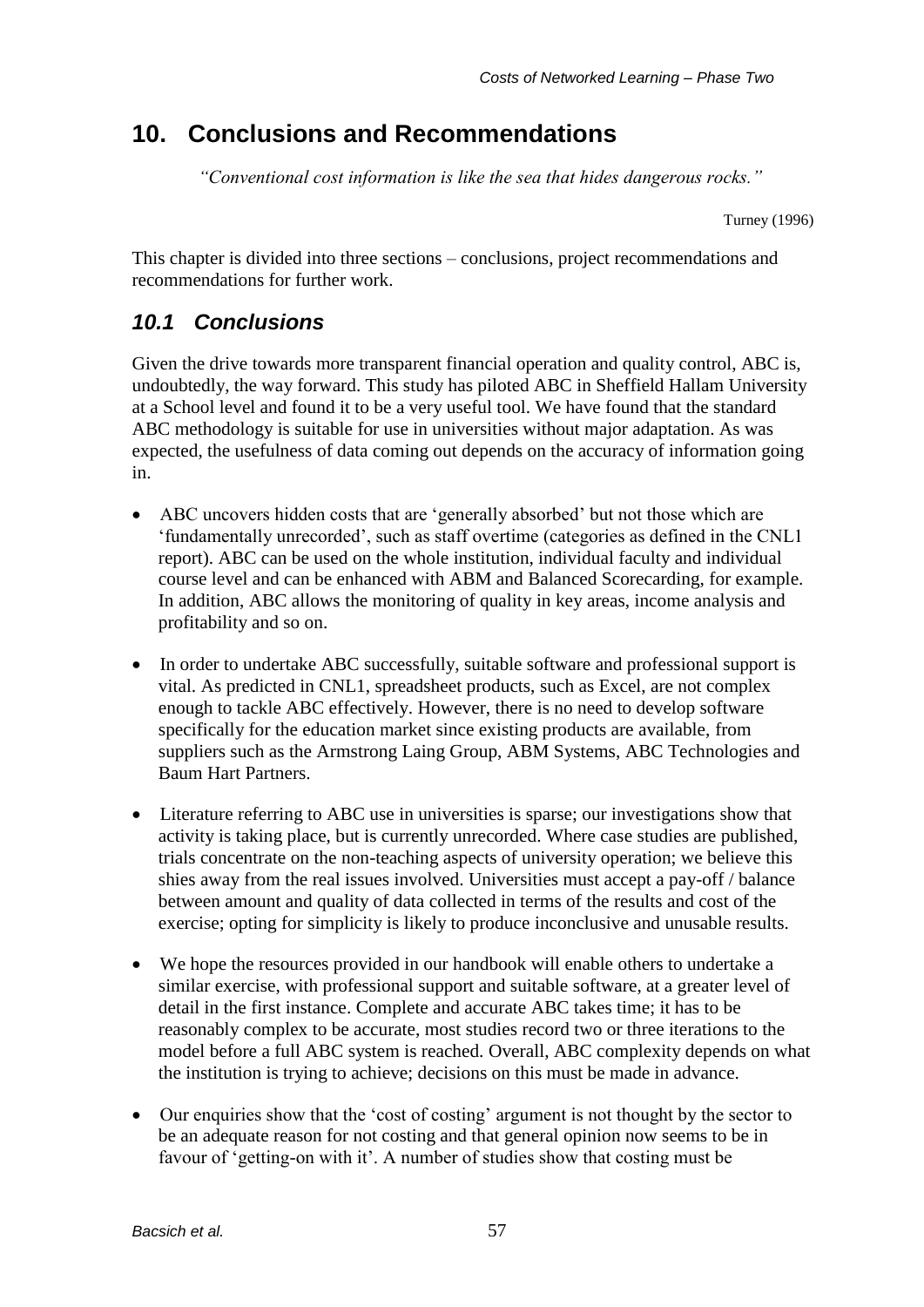# 10. Conclusions and Recommendations

*"Conventional cost information is like the sea that hides dangerous rocks."*

Turney (1996)

This chapter is divided into three sections – conclusions, project recommendations and recommendations for further work.

## *10.1 Conclusions*

Given the drive towards more transparent financial operation and quality control, ABC is, undoubtedly, the way forward. This study has piloted ABC in Sheffield Hallam University at a School level and found it to be a very useful tool. We have found that the standard ABC methodology is suitable for use in universities without major adaptation. As was expected, the usefulness of data coming out depends on the accuracy of information going in.

- ABC uncovers hidden costs that are 'generally absorbed' but not those which are 'fundamentally unrecorded', such as staff overtime (categories as defined in the CNL1 report). ABC can be used on the whole institution, individual faculty and individual course level and can be enhanced with ABM and Balanced Scorecarding, for example. In addition, ABC allows the monitoring of quality in key areas, income analysis and profitability and so on.
- In order to undertake ABC successfully, suitable software and professional support is vital. As predicted in CNL1, spreadsheet products, such as Excel, are not complex enough to tackle ABC effectively. However, there is no need to develop software specifically for the education market since existing products are available, from suppliers such as the Armstrong Laing Group, ABM Systems, ABC Technologies and Baum Hart Partners.
- Literature referring to ABC use in universities is sparse; our investigations show that activity is taking place, but is currently unrecorded. Where case studies are published, trials concentrate on the non-teaching aspects of university operation; we believe this shies away from the real issues involved. Universities must accept a pay-off / balance between amount and quality of data collected in terms of the results and cost of the exercise; opting for simplicity is likely to produce inconclusive and unusable results.
- We hope the resources provided in our handbook will enable others to undertake a similar exercise, with professional support and suitable software, at a greater level of detail in the first instance. Complete and accurate ABC takes time; it has to be reasonably complex to be accurate, most studies record two or three iterations to the model before a full ABC system is reached. Overall, ABC complexity depends on what the institution is trying to achieve; decisions on this must be made in advance.
- Our enquiries show that the 'cost of costing' argument is not thought by the sector to be an adequate reason for not costing and that general opinion now seems to be in favour of 'getting-on with it'. A number of studies show that costing must be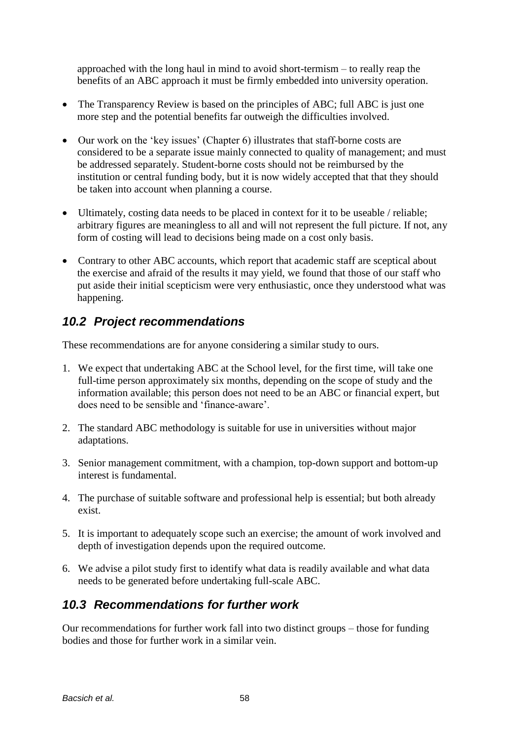approached with the long haul in mind to avoid short-termism – to really reap the benefits of an ABC approach it must be firmly embedded into university operation.

- The Transparency Review is based on the principles of ABC; full ABC is just one more step and the potential benefits far outweigh the difficulties involved.
- Our work on the 'key issues' (Chapter 6) illustrates that staff-borne costs are considered to be a separate issue mainly connected to quality of management; and must be addressed separately. Student-borne costs should not be reimbursed by the institution or central funding body, but it is now widely accepted that that they should be taken into account when planning a course.
- Ultimately, costing data needs to be placed in context for it to be useable / reliable; arbitrary figures are meaningless to all and will not represent the full picture. If not, any form of costing will lead to decisions being made on a cost only basis.
- Contrary to other ABC accounts, which report that academic staff are sceptical about the exercise and afraid of the results it may yield, we found that those of our staff who put aside their initial scepticism were very enthusiastic, once they understood what was happening.

## *10.2 Project recommendations*

These recommendations are for anyone considering a similar study to ours.

1. We expect that undertaking ABC at the School level, for the first time, will take one full-time person approximately six months, depending on the scope of study and the information available; this person does not need to be an ABC or financial expert, but does need to be sensible and 'finance-aware'.
2. The standard ABC methodology is suitable for use in universities without major adaptations.
3. Senior management commitment, with a champion, top-down support and bottom-up interest is fundamental.
4. The purchase of suitable software and professional help is essential; but both already exist.
5. It is important to adequately scope such an exercise; the amount of work involved and depth of investigation depends upon the required outcome.
6. We advise a pilot study first to identify what data is readily available and what data needs to be generated before undertaking full-scale ABC.

## *10.3 Recommendations for further work*

Our recommendations for further work fall into two distinct groups – those for funding bodies and those for further work in a similar vein.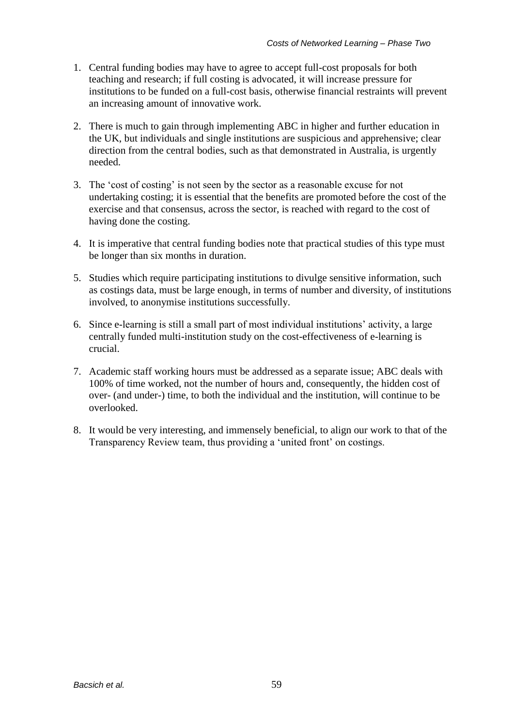1. Central funding bodies may have to agree to accept full-cost proposals for both teaching and research; if full costing is advocated, it will increase pressure for institutions to be funded on a full-cost basis, otherwise financial restraints will prevent an increasing amount of innovative work.

2. There is much to gain through implementing ABC in higher and further education in the UK, but individuals and single institutions are suspicious and apprehensive; clear direction from the central bodies, such as that demonstrated in Australia, is urgently needed.

3. The 'cost of costing' is not seen by the sector as a reasonable excuse for not undertaking costing; it is essential that the benefits are promoted before the cost of the exercise and that consensus, across the sector, is reached with regard to the cost of having done the costing.

4. It is imperative that central funding bodies note that practical studies of this type must be longer than six months in duration.

5. Studies which require participating institutions to divulge sensitive information, such as costings data, must be large enough, in terms of number and diversity, of institutions involved, to anonymise institutions successfully.

6. Since e-learning is still a small part of most individual institutions' activity, a large centrally funded multi-institution study on the cost-effectiveness of e-learning is crucial.

7. Academic staff working hours must be addressed as a separate issue; ABC deals with 100% of time worked, not the number of hours and, consequently, the hidden cost of over- (and under-) time, to both the individual and the institution, will continue to be overlooked.

8. It would be very interesting, and immensely beneficial, to align our work to that of the Transparency Review team, thus providing a 'united front' on costings.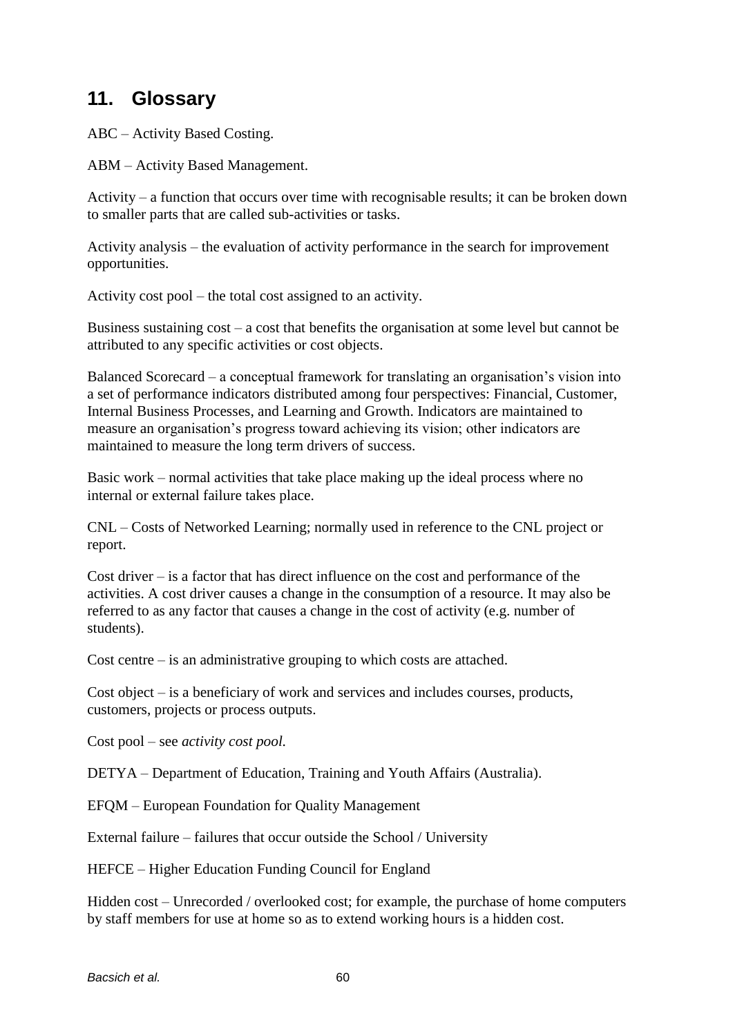## 11. Glossary

ABC – Activity Based Costing.

ABM – Activity Based Management.

Activity – a function that occurs over time with recognisable results; it can be broken down to smaller parts that are called sub-activities or tasks.

Activity analysis – the evaluation of activity performance in the search for improvement opportunities.

Activity cost pool – the total cost assigned to an activity.

Business sustaining cost – a cost that benefits the organisation at some level but cannot be attributed to any specific activities or cost objects.

Balanced Scorecard – a conceptual framework for translating an organisation's vision into a set of performance indicators distributed among four perspectives: Financial, Customer, Internal Business Processes, and Learning and Growth. Indicators are maintained to measure an organisation's progress toward achieving its vision; other indicators are maintained to measure the long term drivers of success.

Basic work – normal activities that take place making up the ideal process where no internal or external failure takes place.

CNL – Costs of Networked Learning; normally used in reference to the CNL project or report.

Cost driver – is a factor that has direct influence on the cost and performance of the activities. A cost driver causes a change in the consumption of a resource. It may also be referred to as any factor that causes a change in the cost of activity (e.g. number of students).

Cost centre – is an administrative grouping to which costs are attached.

Cost object – is a beneficiary of work and services and includes courses, products, customers, projects or process outputs.

Cost pool – see *activity cost pool.*

DETYA – Department of Education, Training and Youth Affairs (Australia).

EFQM – European Foundation for Quality Management

External failure – failures that occur outside the School / University

HEFCE – Higher Education Funding Council for England

Hidden cost – Unrecorded / overlooked cost; for example, the purchase of home computers by staff members for use at home so as to extend working hours is a hidden cost.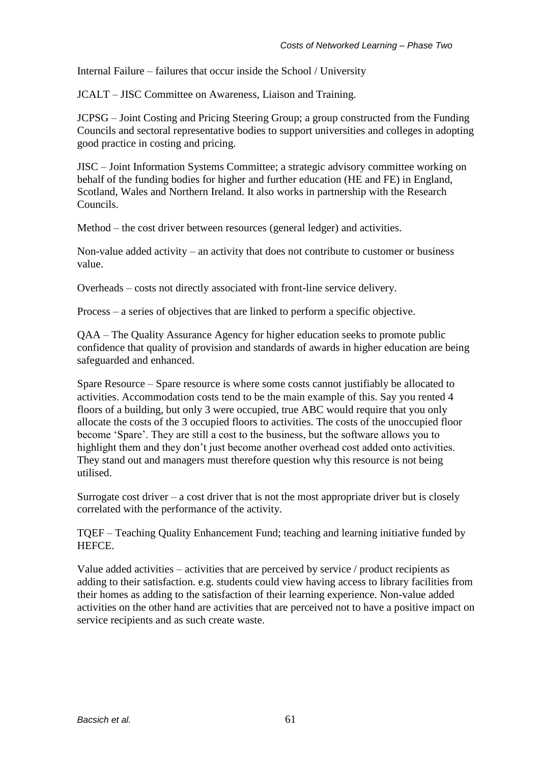Internal Failure – failures that occur inside the School / University

JCALT – JISC Committee on Awareness, Liaison and Training.

JCPSG – Joint Costing and Pricing Steering Group; a group constructed from the Funding Councils and sectoral representative bodies to support universities and colleges in adopting good practice in costing and pricing.

JISC – Joint Information Systems Committee; a strategic advisory committee working on behalf of the funding bodies for higher and further education (HE and FE) in England, Scotland, Wales and Northern Ireland. It also works in partnership with the Research Councils.

Method – the cost driver between resources (general ledger) and activities.

Non-value added activity – an activity that does not contribute to customer or business value.

Overheads – costs not directly associated with front-line service delivery.

Process – a series of objectives that are linked to perform a specific objective.

QAA – The Quality Assurance Agency for higher education seeks to promote public confidence that quality of provision and standards of awards in higher education are being safeguarded and enhanced.

Spare Resource – Spare resource is where some costs cannot justifiably be allocated to activities. Accommodation costs tend to be the main example of this. Say you rented 4 floors of a building, but only 3 were occupied, true ABC would require that you only allocate the costs of the 3 occupied floors to activities. The costs of the unoccupied floor become 'Spare'. They are still a cost to the business, but the software allows you to highlight them and they don't just become another overhead cost added onto activities. They stand out and managers must therefore question why this resource is not being utilised.

Surrogate cost driver – a cost driver that is not the most appropriate driver but is closely correlated with the performance of the activity.

TQEF – Teaching Quality Enhancement Fund; teaching and learning initiative funded by HEFCE.

Value added activities – activities that are perceived by service / product recipients as adding to their satisfaction. e.g. students could view having access to library facilities from their homes as adding to the satisfaction of their learning experience. Non-value added activities on the other hand are activities that are perceived not to have a positive impact on service recipients and as such create waste.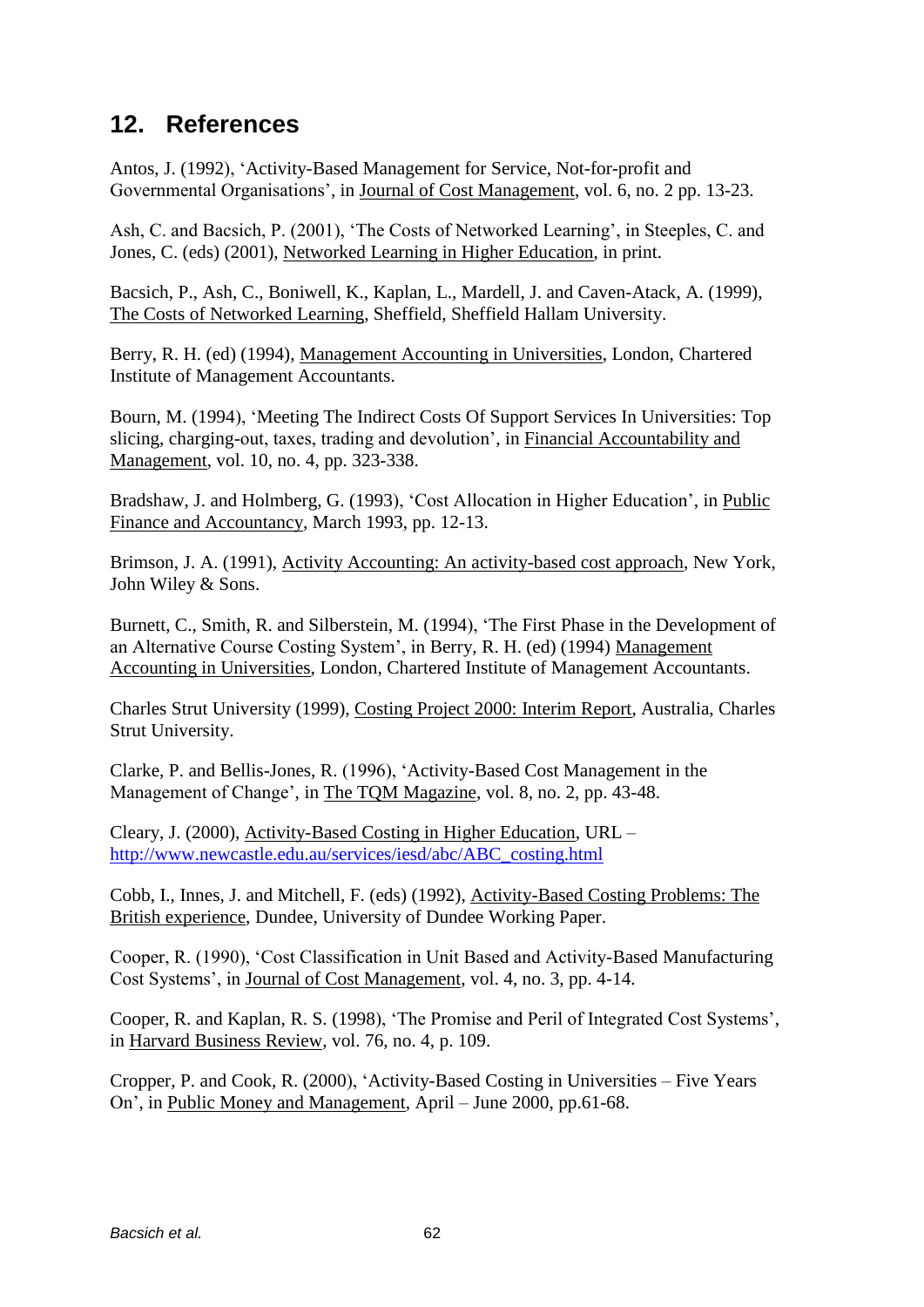## 12. References

Antos, J. (1992), 'Activity-Based Management for Service, Not-for-profit and Governmental Organisations', in Journal of Cost Management, vol. 6, no. 2 pp. 13-23.

Ash, C. and Bacsich, P. (2001), 'The Costs of Networked Learning', in Steeples, C. and Jones, C. (eds) (2001), Networked Learning in Higher Education, in print.

Bacsich, P., Ash, C., Boniwell, K., Kaplan, L., Mardell, J. and Caven-Atack, A. (1999), The Costs of Networked Learning, Sheffield, Sheffield Hallam University.

Berry, R. H. (ed) (1994), Management Accounting in Universities, London, Chartered Institute of Management Accountants.

Bourn, M. (1994), 'Meeting The Indirect Costs Of Support Services In Universities: Top slicing, charging-out, taxes, trading and devolution', in Financial Accountability and Management, vol. 10, no. 4, pp. 323-338.

Bradshaw, J. and Holmberg, G. (1993), 'Cost Allocation in Higher Education', in Public Finance and Accountancy, March 1993, pp. 12-13.

Brimson, J. A. (1991), Activity Accounting: An activity-based cost approach, New York, John Wiley & Sons.

Burnett, C., Smith, R. and Silberstein, M. (1994), 'The First Phase in the Development of an Alternative Course Costing System', in Berry, R. H. (ed) (1994) Management Accounting in Universities, London, Chartered Institute of Management Accountants.

Charles Strut University (1999), Costing Project 2000: Interim Report, Australia, Charles Strut University.

Clarke, P. and Bellis-Jones, R. (1996), 'Activity-Based Cost Management in the Management of Change', in The TQM Magazine, vol. 8, no. 2, pp. 43-48.

Cleary, J. (2000), Activity-Based Costing in Higher Education, URL – http://www.newcastle.edu.au/services/iesd/abc/ABC_costing.html

Cobb, I., Innes, J. and Mitchell, F. (eds) (1992), Activity-Based Costing Problems: The British experience, Dundee, University of Dundee Working Paper.

Cooper, R. (1990), 'Cost Classification in Unit Based and Activity-Based Manufacturing Cost Systems', in Journal of Cost Management, vol. 4, no. 3, pp. 4-14.

Cooper, R. and Kaplan, R. S. (1998), 'The Promise and Peril of Integrated Cost Systems', in Harvard Business Review, vol. 76, no. 4, p. 109.

Cropper, P. and Cook, R. (2000), 'Activity-Based Costing in Universities – Five Years On', in Public Money and Management, April – June 2000, pp.61-68.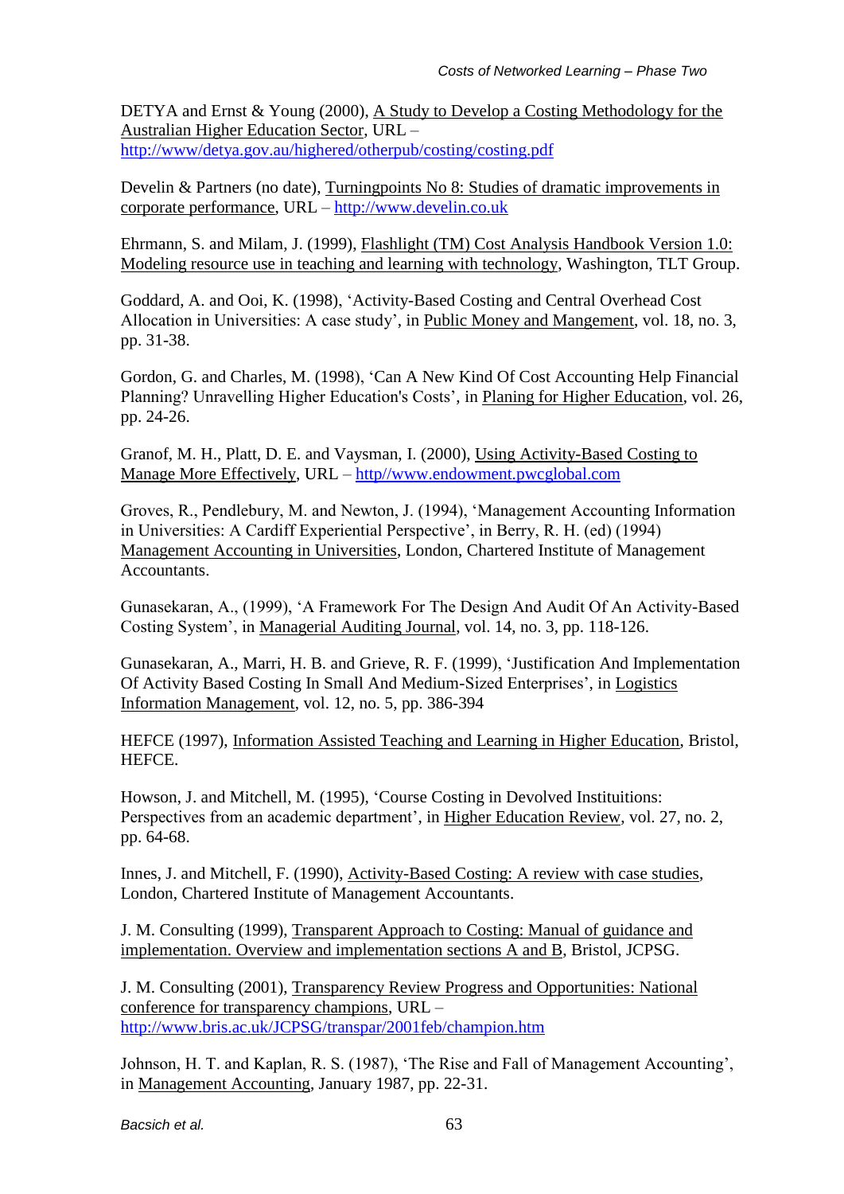DETYA and Ernst & Young (2000), A Study to Develop a Costing Methodology for the Australian Higher Education Sector, URL – http://www/detya.gov.au/highered/otherpub/costing/costing.pdf

Develin & Partners (no date), Turningpoints No 8: Studies of dramatic improvements in corporate performance, URL – http://www.develin.co.uk

Ehrmann, S. and Milam, J. (1999), Flashlight (TM) Cost Analysis Handbook Version 1.0: Modeling resource use in teaching and learning with technology, Washington, TLT Group.

Goddard, A. and Ooi, K. (1998), 'Activity-Based Costing and Central Overhead Cost Allocation in Universities: A case study', in Public Money and Mangement, vol. 18, no. 3, pp. 31-38.

Gordon, G. and Charles, M. (1998), 'Can A New Kind Of Cost Accounting Help Financial Planning? Unravelling Higher Education's Costs', in Planing for Higher Education, vol. 26, pp. 24-26.

Granof, M. H., Platt, D. E. and Vaysman, I. (2000), Using Activity-Based Costing to Manage More Effectively, URL – http//www.endowment.pwcglobal.com

Groves, R., Pendlebury, M. and Newton, J. (1994), 'Management Accounting Information in Universities: A Cardiff Experiential Perspective', in Berry, R. H. (ed) (1994) Management Accounting in Universities, London, Chartered Institute of Management Accountants.

Gunasekaran, A., (1999), 'A Framework For The Design And Audit Of An Activity-Based Costing System', in Managerial Auditing Journal, vol. 14, no. 3, pp. 118-126.

Gunasekaran, A., Marri, H. B. and Grieve, R. F. (1999), 'Justification And Implementation Of Activity Based Costing In Small And Medium-Sized Enterprises', in Logistics Information Management, vol. 12, no. 5, pp. 386-394

HEFCE (1997), Information Assisted Teaching and Learning in Higher Education, Bristol, HEFCE.

Howson, J. and Mitchell, M. (1995), 'Course Costing in Devolved Instituitions: Perspectives from an academic department', in Higher Education Review, vol. 27, no. 2, pp. 64-68.

Innes, J. and Mitchell, F. (1990), Activity-Based Costing: A review with case studies, London, Chartered Institute of Management Accountants.

J. M. Consulting (1999), Transparent Approach to Costing: Manual of guidance and implementation. Overview and implementation sections A and B, Bristol, JCPSG.

J. M. Consulting (2001), Transparency Review Progress and Opportunities: National conference for transparency champions, URL – http://www.bris.ac.uk/JCPSG/transpar/2001feb/champion.htm

Johnson, H. T. and Kaplan, R. S. (1987), 'The Rise and Fall of Management Accounting', in Management Accounting, January 1987, pp. 22-31.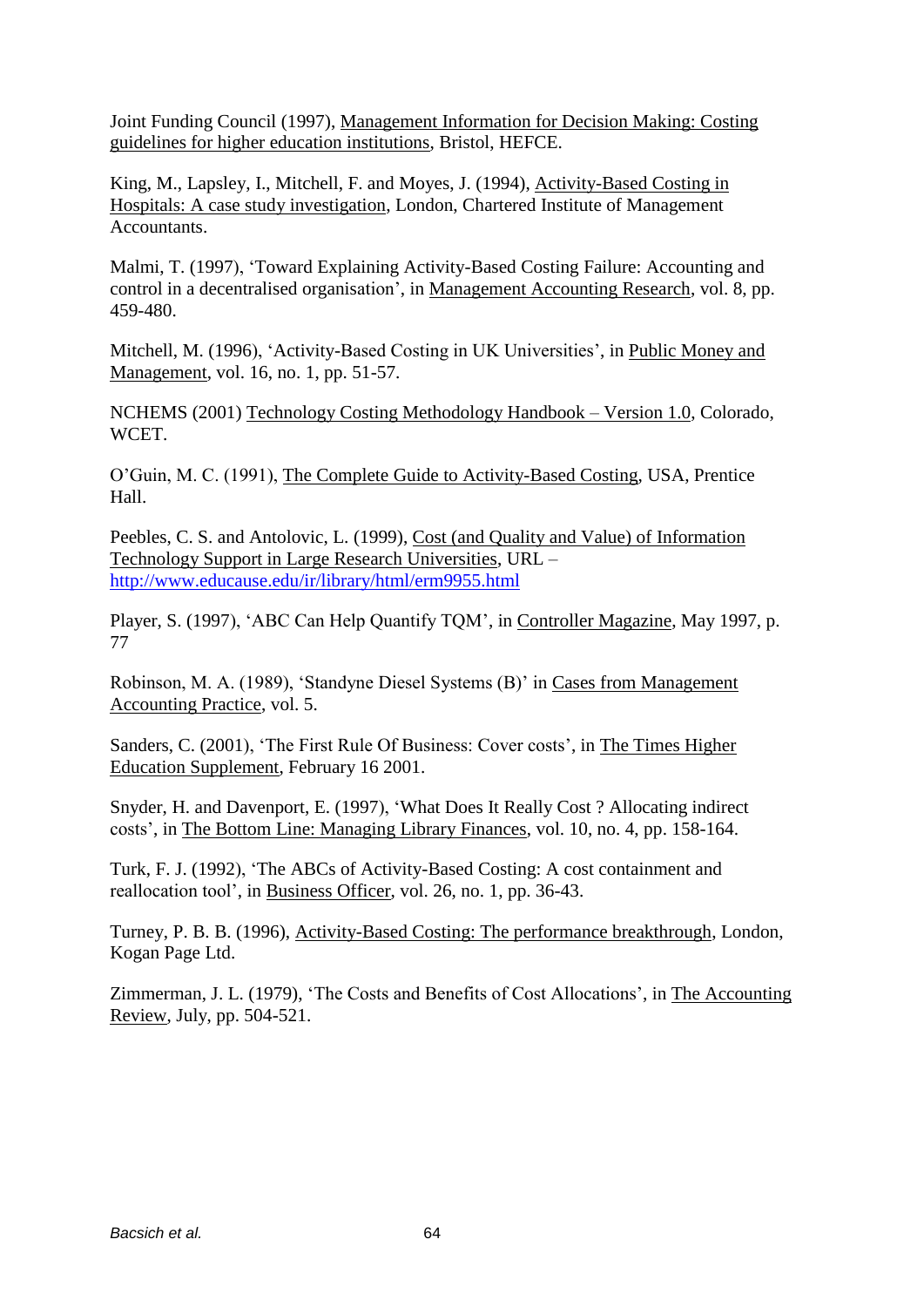Joint Funding Council (1997), Management Information for Decision Making: Costing guidelines for higher education institutions, Bristol, HEFCE.

King, M., Lapsley, I., Mitchell, F. and Moyes, J. (1994), Activity-Based Costing in Hospitals: A case study investigation, London, Chartered Institute of Management Accountants.

Malmi, T. (1997), 'Toward Explaining Activity-Based Costing Failure: Accounting and control in a decentralised organisation', in Management Accounting Research, vol. 8, pp. 459-480.

Mitchell, M. (1996), 'Activity-Based Costing in UK Universities', in Public Money and Management, vol. 16, no. 1, pp. 51-57.

NCHEMS (2001) Technology Costing Methodology Handbook – Version 1.0, Colorado, WCET.

O'Guin, M. C. (1991), The Complete Guide to Activity-Based Costing, USA, Prentice Hall.

Peebles, C. S. and Antolovic, L. (1999), Cost (and Quality and Value) of Information Technology Support in Large Research Universities, URL – http://www.educause.edu/ir/library/html/erm9955.html

Player, S. (1997), 'ABC Can Help Quantify TQM', in Controller Magazine, May 1997, p. 77

Robinson, M. A. (1989), 'Standyne Diesel Systems (B)' in Cases from Management Accounting Practice, vol. 5.

Sanders, C. (2001), 'The First Rule Of Business: Cover costs', in The Times Higher Education Supplement, February 16 2001.

Snyder, H. and Davenport, E. (1997), 'What Does It Really Cost ? Allocating indirect costs', in The Bottom Line: Managing Library Finances, vol. 10, no. 4, pp. 158-164.

Turk, F. J. (1992), 'The ABCs of Activity-Based Costing: A cost containment and reallocation tool', in Business Officer, vol. 26, no. 1, pp. 36-43.

Turney, P. B. B. (1996), Activity-Based Costing: The performance breakthrough, London, Kogan Page Ltd.

Zimmerman, J. L. (1979), 'The Costs and Benefits of Cost Allocations', in The Accounting Review, July, pp. 504-521.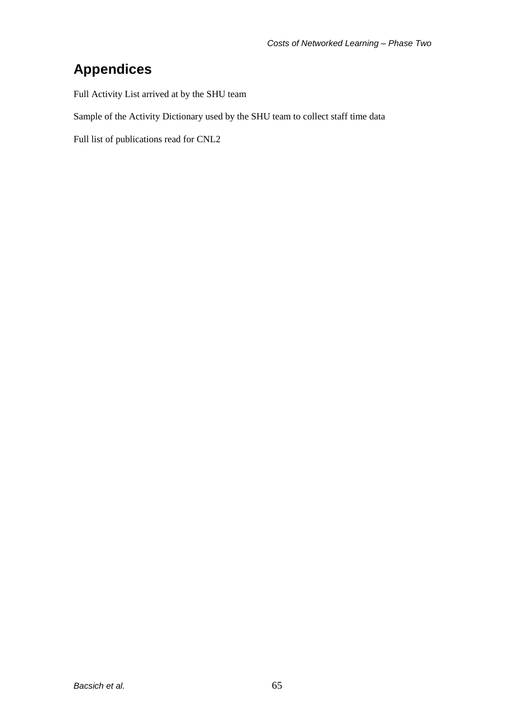# Appendices

Full Activity List arrived at by the SHU team

Sample of the Activity Dictionary used by the SHU team to collect staff time data

Full list of publications read for CNL2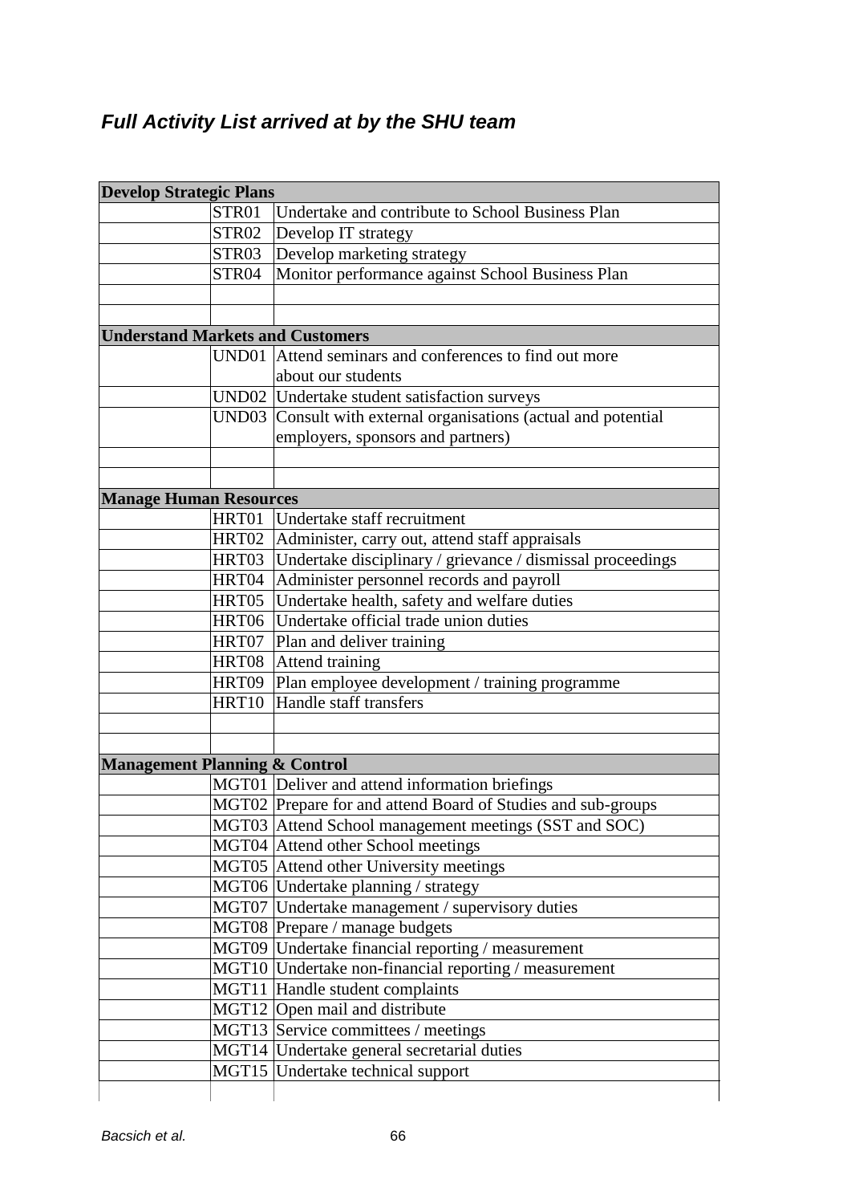***Full Activity List arrived at by the SHU team***

| **Develop Strategic Plans** | | |
|---|---|---|
| | STR01 | Undertake and contribute to School Business Plan |
| | STR02 | Develop IT strategy |
| | STR03 | Develop marketing strategy |
| | STR04 | Monitor performance against School Business Plan |
| | | |
| | | |
| **Understand Markets and Customers** | | |
| | UND01 | Attend seminars and conferences to find out more about our students |
| | UND02 | Undertake student satisfaction surveys |
| | UND03 | Consult with external organisations (actual and potential employers, sponsors and partners) |
| | | |
| | | |
| **Manage Human Resources** | | |
| | HRT01 | Undertake staff recruitment |
| | HRT02 | Administer, carry out, attend staff appraisals |
| | HRT03 | Undertake disciplinary / grievance / dismissal proceedings |
| | HRT04 | Administer personnel records and payroll |
| | HRT05 | Undertake health, safety and welfare duties |
| | HRT06 | Undertake official trade union duties |
| | HRT07 | Plan and deliver training |
| | HRT08 | Attend training |
| | HRT09 | Plan employee development / training programme |
| | HRT10 | Handle staff transfers |
| | | |
| | | |
| **Management Planning & Control** | | |
| | MGT01 | Deliver and attend information briefings |
| | MGT02 | Prepare for and attend Board of Studies and sub-groups |
| | MGT03 | Attend School management meetings (SST and SOC) |
| | MGT04 | Attend other School meetings |
| | MGT05 | Attend other University meetings |
| | MGT06 | Undertake planning / strategy |
| | MGT07 | Undertake management / supervisory duties |
| | MGT08 | Prepare / manage budgets |
| | MGT09 | Undertake financial reporting / measurement |
| | MGT10 | Undertake non-financial reporting / measurement |
| | MGT11 | Handle student complaints |
| | MGT12 | Open mail and distribute |
| | MGT13 | Service committees / meetings |
| | MGT14 | Undertake general secretarial duties |
| | MGT15 | Undertake technical support |
| | | |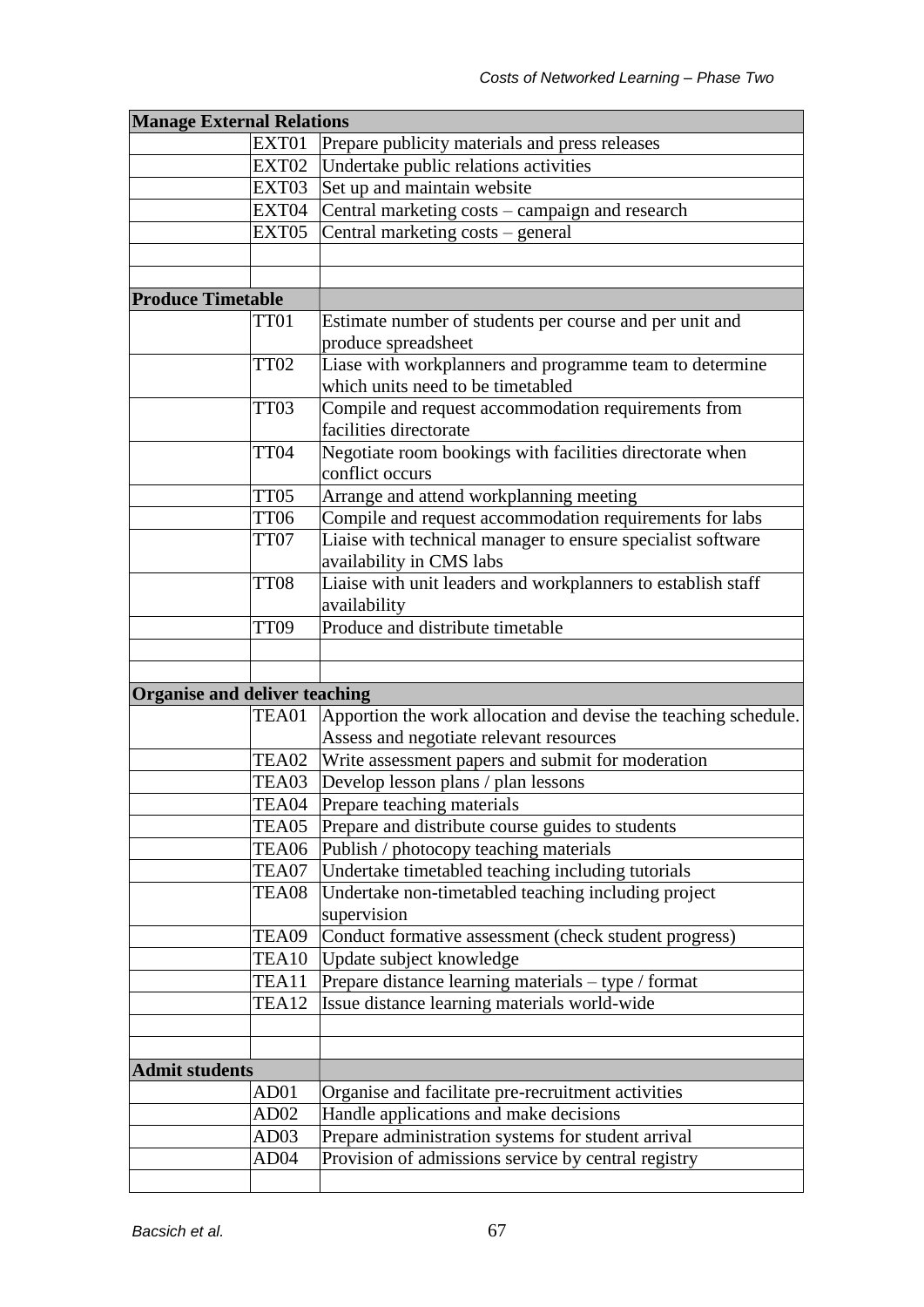| Manage External Relations | | |
|---|---|---|
| | EXT01 | Prepare publicity materials and press releases |
| | EXT02 | Undertake public relations activities |
| | EXT03 | Set up and maintain website |
| | EXT04 | Central marketing costs – campaign and research |
| | EXT05 | Central marketing costs – general |
| | | |
| | | |
| **Produce Timetable** | | |
| | TT01 | Estimate number of students per course and per unit and produce spreadsheet |
| | TT02 | Liase with workplanners and programme team to determine which units need to be timetabled |
| | TT03 | Compile and request accommodation requirements from facilities directorate |
| | TT04 | Negotiate room bookings with facilities directorate when conflict occurs |
| | TT05 | Arrange and attend workplanning meeting |
| | TT06 | Compile and request accommodation requirements for labs |
| | TT07 | Liaise with technical manager to ensure specialist software availability in CMS labs |
| | TT08 | Liaise with unit leaders and workplanners to establish staff availability |
| | TT09 | Produce and distribute timetable |
| | | |
| | | |
| **Organise and deliver teaching** | | |
| | TEA01 | Apportion the work allocation and devise the teaching schedule. Assess and negotiate relevant resources |
| | TEA02 | Write assessment papers and submit for moderation |
| | TEA03 | Develop lesson plans / plan lessons |
| | TEA04 | Prepare teaching materials |
| | TEA05 | Prepare and distribute course guides to students |
| | TEA06 | Publish / photocopy teaching materials |
| | TEA07 | Undertake timetabled teaching including tutorials |
| | TEA08 | Undertake non-timetabled teaching including project supervision |
| | TEA09 | Conduct formative assessment (check student progress) |
| | TEA10 | Update subject knowledge |
| | TEA11 | Prepare distance learning materials – type / format |
| | TEA12 | Issue distance learning materials world-wide |
| | | |
| | | |
| **Admit students** | | |
| | AD01 | Organise and facilitate pre-recruitment activities |
| | AD02 | Handle applications and make decisions |
| | AD03 | Prepare administration systems for student arrival |
| | AD04 | Provision of admissions service by central registry |
| | | |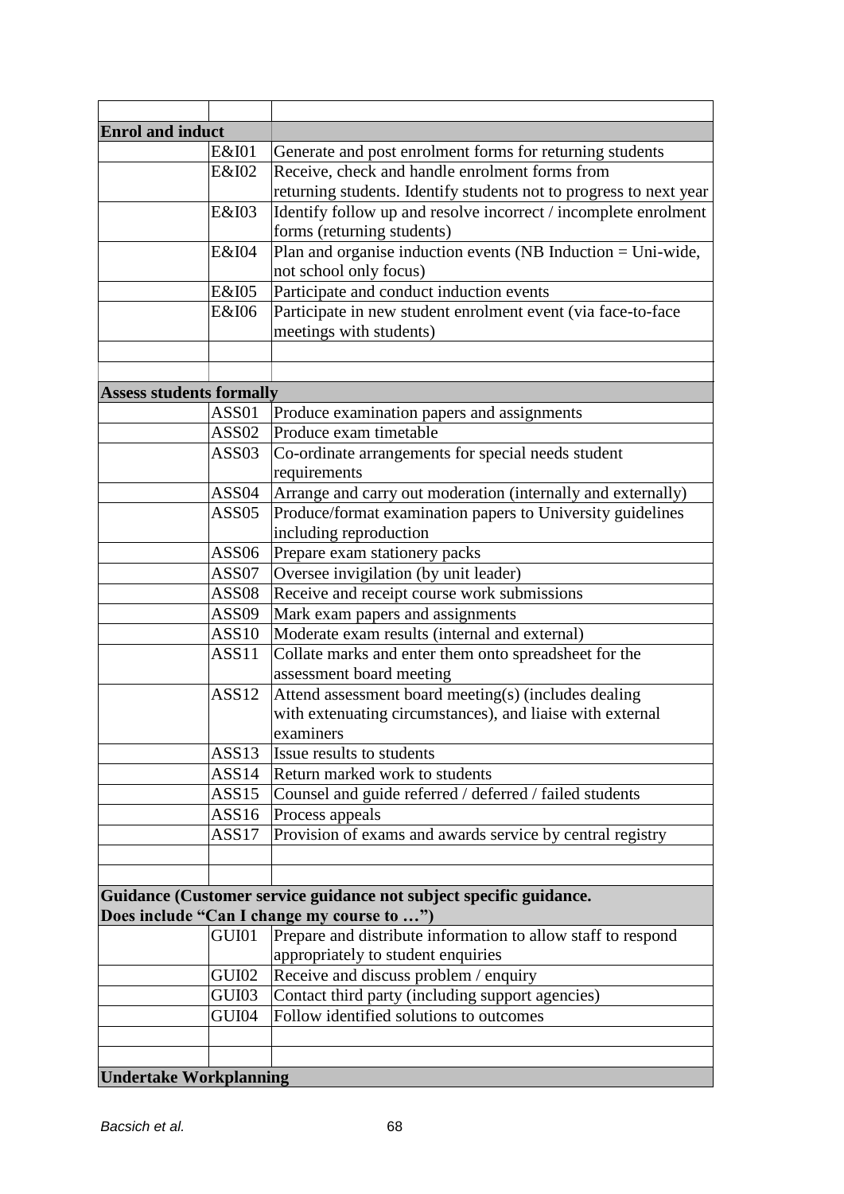| | | |
|---|---|---|
| **Enrol and induct** | | |
| | E&I01 | Generate and post enrolment forms for returning students |
| | E&I02 | Receive, check and handle enrolment forms from returning students. Identify students not to progress to next year |
| | E&I03 | Identify follow up and resolve incorrect / incomplete enrolment forms (returning students) |
| | E&I04 | Plan and organise induction events (NB Induction = Uni-wide, not school only focus) |
| | E&I05 | Participate and conduct induction events |
| | E&I06 | Participate in new student enrolment event (via face-to-face meetings with students) |
| | | |
| | | |
| **Assess students formally** | | |
| | ASS01 | Produce examination papers and assignments |
| | ASS02 | Produce exam timetable |
| | ASS03 | Co-ordinate arrangements for special needs student requirements |
| | ASS04 | Arrange and carry out moderation (internally and externally) |
| | ASS05 | Produce/format examination papers to University guidelines including reproduction |
| | ASS06 | Prepare exam stationery packs |
| | ASS07 | Oversee invigilation (by unit leader) |
| | ASS08 | Receive and receipt course work submissions |
| | ASS09 | Mark exam papers and assignments |
| | ASS10 | Moderate exam results (internal and external) |
| | ASS11 | Collate marks and enter them onto spreadsheet for the assessment board meeting |
| | ASS12 | Attend assessment board meeting(s) (includes dealing with extenuating circumstances), and liaise with external examiners |
| | ASS13 | Issue results to students |
| | ASS14 | Return marked work to students |
| | ASS15 | Counsel and guide referred / deferred / failed students |
| | ASS16 | Process appeals |
| | ASS17 | Provision of exams and awards service by central registry |
| | | |
| | | |
| **Guidance (Customer service guidance not subject specific guidance. Does include "Can I change my course to …")** | | |
| | GUI01 | Prepare and distribute information to allow staff to respond appropriately to student enquiries |
| | GUI02 | Receive and discuss problem / enquiry |
| | GUI03 | Contact third party (including support agencies) |
| | GUI04 | Follow identified solutions to outcomes |
| | | |
| | | |
| **Undertake Workplanning** | | |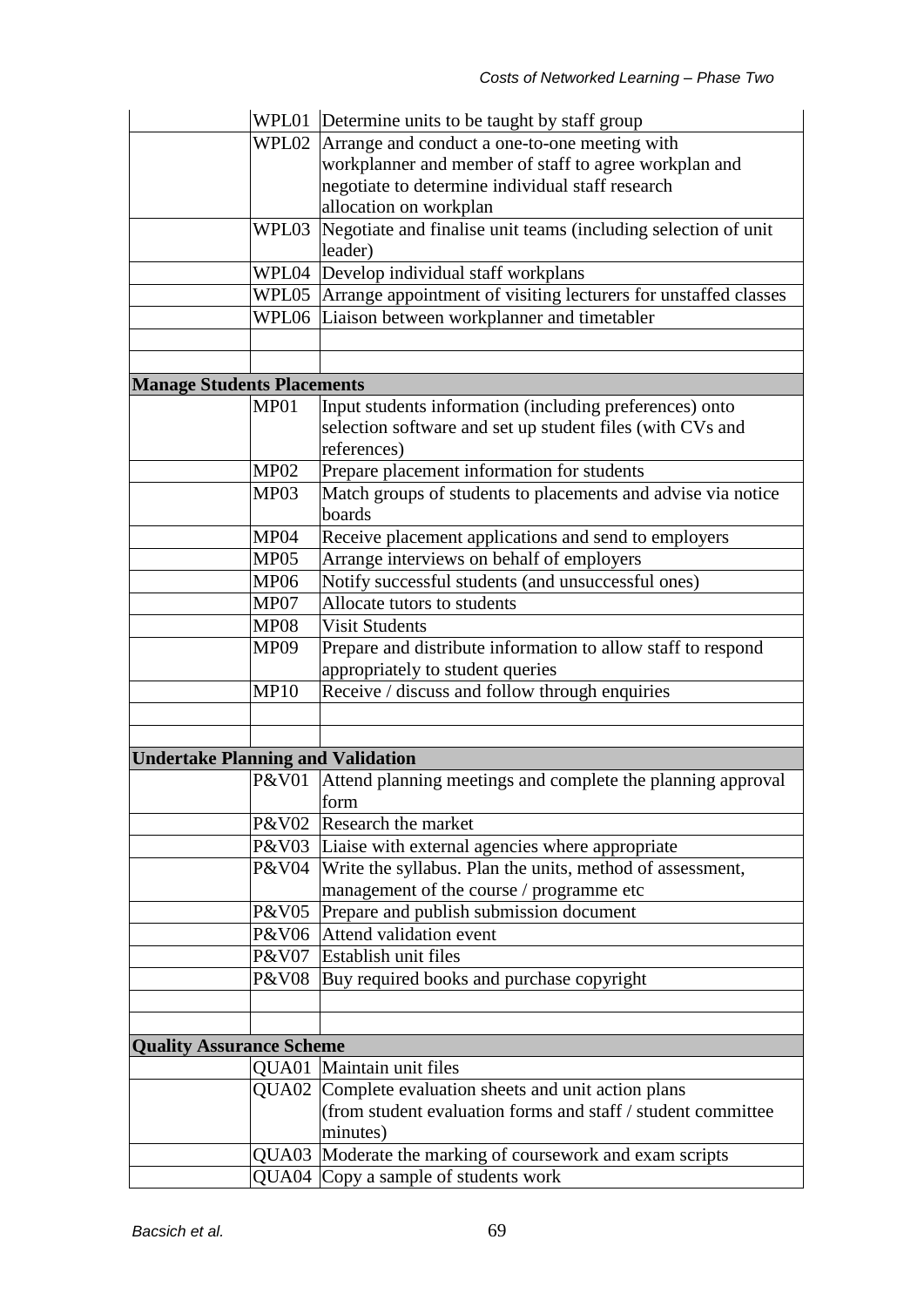| | | |
|---|---|---|
| | WPL01 | Determine units to be taught by staff group |
| | WPL02 | Arrange and conduct a one-to-one meeting with workplanner and member of staff to agree workplan and negotiate to determine individual staff research allocation on workplan |
| | WPL03 | Negotiate and finalise unit teams (including selection of unit leader) |
| | WPL04 | Develop individual staff workplans |
| | WPL05 | Arrange appointment of visiting lecturers for unstaffed classes |
| | WPL06 | Liaison between workplanner and timetabler |
| | | |
| | | |
| **Manage Students Placements** | | |
| | MP01 | Input students information (including preferences) onto selection software and set up student files (with CVs and references) |
| | MP02 | Prepare placement information for students |
| | MP03 | Match groups of students to placements and advise via notice boards |
| | MP04 | Receive placement applications and send to employers |
| | MP05 | Arrange interviews on behalf of employers |
| | MP06 | Notify successful students (and unsuccessful ones) |
| | MP07 | Allocate tutors to students |
| | MP08 | Visit Students |
| | MP09 | Prepare and distribute information to allow staff to respond appropriately to student queries |
| | MP10 | Receive / discuss and follow through enquiries |
| | | |
| | | |
| **Undertake Planning and Validation** | | |
| | P&V01 | Attend planning meetings and complete the planning approval form |
| | P&V02 | Research the market |
| | P&V03 | Liaise with external agencies where appropriate |
| | P&V04 | Write the syllabus. Plan the units, method of assessment, management of the course / programme etc |
| | P&V05 | Prepare and publish submission document |
| | P&V06 | Attend validation event |
| | P&V07 | Establish unit files |
| | P&V08 | Buy required books and purchase copyright |
| | | |
| | | |
| **Quality Assurance Scheme** | | |
| | QUA01 | Maintain unit files |
| | QUA02 | Complete evaluation sheets and unit action plans (from student evaluation forms and staff / student committee minutes) |
| | QUA03 | Moderate the marking of coursework and exam scripts |
| | QUA04 | Copy a sample of students work |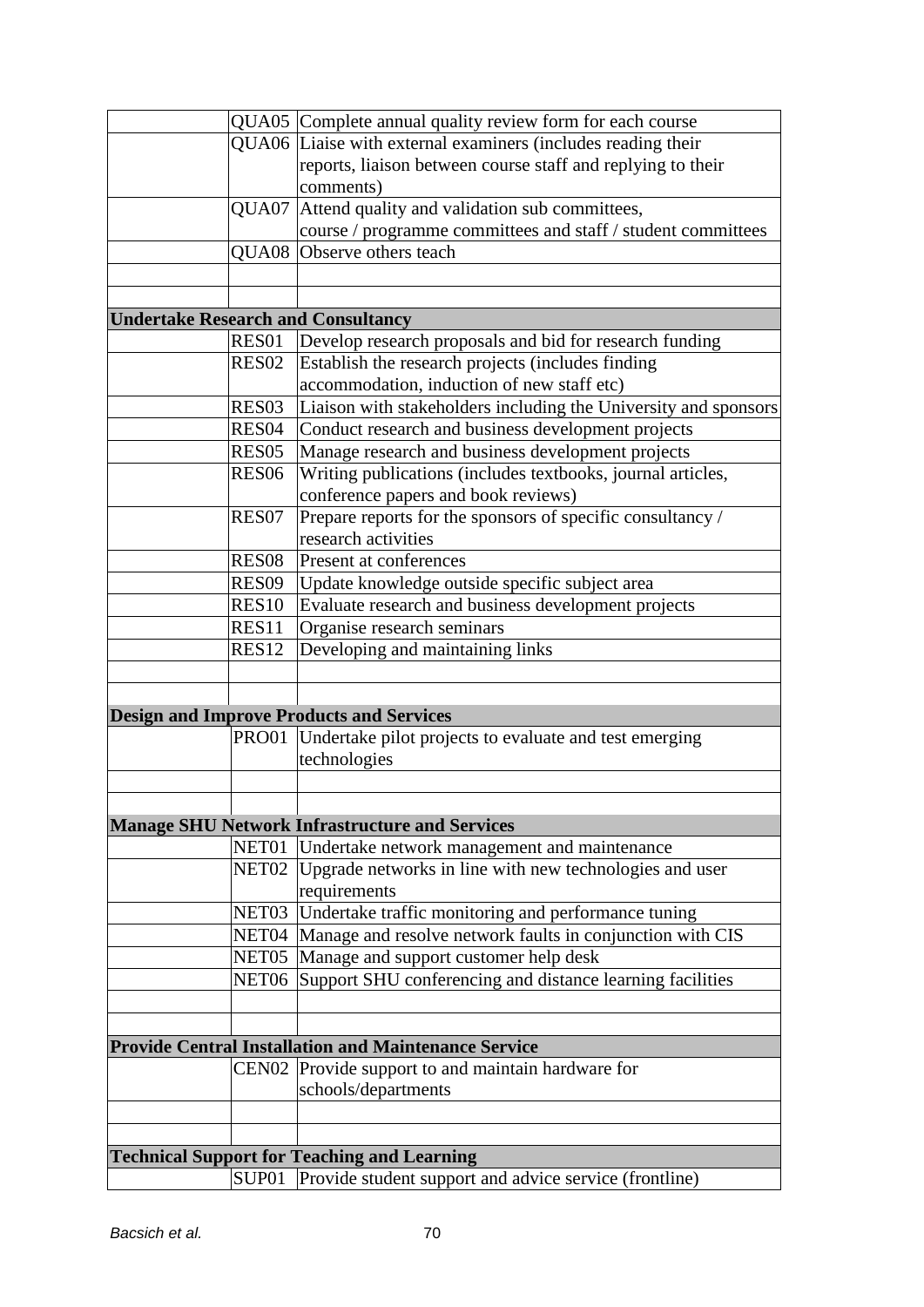| | | |
|---|---|---|
| | QUA05 | Complete annual quality review form for each course |
| | QUA06 | Liaise with external examiners (includes reading their reports, liaison between course staff and replying to their comments) |
| | QUA07 | Attend quality and validation sub committees, course / programme committees and staff / student committees |
| | QUA08 | Observe others teach |
| | | |
| | | |
| **Undertake Research and Consultancy** | | |
| | RES01 | Develop research proposals and bid for research funding |
| | RES02 | Establish the research projects (includes finding accommodation, induction of new staff etc) |
| | RES03 | Liaison with stakeholders including the University and sponsors |
| | RES04 | Conduct research and business development projects |
| | RES05 | Manage research and business development projects |
| | RES06 | Writing publications (includes textbooks, journal articles, conference papers and book reviews) |
| | RES07 | Prepare reports for the sponsors of specific consultancy / research activities |
| | RES08 | Present at conferences |
| | RES09 | Update knowledge outside specific subject area |
| | RES10 | Evaluate research and business development projects |
| | RES11 | Organise research seminars |
| | RES12 | Developing and maintaining links |
| | | |
| | | |
| **Design and Improve Products and Services** | | |
| | PRO01 | Undertake pilot projects to evaluate and test emerging technologies |
| | | |
| | | |
| **Manage SHU Network Infrastructure and Services** | | |
| | NET01 | Undertake network management and maintenance |
| | NET02 | Upgrade networks in line with new technologies and user requirements |
| | NET03 | Undertake traffic monitoring and performance tuning |
| | NET04 | Manage and resolve network faults in conjunction with CIS |
| | NET05 | Manage and support customer help desk |
| | NET06 | Support SHU conferencing and distance learning facilities |
| | | |
| | | |
| **Provide Central Installation and Maintenance Service** | | |
| | CEN02 | Provide support to and maintain hardware for schools/departments |
| | | |
| | | |
| **Technical Support for Teaching and Learning** | | |
| | SUP01 | Provide student support and advice service (frontline) |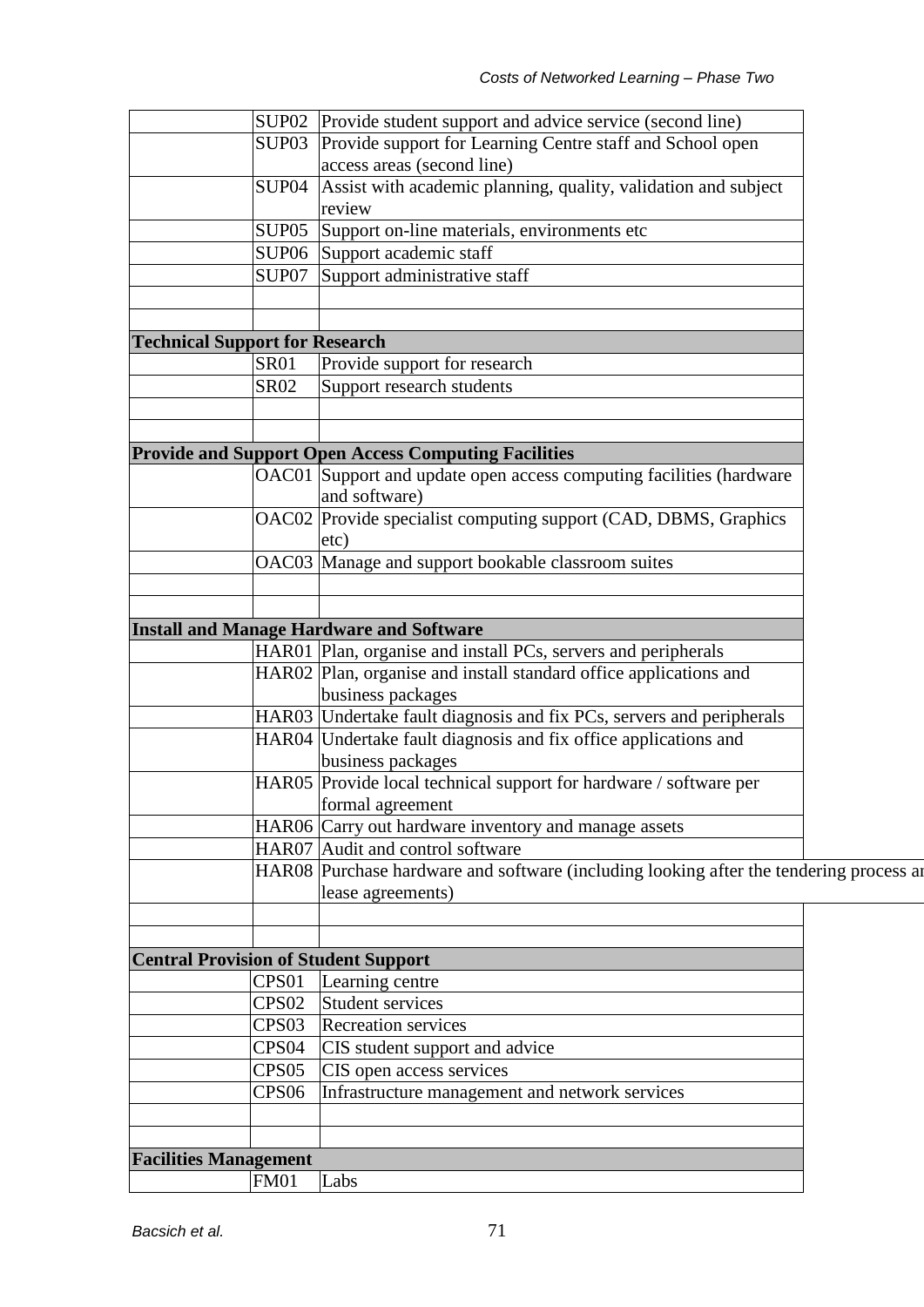| | | |
|---|---|---|
| | SUP02 | Provide student support and advice service (second line) |
| | SUP03 | Provide support for Learning Centre staff and School open access areas (second line) |
| | SUP04 | Assist with academic planning, quality, validation and subject review |
| | SUP05 | Support on-line materials, environments etc |
| | SUP06 | Support academic staff |
| | SUP07 | Support administrative staff |
| | | |
| | | |
| **Technical Support for Research** | | |
| | SR01 | Provide support for research |
| | SR02 | Support research students |
| | | |
| | | |
| **Provide and Support Open Access Computing Facilities** | | |
| | OAC01 | Support and update open access computing facilities (hardware and software) |
| | OAC02 | Provide specialist computing support (CAD, DBMS, Graphics etc) |
| | OAC03 | Manage and support bookable classroom suites |
| | | |
| | | |
| **Install and Manage Hardware and Software** | | |
| | HAR01 | Plan, organise and install PCs, servers and peripherals |
| | HAR02 | Plan, organise and install standard office applications and business packages |
| | HAR03 | Undertake fault diagnosis and fix PCs, servers and peripherals |
| | HAR04 | Undertake fault diagnosis and fix office applications and business packages |
| | HAR05 | Provide local technical support for hardware / software per formal agreement |
| | HAR06 | Carry out hardware inventory and manage assets |
| | HAR07 | Audit and control software |
| | HAR08 | Purchase hardware and software (including looking after the tendering process ar lease agreements) |
| | | |
| | | |
| **Central Provision of Student Support** | | |
| | CPS01 | Learning centre |
| | CPS02 | Student services |
| | CPS03 | Recreation services |
| | CPS04 | CIS student support and advice |
| | CPS05 | CIS open access services |
| | CPS06 | Infrastructure management and network services |
| | | |
| | | |
| **Facilities Management** | | |
| | FM01 | Labs |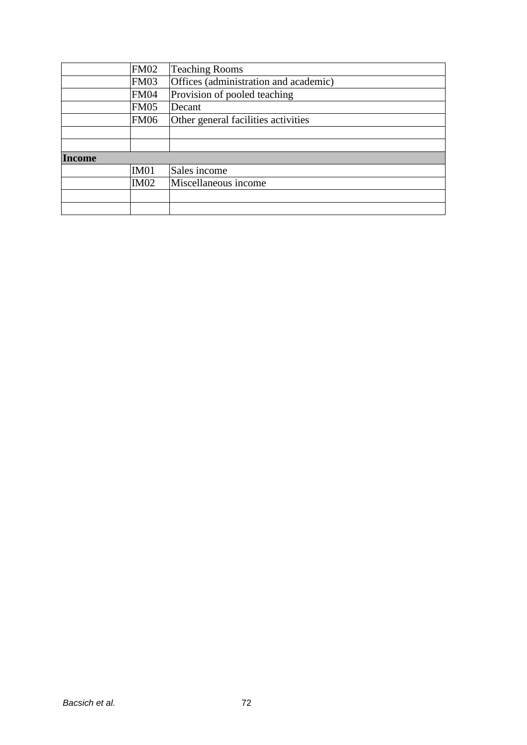| | | |
|---|---|---|
| | FM02 | Teaching Rooms |
| | FM03 | Offices (administration and academic) |
| | FM04 | Provision of pooled teaching |
| | FM05 | Decant |
| | FM06 | Other general facilities activities |
| | | |
| | | |
| **Income** | | |
| | IM01 | Sales income |
| | IM02 | Miscellaneous income |
| | | |
| | | |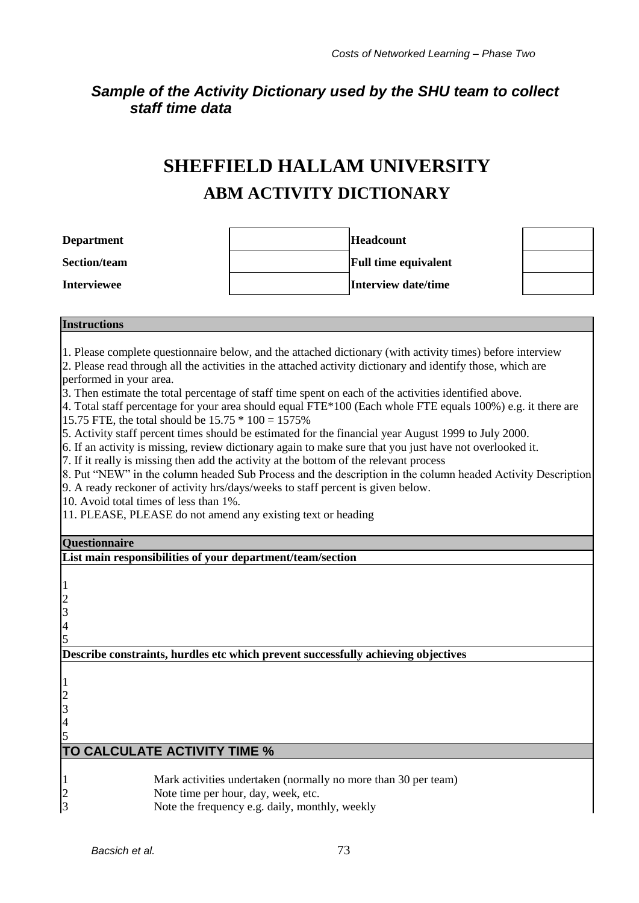### *Sample of the Activity Dictionary used by the SHU team to collect staff time data*

# SHEFFIELD HALLAM UNIVERSITY

## ABM ACTIVITY DICTIONARY

| | | | |
|---|---|---|---|
| **Department** | | **Headcount** | |
| **Section/team** | | **Full time equivalent** | |
| **Interviewee** | | **Interview date/time** | |

**Instructions**

1. Please complete questionnaire below, and the attached dictionary (with activity times) before interview
2. Please read through all the activities in the attached activity dictionary and identify those, which are performed in your area.
3. Then estimate the total percentage of staff time spent on each of the activities identified above.
4. Total staff percentage for your area should equal FTE*100 (Each whole FTE equals 100%) e.g. it there are 15.75 FTE, the total should be 15.75 * 100 = 1575%
5. Activity staff percent times should be estimated for the financial year August 1999 to July 2000.
6. If an activity is missing, review dictionary again to make sure that you just have not overlooked it.
7. If it really is missing then add the activity at the bottom of the relevant process
8. Put “NEW” in the column headed Sub Process and the description in the column headed Activity Description
9. A ready reckoner of activity hrs/days/weeks to staff percent is given below.
10. Avoid total times of less than 1%.
11. PLEASE, PLEASE do not amend any existing text or heading

**Questionnaire**

**List main responsibilities of your department/team/section**

1
2
3
4
5

**Describe constraints, hurdles etc which prevent successfully achieving objectives**

1
2
3
4
5

**TO CALCULATE ACTIVITY TIME %**

1 Mark activities undertaken (normally no more than 30 per team)
2 Note time per hour, day, week, etc.
3 Note the frequency e.g. daily, monthly, weekly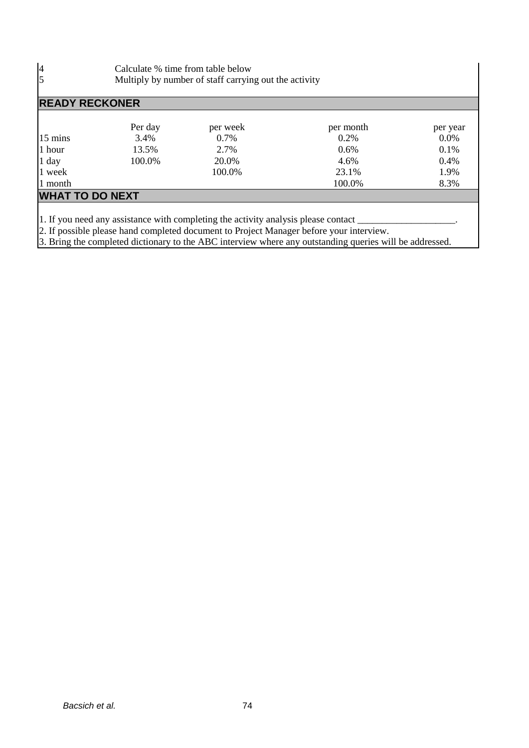4 Calculate % time from table below
5 Multiply by number of staff carrying out the activity

## READY RECKONER

| | Per day | per week | per month | per year |
|---|---|---|---|---|
| 15 mins | 3.4% | 0.7% | 0.2% | 0.0% |
| 1 hour | 13.5% | 2.7% | 0.6% | 0.1% |
| 1 day | 100.0% | 20.0% | 4.6% | 0.4% |
| 1 week | | 100.0% | 23.1% | 1.9% |
| 1 month | | | 100.0% | 8.3% |

## WHAT TO DO NEXT

1. If you need any assistance with completing the activity analysis please contact ____________________.
2. If possible please hand completed document to Project Manager before your interview.
3. Bring the completed dictionary to the ABC interview where any outstanding queries will be addressed.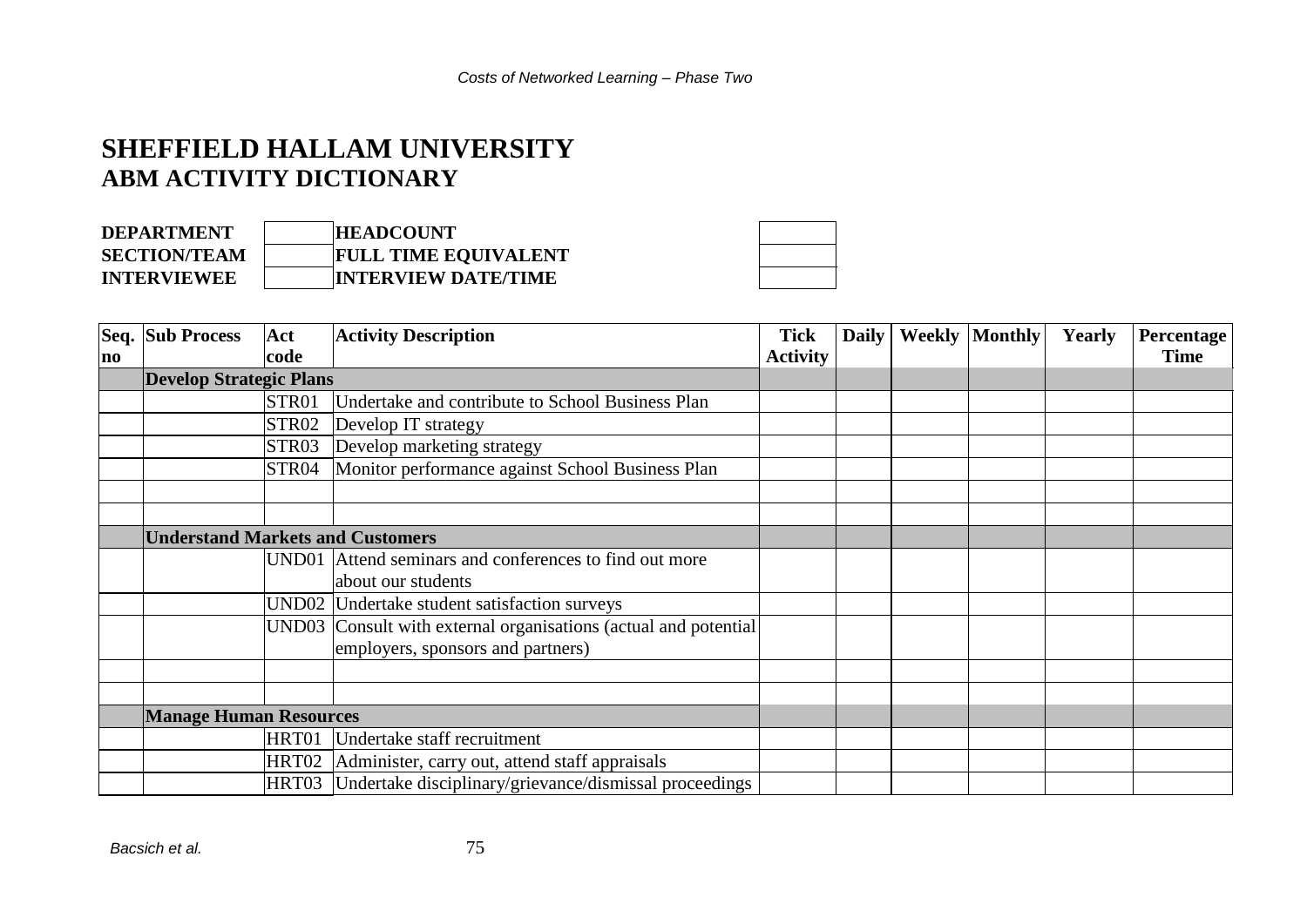# SHEFFIELD HALLAM UNIVERSITY
## ABM ACTIVITY DICTIONARY

| | | | |
|---|---|---|---|
| **DEPARTMENT** | | **HEADCOUNT** | |
| **SECTION/TEAM** | | **FULL TIME EQUIVALENT** | |
| **INTERVIEWEE** | | **INTERVIEW DATE/TIME** | |

| Seq. no | Sub Process | Act code | Activity Description | Tick Activity | Daily | Weekly | Monthly | Yearly | Percentage Time |
|---|---|---|---|---|---|---|---|---|---|
| | **Develop Strategic Plans** | | | | | | | | |
| | | STR01 | Undertake and contribute to School Business Plan | | | | | | |
| | | STR02 | Develop IT strategy | | | | | | |
| | | STR03 | Develop marketing strategy | | | | | | |
| | | STR04 | Monitor performance against School Business Plan | | | | | | |
| | | | | | | | | | |
| | | | | | | | | | |
| | **Understand Markets and Customers** | | | | | | | | |
| | | UND01 | Attend seminars and conferences to find out more about our students | | | | | | |
| | | UND02 | Undertake student satisfaction surveys | | | | | | |
| | | UND03 | Consult with external organisations (actual and potential employers, sponsors and partners) | | | | | | |
| | | | | | | | | | |
| | | | | | | | | | |
| | **Manage Human Resources** | | | | | | | | |
| | | HRT01 | Undertake staff recruitment | | | | | | |
| | | HRT02 | Administer, carry out, attend staff appraisals | | | | | | |
| | | HRT03 | Undertake disciplinary/grievance/dismissal proceedings | | | | | | |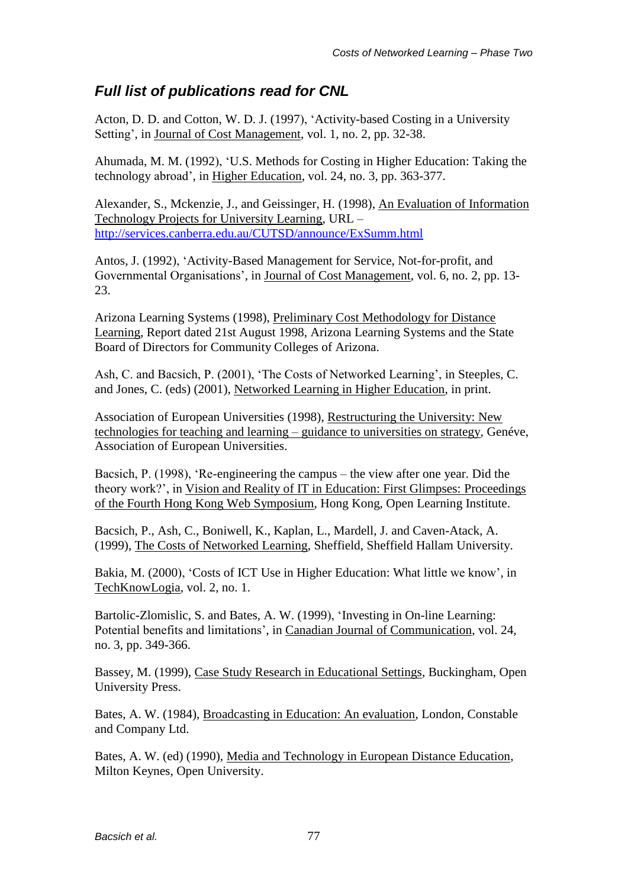## *Full list of publications read for CNL*

Acton, D. D. and Cotton, W. D. J. (1997), 'Activity-based Costing in a University Setting', in Journal of Cost Management, vol. 1, no. 2, pp. 32-38.

Ahumada, M. M. (1992), 'U.S. Methods for Costing in Higher Education: Taking the technology abroad', in Higher Education, vol. 24, no. 3, pp. 363-377.

Alexander, S., Mckenzie, J., and Geissinger, H. (1998), An Evaluation of Information Technology Projects for University Learning, URL – http://services.canberra.edu.au/CUTSD/announce/ExSumm.html

Antos, J. (1992), 'Activity-Based Management for Service, Not-for-profit, and Governmental Organisations', in Journal of Cost Management, vol. 6, no. 2, pp. 13-23.

Arizona Learning Systems (1998), Preliminary Cost Methodology for Distance Learning, Report dated 21st August 1998, Arizona Learning Systems and the State Board of Directors for Community Colleges of Arizona.

Ash, C. and Bacsich, P. (2001), 'The Costs of Networked Learning', in Steeples, C. and Jones, C. (eds) (2001), Networked Learning in Higher Education, in print.

Association of European Universities (1998), Restructuring the University: New technologies for teaching and learning – guidance to universities on strategy, Genéve, Association of European Universities.

Bacsich, P. (1998), 'Re-engineering the campus – the view after one year. Did the theory work?', in Vision and Reality of IT in Education: First Glimpses: Proceedings of the Fourth Hong Kong Web Symposium, Hong Kong, Open Learning Institute.

Bacsich, P., Ash, C., Boniwell, K., Kaplan, L., Mardell, J. and Caven-Atack, A. (1999), The Costs of Networked Learning, Sheffield, Sheffield Hallam University.

Bakia, M. (2000), 'Costs of ICT Use in Higher Education: What little we know', in TechKnowLogia, vol. 2, no. 1.

Bartolic-Zlomislic, S. and Bates, A. W. (1999), 'Investing in On-line Learning: Potential benefits and limitations', in Canadian Journal of Communication, vol. 24, no. 3, pp. 349-366.

Bassey, M. (1999), Case Study Research in Educational Settings, Buckingham, Open University Press.

Bates, A. W. (1984), Broadcasting in Education: An evaluation, London, Constable and Company Ltd.

Bates, A. W. (ed) (1990), Media and Technology in European Distance Education, Milton Keynes, Open University.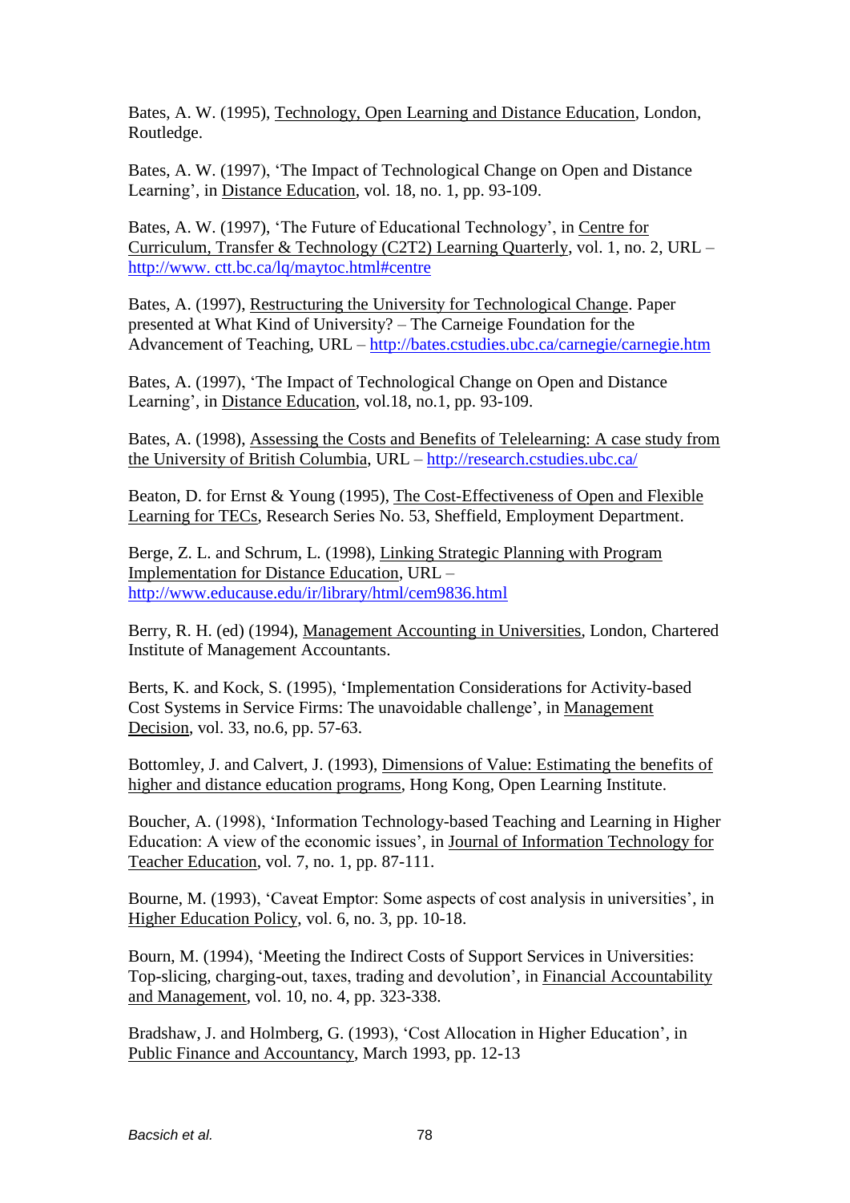Bates, A. W. (1995), Technology, Open Learning and Distance Education, London, Routledge.

Bates, A. W. (1997), 'The Impact of Technological Change on Open and Distance Learning', in Distance Education, vol. 18, no. 1, pp. 93-109.

Bates, A. W. (1997), 'The Future of Educational Technology', in Centre for Curriculum, Transfer & Technology (C2T2) Learning Quarterly, vol. 1, no. 2, URL – http://www. ctt.bc.ca/lq/maytoc.html#centre

Bates, A. (1997), Restructuring the University for Technological Change. Paper presented at What Kind of University? – The Carneige Foundation for the Advancement of Teaching, URL – http://bates.cstudies.ubc.ca/carnegie/carnegie.htm

Bates, A. (1997), 'The Impact of Technological Change on Open and Distance Learning', in Distance Education, vol.18, no.1, pp. 93-109.

Bates, A. (1998), Assessing the Costs and Benefits of Telelearning: A case study from the University of British Columbia, URL – http://research.cstudies.ubc.ca/

Beaton, D. for Ernst & Young (1995), The Cost-Effectiveness of Open and Flexible Learning for TECs, Research Series No. 53, Sheffield, Employment Department.

Berge, Z. L. and Schrum, L. (1998), Linking Strategic Planning with Program Implementation for Distance Education, URL – http://www.educause.edu/ir/library/html/cem9836.html

Berry, R. H. (ed) (1994), Management Accounting in Universities, London, Chartered Institute of Management Accountants.

Berts, K. and Kock, S. (1995), 'Implementation Considerations for Activity-based Cost Systems in Service Firms: The unavoidable challenge', in Management Decision, vol. 33, no.6, pp. 57-63.

Bottomley, J. and Calvert, J. (1993), Dimensions of Value: Estimating the benefits of higher and distance education programs, Hong Kong, Open Learning Institute.

Boucher, A. (1998), 'Information Technology-based Teaching and Learning in Higher Education: A view of the economic issues', in Journal of Information Technology for Teacher Education, vol. 7, no. 1, pp. 87-111.

Bourne, M. (1993), 'Caveat Emptor: Some aspects of cost analysis in universities', in Higher Education Policy, vol. 6, no. 3, pp. 10-18.

Bourn, M. (1994), 'Meeting the Indirect Costs of Support Services in Universities: Top-slicing, charging-out, taxes, trading and devolution', in Financial Accountability and Management, vol. 10, no. 4, pp. 323-338.

Bradshaw, J. and Holmberg, G. (1993), 'Cost Allocation in Higher Education', in Public Finance and Accountancy, March 1993, pp. 12-13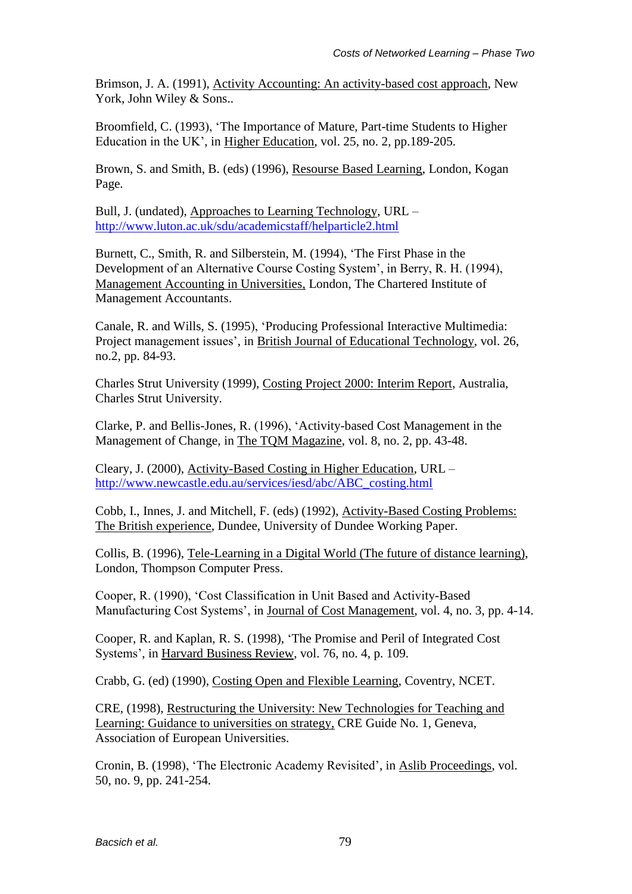Brimson, J. A. (1991), Activity Accounting: An activity-based cost approach, New York, John Wiley & Sons..

Broomfield, C. (1993), 'The Importance of Mature, Part-time Students to Higher Education in the UK', in Higher Education, vol. 25, no. 2, pp.189-205.

Brown, S. and Smith, B. (eds) (1996), Resourse Based Learning, London, Kogan Page.

Bull, J. (undated), Approaches to Learning Technology, URL – http://www.luton.ac.uk/sdu/academicstaff/helparticle2.html

Burnett, C., Smith, R. and Silberstein, M. (1994), 'The First Phase in the Development of an Alternative Course Costing System', in Berry, R. H. (1994), Management Accounting in Universities, London, The Chartered Institute of Management Accountants.

Canale, R. and Wills, S. (1995), 'Producing Professional Interactive Multimedia: Project management issues', in British Journal of Educational Technology, vol. 26, no.2, pp. 84-93.

Charles Strut University (1999), Costing Project 2000: Interim Report, Australia, Charles Strut University.

Clarke, P. and Bellis-Jones, R. (1996), 'Activity-based Cost Management in the Management of Change, in The TQM Magazine, vol. 8, no. 2, pp. 43-48.

Cleary, J. (2000), Activity-Based Costing in Higher Education, URL – http://www.newcastle.edu.au/services/iesd/abc/ABC_costing.html

Cobb, I., Innes, J. and Mitchell, F. (eds) (1992), Activity-Based Costing Problems: The British experience, Dundee, University of Dundee Working Paper.

Collis, B. (1996), Tele-Learning in a Digital World (The future of distance learning), London, Thompson Computer Press.

Cooper, R. (1990), 'Cost Classification in Unit Based and Activity-Based Manufacturing Cost Systems', in Journal of Cost Management, vol. 4, no. 3, pp. 4-14.

Cooper, R. and Kaplan, R. S. (1998), 'The Promise and Peril of Integrated Cost Systems', in Harvard Business Review, vol. 76, no. 4, p. 109.

Crabb, G. (ed) (1990), Costing Open and Flexible Learning, Coventry, NCET.

CRE, (1998), Restructuring the University: New Technologies for Teaching and Learning: Guidance to universities on strategy, CRE Guide No. 1, Geneva, Association of European Universities.

Cronin, B. (1998), 'The Electronic Academy Revisited', in Aslib Proceedings, vol. 50, no. 9, pp. 241-254.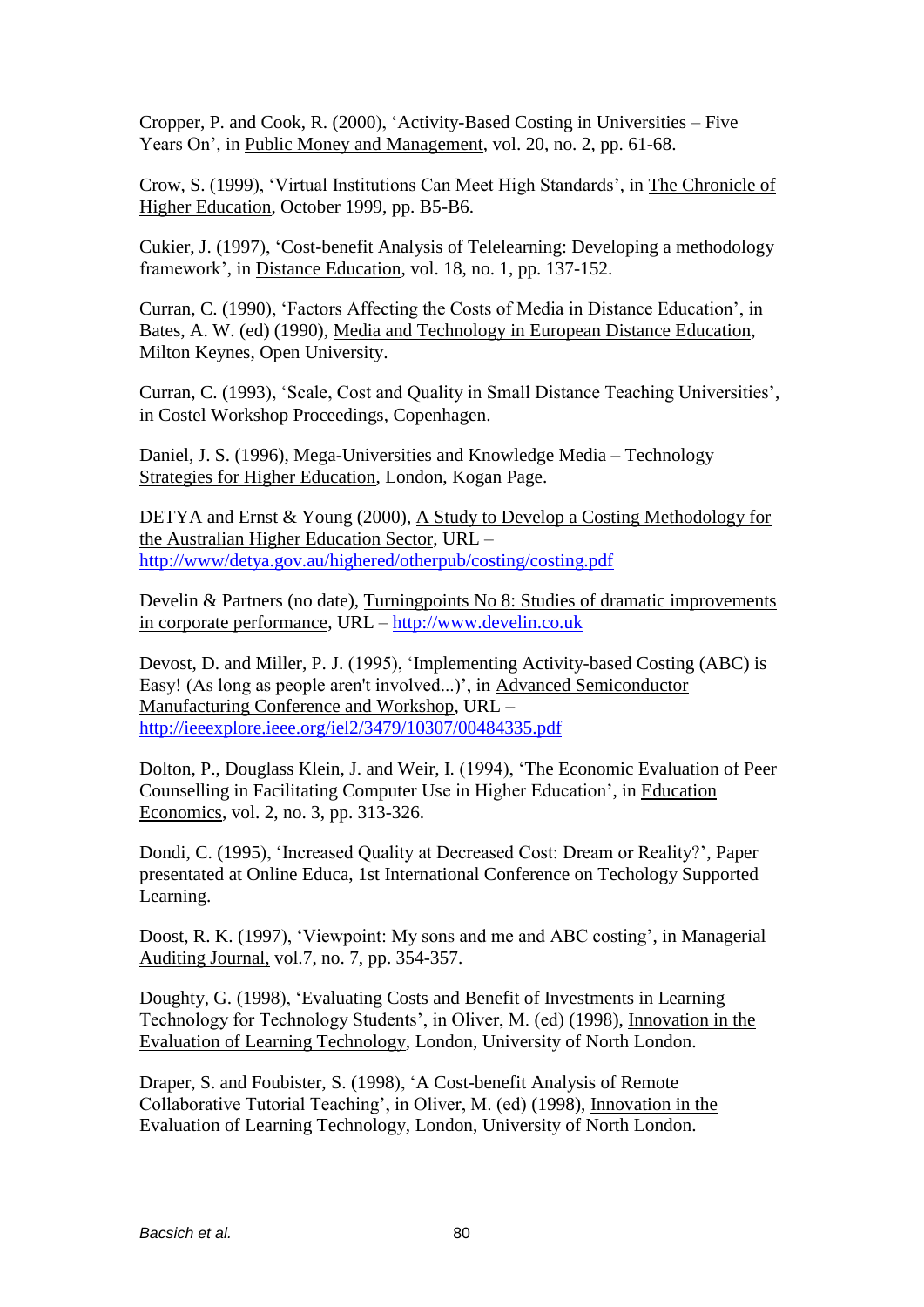Cropper, P. and Cook, R. (2000), 'Activity-Based Costing in Universities – Five Years On', in Public Money and Management, vol. 20, no. 2, pp. 61-68.

Crow, S. (1999), 'Virtual Institutions Can Meet High Standards', in The Chronicle of Higher Education, October 1999, pp. B5-B6.

Cukier, J. (1997), 'Cost-benefit Analysis of Telelearning: Developing a methodology framework', in Distance Education, vol. 18, no. 1, pp. 137-152.

Curran, C. (1990), 'Factors Affecting the Costs of Media in Distance Education', in Bates, A. W. (ed) (1990), Media and Technology in European Distance Education, Milton Keynes, Open University.

Curran, C. (1993), 'Scale, Cost and Quality in Small Distance Teaching Universities', in Costel Workshop Proceedings, Copenhagen.

Daniel, J. S. (1996), Mega-Universities and Knowledge Media – Technology Strategies for Higher Education, London, Kogan Page.

DETYA and Ernst & Young (2000), A Study to Develop a Costing Methodology for the Australian Higher Education Sector, URL – http://www/detya.gov.au/highered/otherpub/costing/costing.pdf

Develin & Partners (no date), Turningpoints No 8: Studies of dramatic improvements in corporate performance, URL – http://www.develin.co.uk

Devost, D. and Miller, P. J. (1995), 'Implementing Activity-based Costing (ABC) is Easy! (As long as people aren't involved...)', in Advanced Semiconductor Manufacturing Conference and Workshop, URL – http://ieeexplore.ieee.org/iel2/3479/10307/00484335.pdf

Dolton, P., Douglass Klein, J. and Weir, I. (1994), 'The Economic Evaluation of Peer Counselling in Facilitating Computer Use in Higher Education', in Education Economics, vol. 2, no. 3, pp. 313-326.

Dondi, C. (1995), 'Increased Quality at Decreased Cost: Dream or Reality?', Paper presented at Online Educa, 1st International Conference on Techology Supported Learning.

Doost, R. K. (1997), 'Viewpoint: My sons and me and ABC costing', in Managerial Auditing Journal, vol.7, no. 7, pp. 354-357.

Doughty, G. (1998), 'Evaluating Costs and Benefit of Investments in Learning Technology for Technology Students', in Oliver, M. (ed) (1998), Innovation in the Evaluation of Learning Technology, London, University of North London.

Draper, S. and Foubister, S. (1998), 'A Cost-benefit Analysis of Remote Collaborative Tutorial Teaching', in Oliver, M. (ed) (1998), Innovation in the Evaluation of Learning Technology, London, University of North London.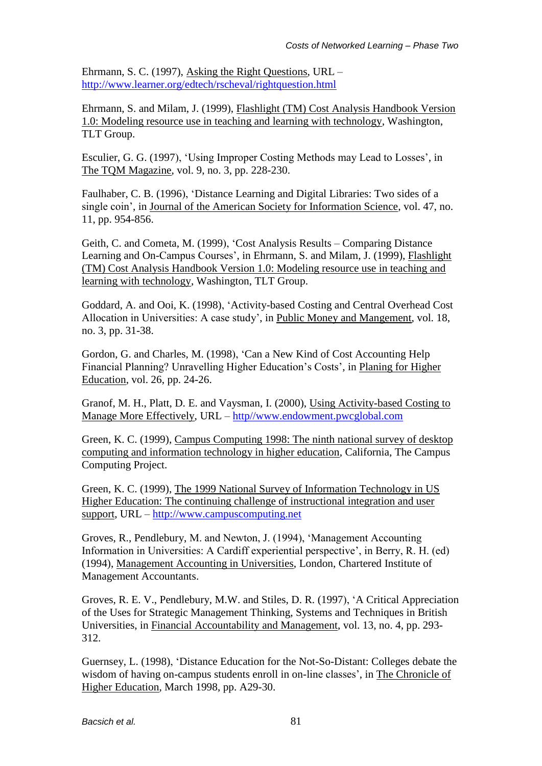Ehrmann, S. C. (1997), Asking the Right Questions, URL – http://www.learner.org/edtech/rscheval/rightquestion.html

Ehrmann, S. and Milam, J. (1999), Flashlight (TM) Cost Analysis Handbook Version 1.0: Modeling resource use in teaching and learning with technology, Washington, TLT Group.

Esculier, G. G. (1997), 'Using Improper Costing Methods may Lead to Losses', in The TQM Magazine, vol. 9, no. 3, pp. 228-230.

Faulhaber, C. B. (1996), 'Distance Learning and Digital Libraries: Two sides of a single coin', in Journal of the American Society for Information Science, vol. 47, no. 11, pp. 954-856.

Geith, C. and Cometa, M. (1999), 'Cost Analysis Results – Comparing Distance Learning and On-Campus Courses', in Ehrmann, S. and Milam, J. (1999), Flashlight (TM) Cost Analysis Handbook Version 1.0: Modeling resource use in teaching and learning with technology, Washington, TLT Group.

Goddard, A. and Ooi, K. (1998), 'Activity-based Costing and Central Overhead Cost Allocation in Universities: A case study', in Public Money and Mangement, vol. 18, no. 3, pp. 31-38.

Gordon, G. and Charles, M. (1998), 'Can a New Kind of Cost Accounting Help Financial Planning? Unravelling Higher Education's Costs', in Planing for Higher Education, vol. 26, pp. 24-26.

Granof, M. H., Platt, D. E. and Vaysman, I. (2000), Using Activity-based Costing to Manage More Effectively, URL – http//www.endowment.pwcglobal.com

Green, K. C. (1999), Campus Computing 1998: The ninth national survey of desktop computing and information technology in higher education, California, The Campus Computing Project.

Green, K. C. (1999), The 1999 National Survey of Information Technology in US Higher Education: The continuing challenge of instructional integration and user support, URL – http://www.campuscomputing.net

Groves, R., Pendlebury, M. and Newton, J. (1994), 'Management Accounting Information in Universities: A Cardiff experiential perspective', in Berry, R. H. (ed) (1994), Management Accounting in Universities, London, Chartered Institute of Management Accountants.

Groves, R. E. V., Pendlebury, M.W. and Stiles, D. R. (1997), 'A Critical Appreciation of the Uses for Strategic Management Thinking, Systems and Techniques in British Universities, in Financial Accountability and Management, vol. 13, no. 4, pp. 293-312.

Guernsey, L. (1998), 'Distance Education for the Not-So-Distant: Colleges debate the wisdom of having on-campus students enroll in on-line classes', in The Chronicle of Higher Education, March 1998, pp. A29-30.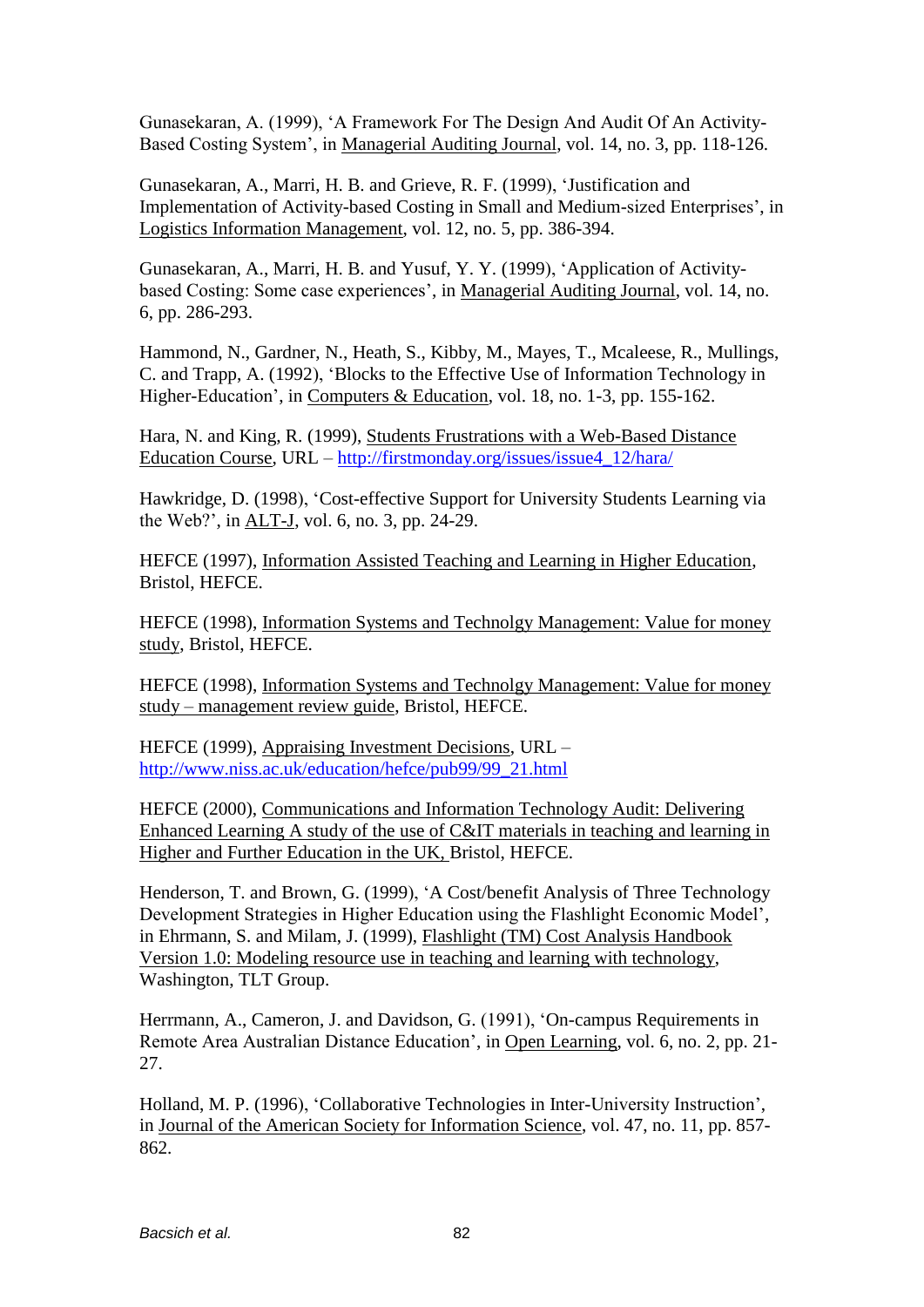Gunasekaran, A. (1999), 'A Framework For The Design And Audit Of An Activity-Based Costing System', in Managerial Auditing Journal, vol. 14, no. 3, pp. 118-126.

Gunasekaran, A., Marri, H. B. and Grieve, R. F. (1999), 'Justification and Implementation of Activity-based Costing in Small and Medium-sized Enterprises', in Logistics Information Management, vol. 12, no. 5, pp. 386-394.

Gunasekaran, A., Marri, H. B. and Yusuf, Y. Y. (1999), 'Application of Activity-based Costing: Some case experiences', in Managerial Auditing Journal, vol. 14, no. 6, pp. 286-293.

Hammond, N., Gardner, N., Heath, S., Kibby, M., Mayes, T., Mcaleese, R., Mullings, C. and Trapp, A. (1992), 'Blocks to the Effective Use of Information Technology in Higher-Education', in Computers & Education, vol. 18, no. 1-3, pp. 155-162.

Hara, N. and King, R. (1999), Students Frustrations with a Web-Based Distance Education Course, URL – http://firstmonday.org/issues/issue4_12/hara/

Hawkridge, D. (1998), 'Cost-effective Support for University Students Learning via the Web?', in ALT-J, vol. 6, no. 3, pp. 24-29.

HEFCE (1997), Information Assisted Teaching and Learning in Higher Education, Bristol, HEFCE.

HEFCE (1998), Information Systems and Technolgy Management: Value for money study, Bristol, HEFCE.

HEFCE (1998), Information Systems and Technolgy Management: Value for money study – management review guide, Bristol, HEFCE.

HEFCE (1999), Appraising Investment Decisions, URL – http://www.niss.ac.uk/education/hefce/pub99/99_21.html

HEFCE (2000), Communications and Information Technology Audit: Delivering Enhanced Learning A study of the use of C&IT materials in teaching and learning in Higher and Further Education in the UK, Bristol, HEFCE.

Henderson, T. and Brown, G. (1999), 'A Cost/benefit Analysis of Three Technology Development Strategies in Higher Education using the Flashlight Economic Model', in Ehrmann, S. and Milam, J. (1999), Flashlight (TM) Cost Analysis Handbook Version 1.0: Modeling resource use in teaching and learning with technology, Washington, TLT Group.

Herrmann, A., Cameron, J. and Davidson, G. (1991), 'On-campus Requirements in Remote Area Australian Distance Education', in Open Learning, vol. 6, no. 2, pp. 21-27.

Holland, M. P. (1996), 'Collaborative Technologies in Inter-University Instruction', in Journal of the American Society for Information Science, vol. 47, no. 11, pp. 857-862.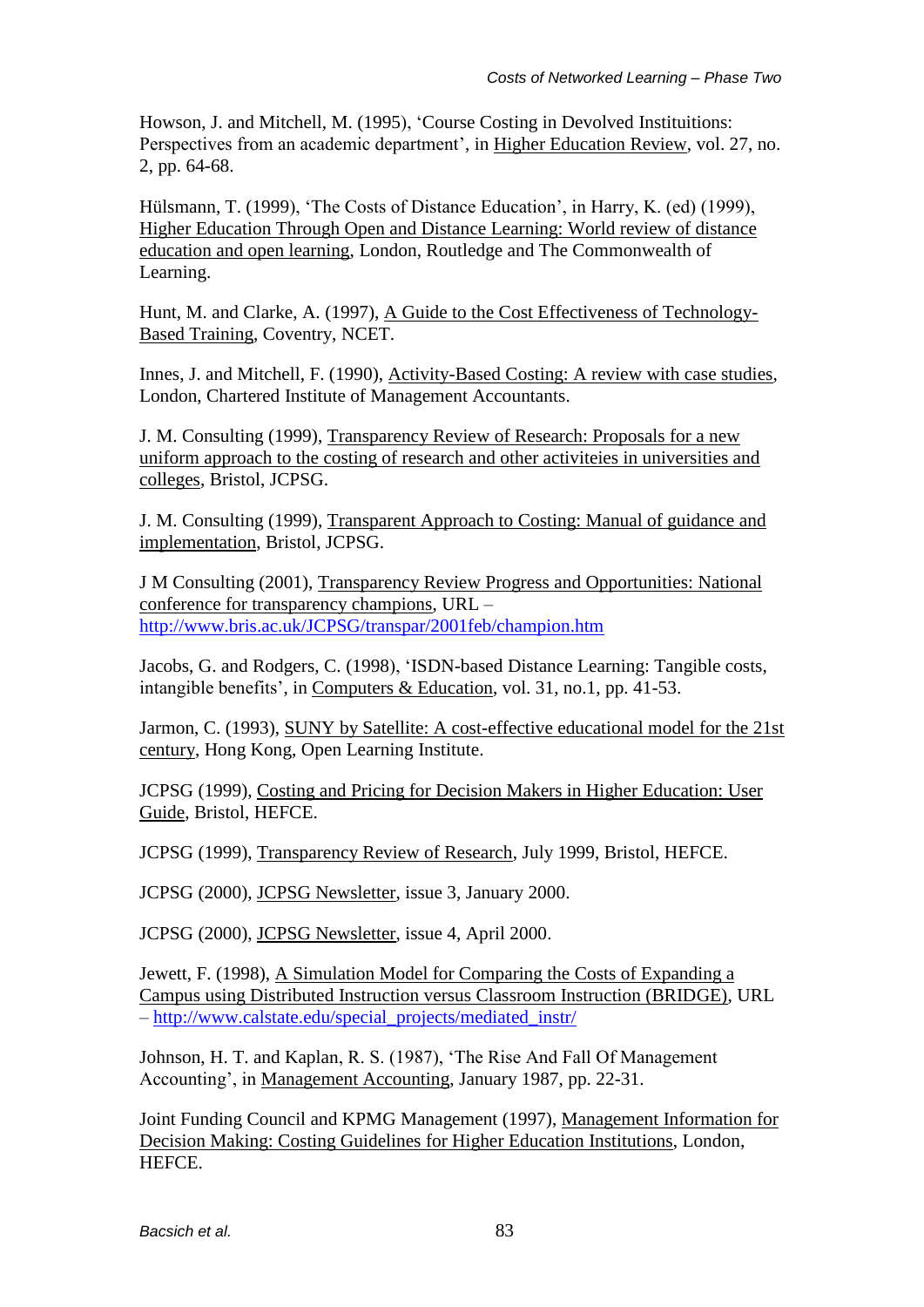Howson, J. and Mitchell, M. (1995), 'Course Costing in Devolved Instituitions: Perspectives from an academic department', in Higher Education Review, vol. 27, no. 2, pp. 64-68.

Hülsmann, T. (1999), 'The Costs of Distance Education', in Harry, K. (ed) (1999), Higher Education Through Open and Distance Learning: World review of distance education and open learning, London, Routledge and The Commonwealth of Learning.

Hunt, M. and Clarke, A. (1997), A Guide to the Cost Effectiveness of Technology-Based Training, Coventry, NCET.

Innes, J. and Mitchell, F. (1990), Activity-Based Costing: A review with case studies, London, Chartered Institute of Management Accountants.

J. M. Consulting (1999), Transparency Review of Research: Proposals for a new uniform approach to the costing of research and other activiteies in universities and colleges, Bristol, JCPSG.

J. M. Consulting (1999), Transparent Approach to Costing: Manual of guidance and implementation, Bristol, JCPSG.

J M Consulting (2001), Transparency Review Progress and Opportunities: National conference for transparency champions, URL – http://www.bris.ac.uk/JCPSG/transpar/2001feb/champion.htm

Jacobs, G. and Rodgers, C. (1998), 'ISDN-based Distance Learning: Tangible costs, intangible benefits', in Computers & Education, vol. 31, no.1, pp. 41-53.

Jarmon, C. (1993), SUNY by Satellite: A cost-effective educational model for the 21st century, Hong Kong, Open Learning Institute.

JCPSG (1999), Costing and Pricing for Decision Makers in Higher Education: User Guide, Bristol, HEFCE.

JCPSG (1999), Transparency Review of Research, July 1999, Bristol, HEFCE.

JCPSG (2000), JCPSG Newsletter, issue 3, January 2000.

JCPSG (2000), JCPSG Newsletter, issue 4, April 2000.

Jewett, F. (1998), A Simulation Model for Comparing the Costs of Expanding a Campus using Distributed Instruction versus Classroom Instruction (BRIDGE), URL – http://www.calstate.edu/special_projects/mediated_instr/

Johnson, H. T. and Kaplan, R. S. (1987), 'The Rise And Fall Of Management Accounting', in Management Accounting, January 1987, pp. 22-31.

Joint Funding Council and KPMG Management (1997), Management Information for Decision Making: Costing Guidelines for Higher Education Institutions, London, HEFCE.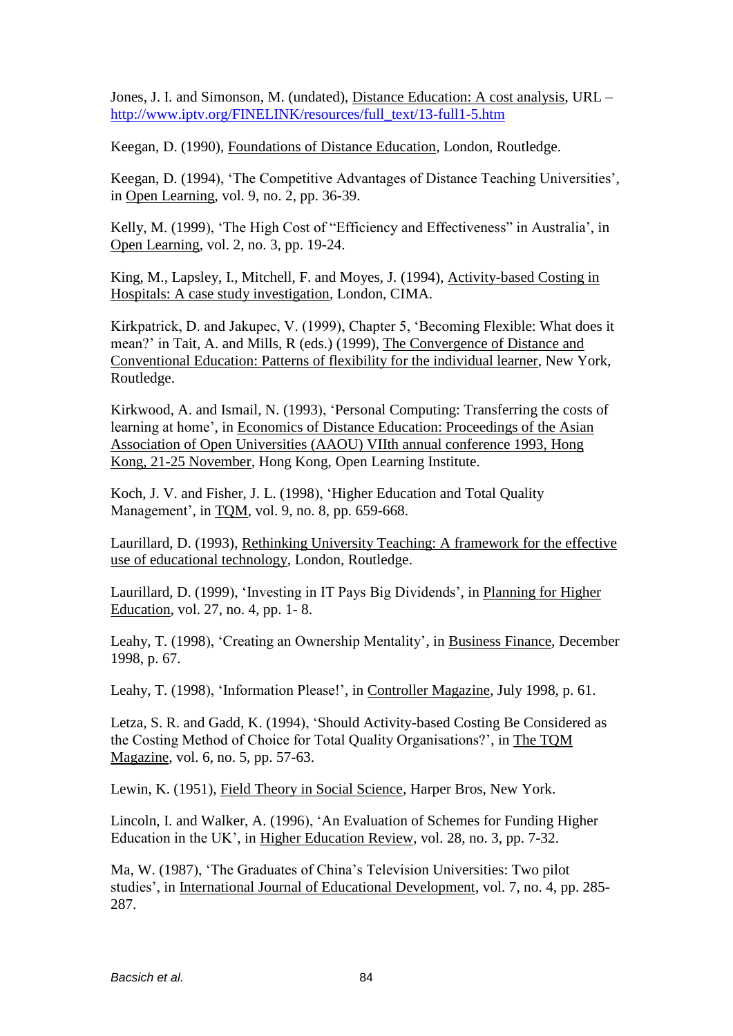Jones, J. I. and Simonson, M. (undated), Distance Education: A cost analysis, URL – http://www.iptv.org/FINELINK/resources/full_text/13-full1-5.htm

Keegan, D. (1990), Foundations of Distance Education, London, Routledge.

Keegan, D. (1994), 'The Competitive Advantages of Distance Teaching Universities', in Open Learning, vol. 9, no. 2, pp. 36-39.

Kelly, M. (1999), 'The High Cost of "Efficiency and Effectiveness" in Australia', in Open Learning, vol. 2, no. 3, pp. 19-24.

King, M., Lapsley, I., Mitchell, F. and Moyes, J. (1994), Activity-based Costing in Hospitals: A case study investigation, London, CIMA.

Kirkpatrick, D. and Jakupec, V. (1999), Chapter 5, 'Becoming Flexible: What does it mean?' in Tait, A. and Mills, R (eds.) (1999), The Convergence of Distance and Conventional Education: Patterns of flexibility for the individual learner, New York, Routledge.

Kirkwood, A. and Ismail, N. (1993), 'Personal Computing: Transferring the costs of learning at home', in Economics of Distance Education: Proceedings of the Asian Association of Open Universities (AAOU) VIIth annual conference 1993, Hong Kong, 21-25 November, Hong Kong, Open Learning Institute.

Koch, J. V. and Fisher, J. L. (1998), 'Higher Education and Total Quality Management', in TQM, vol. 9, no. 8, pp. 659-668.

Laurillard, D. (1993), Rethinking University Teaching: A framework for the effective use of educational technology, London, Routledge.

Laurillard, D. (1999), 'Investing in IT Pays Big Dividends', in Planning for Higher Education, vol. 27, no. 4, pp. 1- 8.

Leahy, T. (1998), 'Creating an Ownership Mentality', in Business Finance, December 1998, p. 67.

Leahy, T. (1998), 'Information Please!', in Controller Magazine, July 1998, p. 61.

Letza, S. R. and Gadd, K. (1994), 'Should Activity-based Costing Be Considered as the Costing Method of Choice for Total Quality Organisations?', in The TQM Magazine, vol. 6, no. 5, pp. 57-63.

Lewin, K. (1951), Field Theory in Social Science, Harper Bros, New York.

Lincoln, I. and Walker, A. (1996), 'An Evaluation of Schemes for Funding Higher Education in the UK', in Higher Education Review, vol. 28, no. 3, pp. 7-32.

Ma, W. (1987), 'The Graduates of China's Television Universities: Two pilot studies', in International Journal of Educational Development, vol. 7, no. 4, pp. 285-287.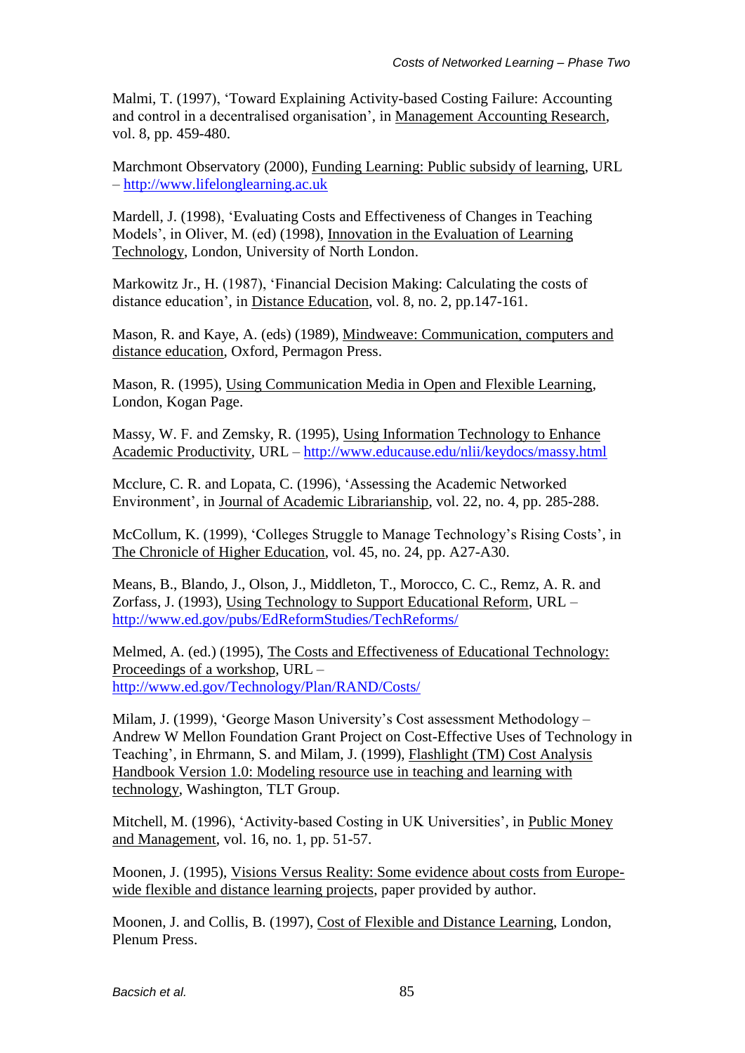Malmi, T. (1997), 'Toward Explaining Activity-based Costing Failure: Accounting and control in a decentralised organisation', in Management Accounting Research, vol. 8, pp. 459-480.

Marchmont Observatory (2000), Funding Learning: Public subsidy of learning, URL – http://www.lifelonglearning.ac.uk

Mardell, J. (1998), 'Evaluating Costs and Effectiveness of Changes in Teaching Models', in Oliver, M. (ed) (1998), Innovation in the Evaluation of Learning Technology, London, University of North London.

Markowitz Jr., H. (1987), 'Financial Decision Making: Calculating the costs of distance education', in Distance Education, vol. 8, no. 2, pp.147-161.

Mason, R. and Kaye, A. (eds) (1989), Mindweave: Communication, computers and distance education, Oxford, Permagon Press.

Mason, R. (1995), Using Communication Media in Open and Flexible Learning, London, Kogan Page.

Massy, W. F. and Zemsky, R. (1995), Using Information Technology to Enhance Academic Productivity, URL – http://www.educause.edu/nlii/keydocs/massy.html

Mcclure, C. R. and Lopata, C. (1996), 'Assessing the Academic Networked Environment', in Journal of Academic Librarianship, vol. 22, no. 4, pp. 285-288.

McCollum, K. (1999), 'Colleges Struggle to Manage Technology's Rising Costs', in The Chronicle of Higher Education, vol. 45, no. 24, pp. A27-A30.

Means, B., Blando, J., Olson, J., Middleton, T., Morocco, C. C., Remz, A. R. and Zorfass, J. (1993), Using Technology to Support Educational Reform, URL – http://www.ed.gov/pubs/EdReformStudies/TechReforms/

Melmed, A. (ed.) (1995), The Costs and Effectiveness of Educational Technology: Proceedings of a workshop, URL – http://www.ed.gov/Technology/Plan/RAND/Costs/

Milam, J. (1999), 'George Mason University's Cost assessment Methodology – Andrew W Mellon Foundation Grant Project on Cost-Effective Uses of Technology in Teaching', in Ehrmann, S. and Milam, J. (1999), Flashlight (TM) Cost Analysis Handbook Version 1.0: Modeling resource use in teaching and learning with technology, Washington, TLT Group.

Mitchell, M. (1996), 'Activity-based Costing in UK Universities', in Public Money and Management, vol. 16, no. 1, pp. 51-57.

Moonen, J. (1995), Visions Versus Reality: Some evidence about costs from Europe-wide flexible and distance learning projects, paper provided by author.

Moonen, J. and Collis, B. (1997), Cost of Flexible and Distance Learning, London, Plenum Press.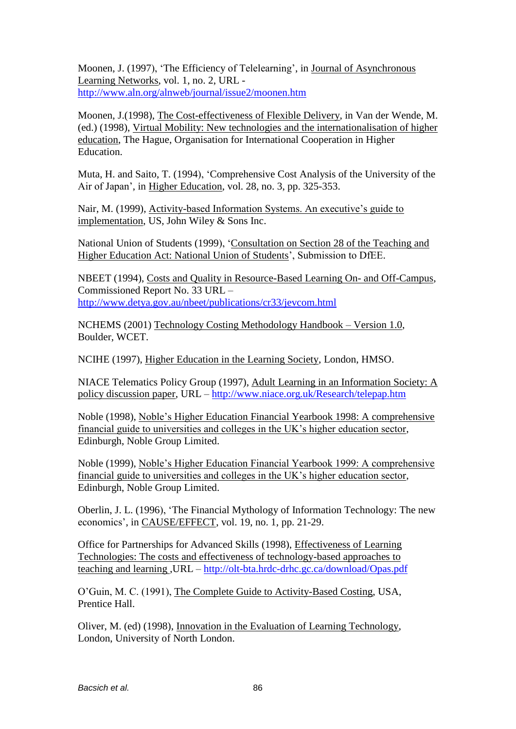Moonen, J. (1997), 'The Efficiency of Telelearning', in Journal of Asynchronous Learning Networks, vol. 1, no. 2, URL - http://www.aln.org/alnweb/journal/issue2/moonen.htm

Moonen, J.(1998), The Cost-effectiveness of Flexible Delivery, in Van der Wende, M. (ed.) (1998), Virtual Mobility: New technologies and the internationalisation of higher education, The Hague, Organisation for International Cooperation in Higher Education.

Muta, H. and Saito, T. (1994), 'Comprehensive Cost Analysis of the University of the Air of Japan', in Higher Education, vol. 28, no. 3, pp. 325-353.

Nair, M. (1999), Activity-based Information Systems. An executive's guide to implementation, US, John Wiley & Sons Inc.

National Union of Students (1999), 'Consultation on Section 28 of the Teaching and Higher Education Act: National Union of Students', Submission to DfEE.

NBEET (1994), Costs and Quality in Resource-Based Learning On- and Off-Campus, Commissioned Report No. 33 URL – http://www.detya.gov.au/nbeet/publications/cr33/jevcom.html

NCHEMS (2001) Technology Costing Methodology Handbook – Version 1.0, Boulder, WCET.

NCIHE (1997), Higher Education in the Learning Society, London, HMSO.

NIACE Telematics Policy Group (1997), Adult Learning in an Information Society: A policy discussion paper, URL – http://www.niace.org.uk/Research/telepap.htm

Noble (1998), Noble's Higher Education Financial Yearbook 1998: A comprehensive financial guide to universities and colleges in the UK's higher education sector, Edinburgh, Noble Group Limited.

Noble (1999), Noble's Higher Education Financial Yearbook 1999: A comprehensive financial guide to universities and colleges in the UK's higher education sector, Edinburgh, Noble Group Limited.

Oberlin, J. L. (1996), 'The Financial Mythology of Information Technology: The new economics', in CAUSE/EFFECT, vol. 19, no. 1, pp. 21-29.

Office for Partnerships for Advanced Skills (1998), Effectiveness of Learning Technologies: The costs and effectiveness of technology-based approaches to teaching and learning ,URL – http://olt-bta.hrdc-drhc.gc.ca/download/Opas.pdf

O'Guin, M. C. (1991), The Complete Guide to Activity-Based Costing, USA, Prentice Hall.

Oliver, M. (ed) (1998), Innovation in the Evaluation of Learning Technology, London, University of North London.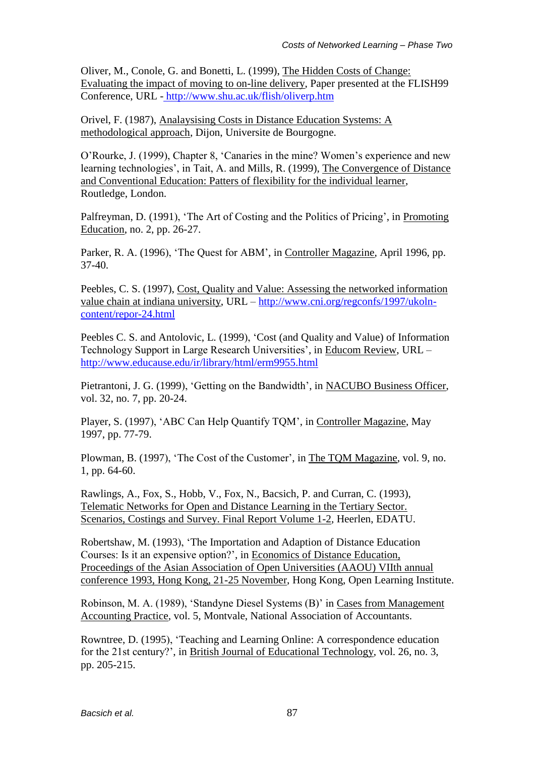Oliver, M., Conole, G. and Bonetti, L. (1999), The Hidden Costs of Change: Evaluating the impact of moving to on-line delivery, Paper presented at the FLISH99 Conference, URL - http://www.shu.ac.uk/flish/oliverp.htm

Orivel, F. (1987), Analaysising Costs in Distance Education Systems: A methodological approach, Dijon, Universite de Bourgogne.

O'Rourke, J. (1999), Chapter 8, 'Canaries in the mine? Women's experience and new learning technologies', in Tait, A. and Mills, R. (1999), The Convergence of Distance and Conventional Education: Patters of flexibility for the individual learner, Routledge, London.

Palfreyman, D. (1991), 'The Art of Costing and the Politics of Pricing', in Promoting Education, no. 2, pp. 26-27.

Parker, R. A. (1996), 'The Quest for ABM', in Controller Magazine, April 1996, pp. 37-40.

Peebles, C. S. (1997), Cost, Quality and Value: Assessing the networked information value chain at indiana university, URL – http://www.cni.org/regconfs/1997/ukoln-content/repor-24.html

Peebles C. S. and Antolovic, L. (1999), 'Cost (and Quality and Value) of Information Technology Support in Large Research Universities', in Educom Review, URL – http://www.educause.edu/ir/library/html/erm9955.html

Pietrantoni, J. G. (1999), 'Getting on the Bandwidth', in NACUBO Business Officer, vol. 32, no. 7, pp. 20-24.

Player, S. (1997), 'ABC Can Help Quantify TQM', in Controller Magazine, May 1997, pp. 77-79.

Plowman, B. (1997), 'The Cost of the Customer', in The TQM Magazine, vol. 9, no. 1, pp. 64-60.

Rawlings, A., Fox, S., Hobb, V., Fox, N., Bacsich, P. and Curran, C. (1993), Telematic Networks for Open and Distance Learning in the Tertiary Sector. Scenarios, Costings and Survey. Final Report Volume 1-2, Heerlen, EDATU.

Robertshaw, M. (1993), 'The Importation and Adaption of Distance Education Courses: Is it an expensive option?', in Economics of Distance Education, Proceedings of the Asian Association of Open Universities (AAOU) VIIth annual conference 1993, Hong Kong, 21-25 November, Hong Kong, Open Learning Institute.

Robinson, M. A. (1989), 'Standyne Diesel Systems (B)' in Cases from Management Accounting Practice, vol. 5, Montvale, National Association of Accountants.

Rowntree, D. (1995), 'Teaching and Learning Online: A correspondence education for the 21st century?', in British Journal of Educational Technology, vol. 26, no. 3, pp. 205-215.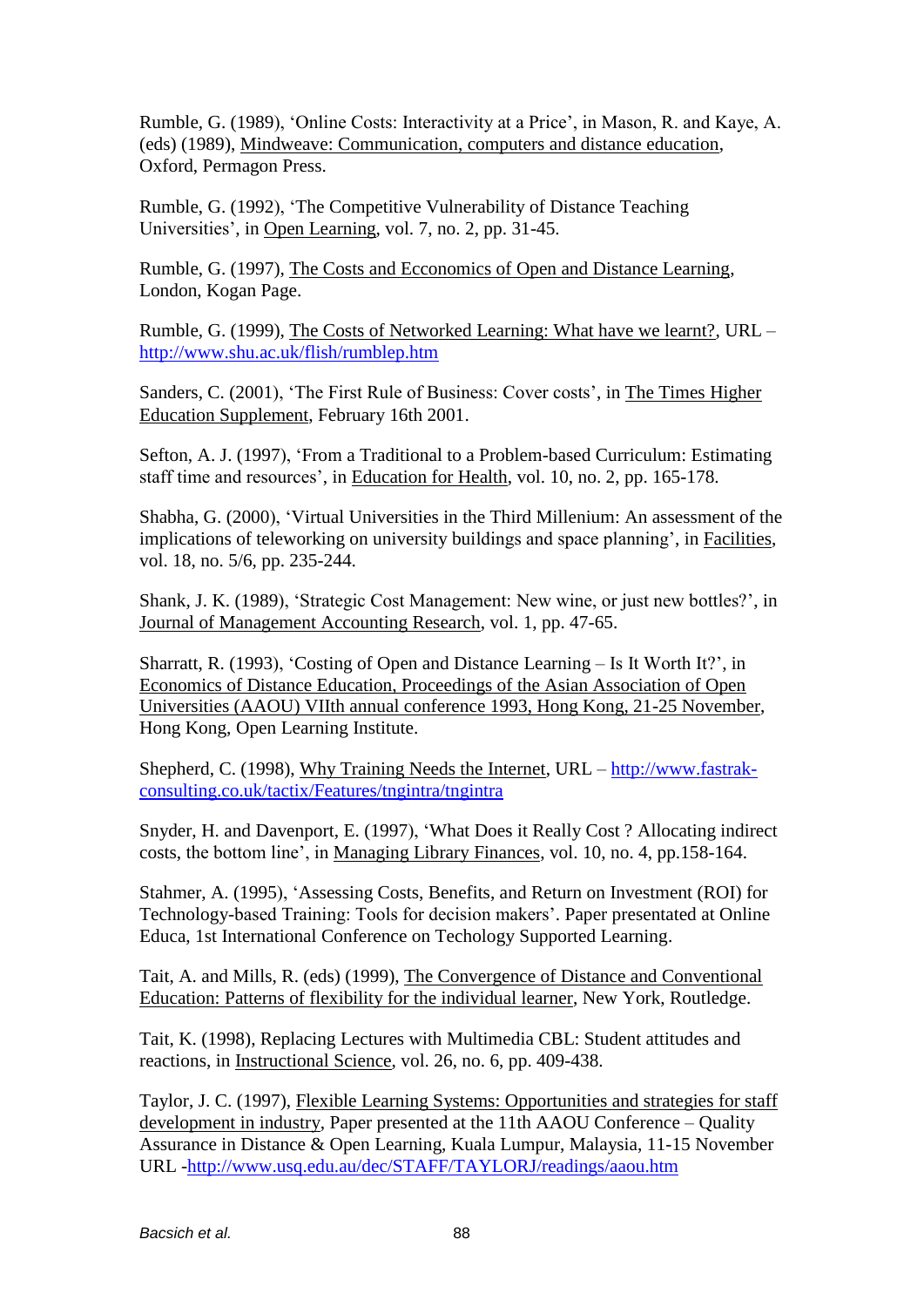Rumble, G. (1989), 'Online Costs: Interactivity at a Price', in Mason, R. and Kaye, A. (eds) (1989), Mindweave: Communication, computers and distance education, Oxford, Permagon Press.

Rumble, G. (1992), 'The Competitive Vulnerability of Distance Teaching Universities', in Open Learning, vol. 7, no. 2, pp. 31-45.

Rumble, G. (1997), The Costs and Ecconomics of Open and Distance Learning, London, Kogan Page.

Rumble, G. (1999), The Costs of Networked Learning: What have we learnt?, URL – http://www.shu.ac.uk/flish/rumblep.htm

Sanders, C. (2001), 'The First Rule of Business: Cover costs', in The Times Higher Education Supplement, February 16th 2001.

Sefton, A. J. (1997), 'From a Traditional to a Problem-based Curriculum: Estimating staff time and resources', in Education for Health, vol. 10, no. 2, pp. 165-178.

Shabha, G. (2000), 'Virtual Universities in the Third Millenium: An assessment of the implications of teleworking on university buildings and space planning', in Facilities, vol. 18, no. 5/6, pp. 235-244.

Shank, J. K. (1989), 'Strategic Cost Management: New wine, or just new bottles?', in Journal of Management Accounting Research, vol. 1, pp. 47-65.

Sharratt, R. (1993), 'Costing of Open and Distance Learning – Is It Worth It?', in Economics of Distance Education, Proceedings of the Asian Association of Open Universities (AAOU) VIIth annual conference 1993, Hong Kong, 21-25 November, Hong Kong, Open Learning Institute.

Shepherd, C. (1998), Why Training Needs the Internet, URL – http://www.fastrak-consulting.co.uk/tactix/Features/tngintra/tngintra

Snyder, H. and Davenport, E. (1997), 'What Does it Really Cost ? Allocating indirect costs, the bottom line', in Managing Library Finances, vol. 10, no. 4, pp.158-164.

Stahmer, A. (1995), 'Assessing Costs, Benefits, and Return on Investment (ROI) for Technology-based Training: Tools for decision makers'. Paper presented at Online Educa, 1st International Conference on Techology Supported Learning.

Tait, A. and Mills, R. (eds) (1999), The Convergence of Distance and Conventional Education: Patterns of flexibility for the individual learner, New York, Routledge.

Tait, K. (1998), Replacing Lectures with Multimedia CBL: Student attitudes and reactions, in Instructional Science, vol. 26, no. 6, pp. 409-438.

Taylor, J. C. (1997), Flexible Learning Systems: Opportunities and strategies for staff development in industry, Paper presented at the 11th AAOU Conference – Quality Assurance in Distance & Open Learning, Kuala Lumpur, Malaysia, 11-15 November URL -http://www.usq.edu.au/dec/STAFF/TAYLORJ/readings/aaou.htm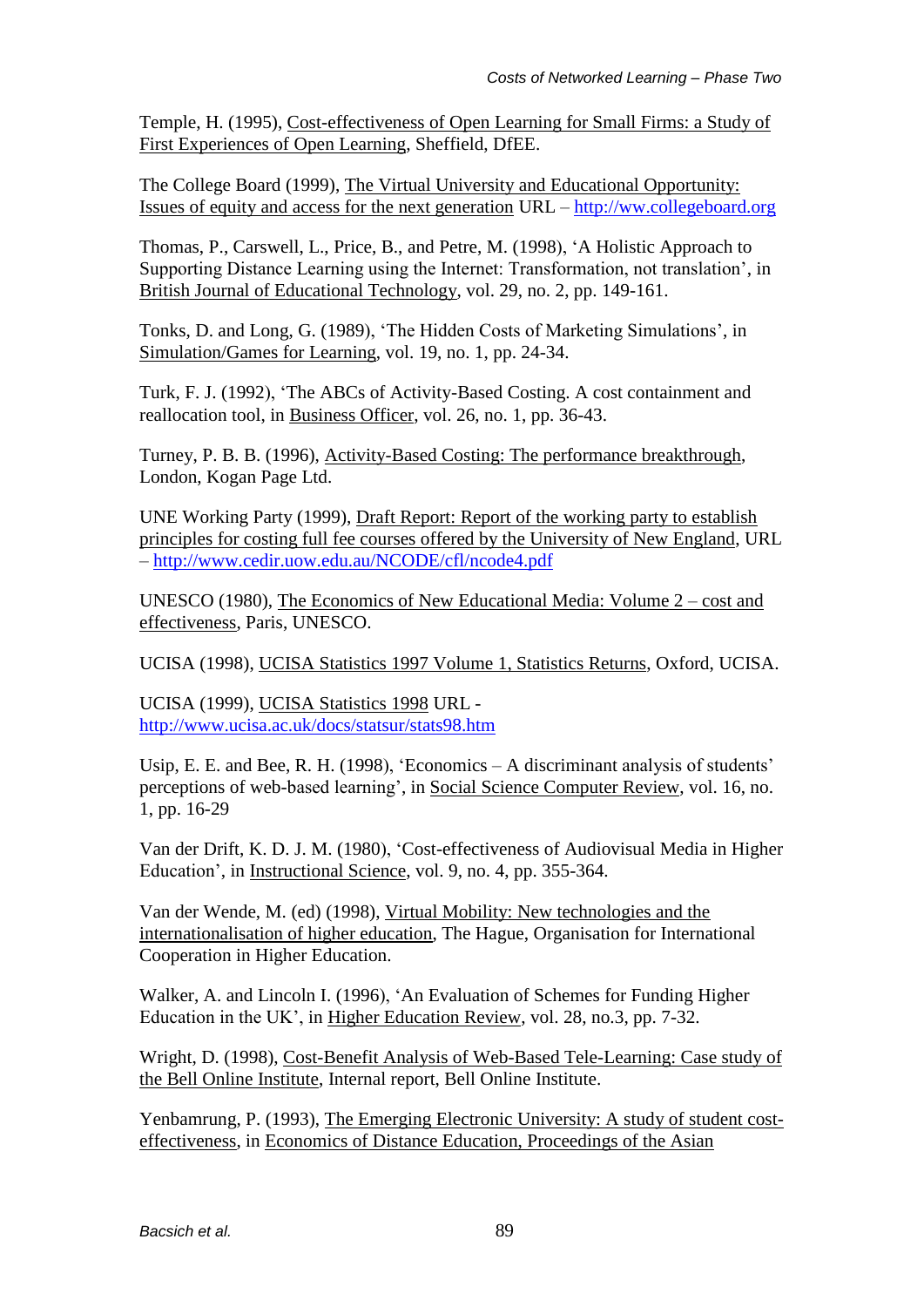Temple, H. (1995), Cost-effectiveness of Open Learning for Small Firms: a Study of First Experiences of Open Learning, Sheffield, DfEE.

The College Board (1999), The Virtual University and Educational Opportunity: Issues of equity and access for the next generation URL – http://ww.collegeboard.org

Thomas, P., Carswell, L., Price, B., and Petre, M. (1998), 'A Holistic Approach to Supporting Distance Learning using the Internet: Transformation, not translation', in British Journal of Educational Technology, vol. 29, no. 2, pp. 149-161.

Tonks, D. and Long, G. (1989), 'The Hidden Costs of Marketing Simulations', in Simulation/Games for Learning, vol. 19, no. 1, pp. 24-34.

Turk, F. J. (1992), 'The ABCs of Activity-Based Costing. A cost containment and reallocation tool, in Business Officer, vol. 26, no. 1, pp. 36-43.

Turney, P. B. B. (1996), Activity-Based Costing: The performance breakthrough, London, Kogan Page Ltd.

UNE Working Party (1999), Draft Report: Report of the working party to establish principles for costing full fee courses offered by the University of New England, URL – http://www.cedir.uow.edu.au/NCODE/cfl/ncode4.pdf

UNESCO (1980), The Economics of New Educational Media: Volume 2 – cost and effectiveness, Paris, UNESCO.

UCISA (1998), UCISA Statistics 1997 Volume 1, Statistics Returns, Oxford, UCISA.

UCISA (1999), UCISA Statistics 1998 URL - http://www.ucisa.ac.uk/docs/statsur/stats98.htm

Usip, E. E. and Bee, R. H. (1998), 'Economics – A discriminant analysis of students' perceptions of web-based learning', in Social Science Computer Review, vol. 16, no. 1, pp. 16-29

Van der Drift, K. D. J. M. (1980), 'Cost-effectiveness of Audiovisual Media in Higher Education', in Instructional Science, vol. 9, no. 4, pp. 355-364.

Van der Wende, M. (ed) (1998), Virtual Mobility: New technologies and the internationalisation of higher education, The Hague, Organisation for International Cooperation in Higher Education.

Walker, A. and Lincoln I. (1996), 'An Evaluation of Schemes for Funding Higher Education in the UK', in Higher Education Review, vol. 28, no.3, pp. 7-32.

Wright, D. (1998), Cost-Benefit Analysis of Web-Based Tele-Learning: Case study of the Bell Online Institute, Internal report, Bell Online Institute.

Yenbamrung, P. (1993), The Emerging Electronic University: A study of student cost-effectiveness, in Economics of Distance Education, Proceedings of the Asian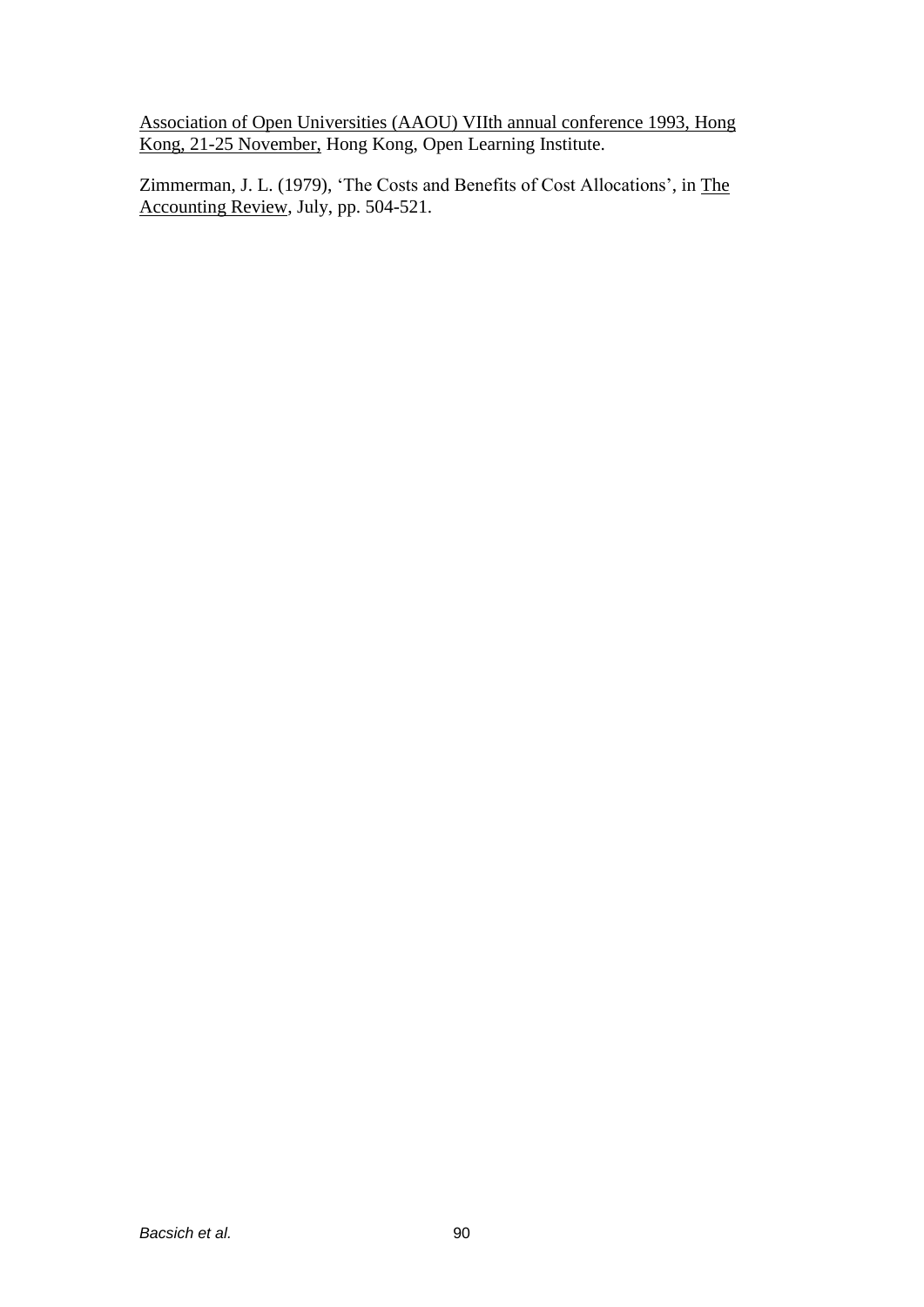Association of Open Universities (AAOU) VIIth annual conference 1993, Hong Kong, 21-25 November, Hong Kong, Open Learning Institute.

Zimmerman, J. L. (1979), 'The Costs and Benefits of Cost Allocations', in The Accounting Review, July, pp. 504-521.